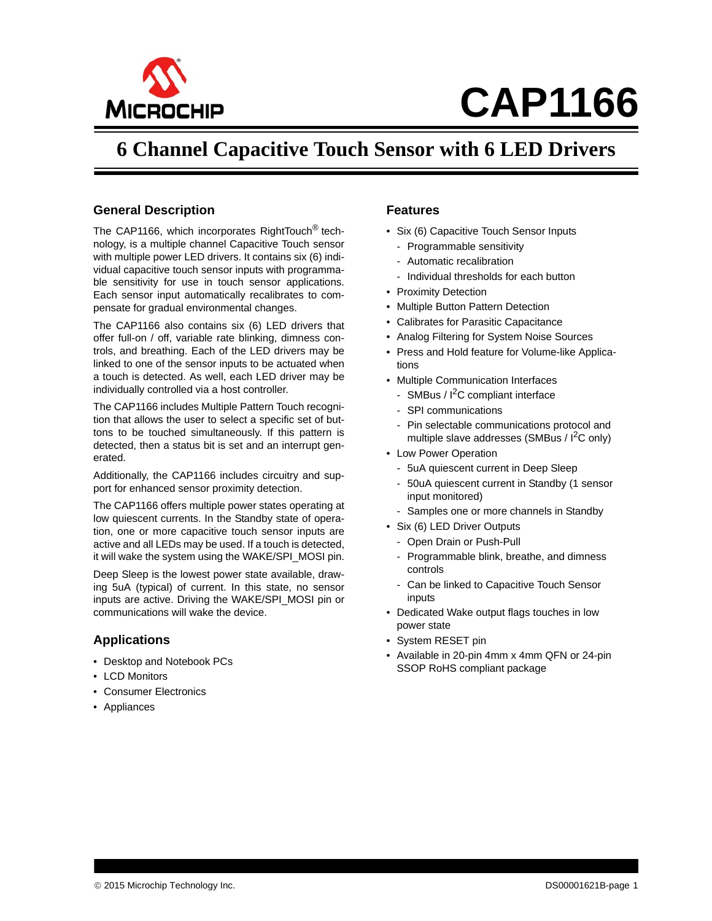# CAP1166

## 6 Channel Capacitive Touch Sensor with 6 LED Drivers

### General Description

The CAP1166, which incorporates RightTouch® technology, is a multiple channel Capacitive Touch sensor with multiple power LED drivers. It contains six (6) individual capacitive touch sensor inputs with programmable sensitivity for use in touch sensor applications. Each sensor input automatically recalibrates to compensate for gradual environmental changes.

The CAP1166 also contains six (6) LED drivers that offer full-on / off, variable rate blinking, dimness controls, and breathing. Each of the LED drivers may be linked to one of the sensor inputs to be actuated when a touch is detected. As well, each LED driver may be individually controlled via a host controller.

The CAP1166 includes Multiple Pattern Touch recognition that allows the user to select a specific set of buttons to be touched simultaneously. If this pattern is detected, then a status bit is set and an interrupt generated.

Additionally, the CAP1166 includes circuitry and support for enhanced sensor proximity detection.

The CAP1166 offers multiple power states operating at low quiescent currents. In the Standby state of operation, one or more capacitive touch sensor inputs are active and all LEDs may be used. If a touch is detected, it will wake the system using the WAKE/SPI_MOSI pin.

Deep Sleep is the lowest power state available, drawing 5uA (typical) of current. In this state, no sensor inputs are active. Driving the WAKE/SPI_MOSI pin or communications will wake the device.

### Applications

- Desktop and Notebook PCs
- LCD Monitors
- Consumer Electronics
- Appliances

### Features

- Six (6) Capacitive Touch Sensor Inputs
  - Programmable sensitivity
  - Automatic recalibration
  - Individual thresholds for each button
- Proximity Detection
- Multiple Button Pattern Detection
- Calibrates for Parasitic Capacitance
- Analog Filtering for System Noise Sources
- Press and Hold feature for Volume-like Applications
- Multiple Communication Interfaces
  - SMBus / I$^2$C compliant interface
  - SPI communications
  - Pin selectable communications protocol and multiple slave addresses (SMBus / I$^2$C only)
- Low Power Operation
  - 5uA quiescent current in Deep Sleep
  - 50uA quiescent current in Standby (1 sensor input monitored)
  - Samples one or more channels in Standby
- Six (6) LED Driver Outputs
  - Open Drain or Push-Pull
  - Programmable blink, breathe, and dimness controls
  - Can be linked to Capacitive Touch Sensor inputs
- Dedicated Wake output flags touches in low power state
- System RESET pin
- Available in 20-pin 4mm x 4mm QFN or 24-pin SSOP RoHS compliant package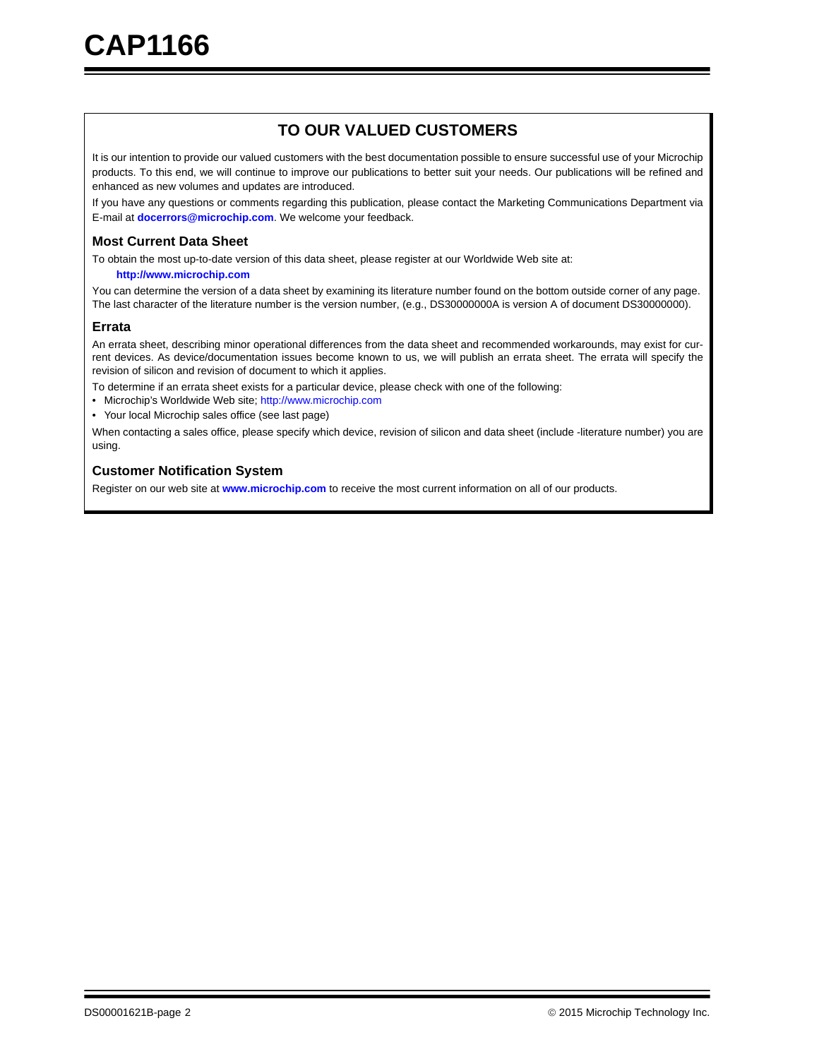## TO OUR VALUED CUSTOMERS

It is our intention to provide our valued customers with the best documentation possible to ensure successful use of your Microchip products. To this end, we will continue to improve our publications to better suit your needs. Our publications will be refined and enhanced as new volumes and updates are introduced.

If you have any questions or comments regarding this publication, please contact the Marketing Communications Department via E-mail at **docerrors@microchip.com**. We welcome your feedback.

### Most Current Data Sheet

To obtain the most up-to-date version of this data sheet, please register at our Worldwide Web site at:

**http://www.microchip.com**

You can determine the version of a data sheet by examining its literature number found on the bottom outside corner of any page. The last character of the literature number is the version number, (e.g., DS30000000A is version A of document DS30000000).

### Errata

An errata sheet, describing minor operational differences from the data sheet and recommended workarounds, may exist for current devices. As device/documentation issues become known to us, we will publish an errata sheet. The errata will specify the revision of silicon and revision of document to which it applies.

To determine if an errata sheet exists for a particular device, please check with one of the following:

- Microchip's Worldwide Web site; http://www.microchip.com
- Your local Microchip sales office (see last page)

When contacting a sales office, please specify which device, revision of silicon and data sheet (include -literature number) you are using.

### Customer Notification System

Register on our web site at **www.microchip.com** to receive the most current information on all of our products.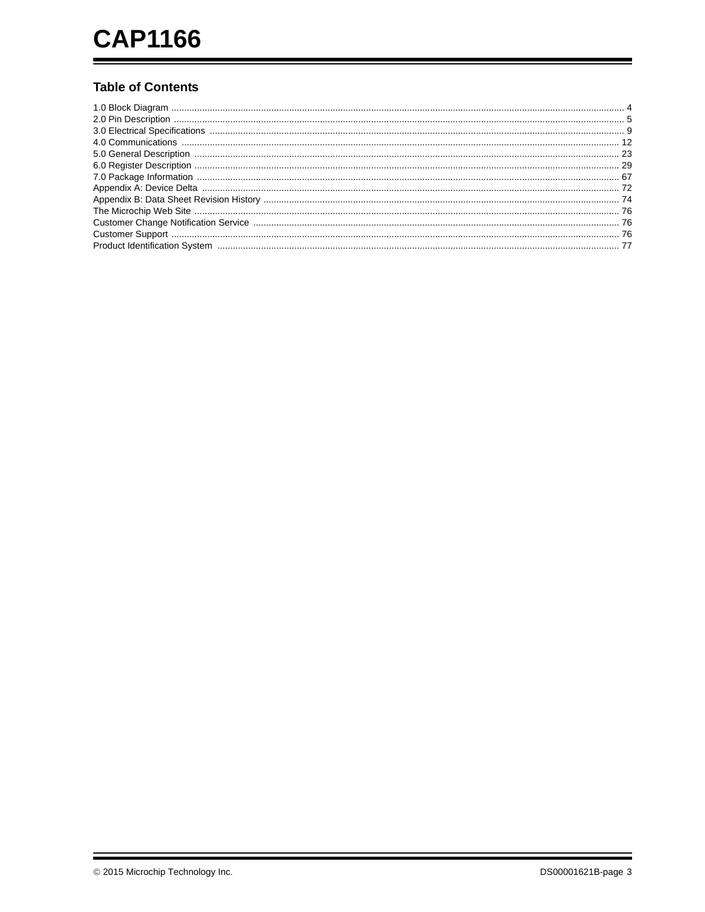## Table of Contents

1.0 Block Diagram ........................................................................................................................................................................... 4
2.0 Pin Description ........................................................................................................................................................................... 5
3.0 Electrical Specifications ............................................................................................................................................................. 9
4.0 Communications ....................................................................................................................................................................... 12
5.0 General Description .................................................................................................................................................................. 23
6.0 Register Description .................................................................................................................................................................. 29
7.0 Package Information ................................................................................................................................................................. 67
Appendix A: Device Delta ............................................................................................................................................................... 72
Appendix B: Data Sheet Revision History ........................................................................................................................................ 74
The Microchip Web Site .................................................................................................................................................................. 76
Customer Change Notification Service ........................................................................................................................................... 76
Customer Support ........................................................................................................................................................................... 76
Product Identification System ......................................................................................................................................................... 77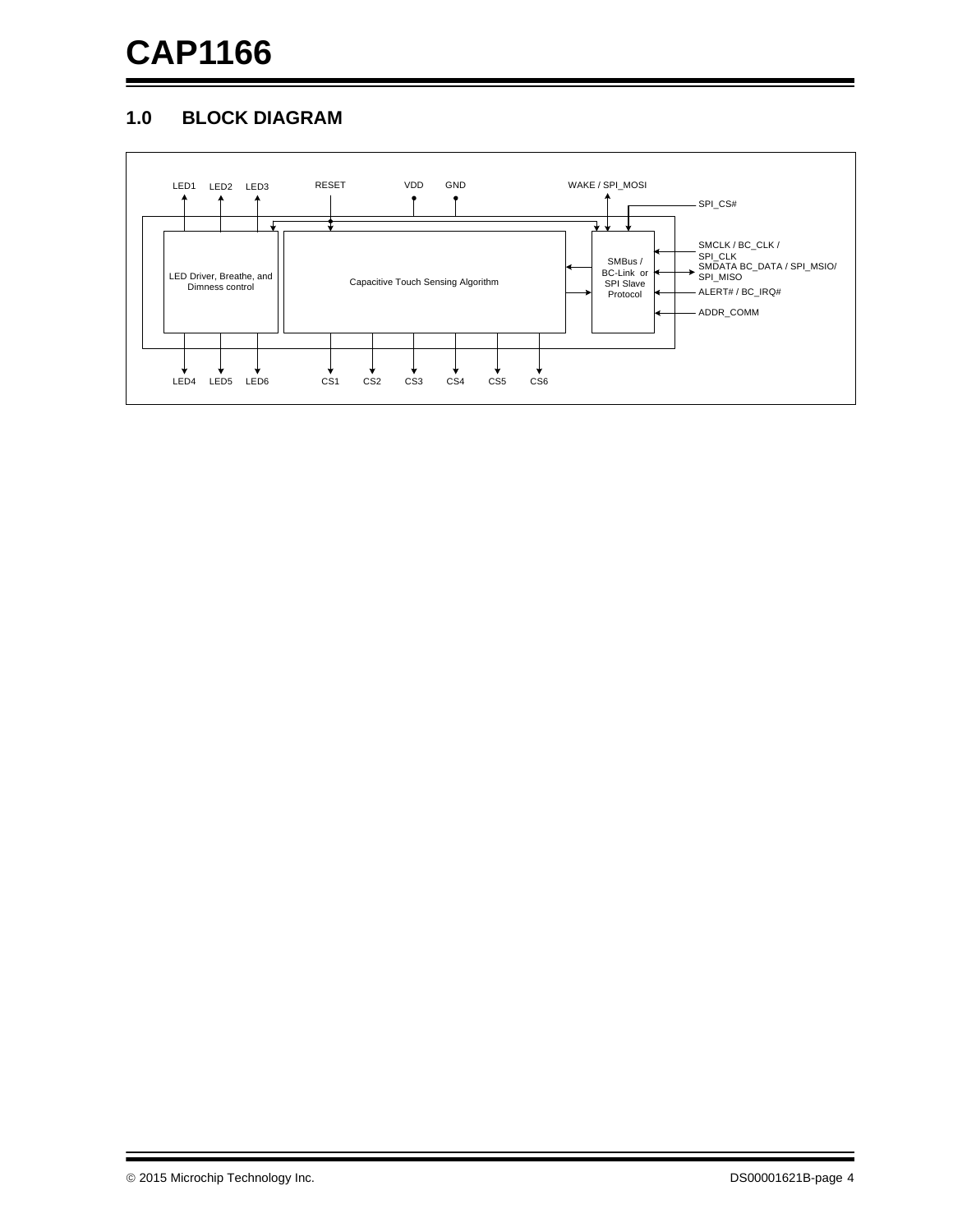## 1.0 BLOCK DIAGRAM

LED1 LED2 LED3 RESET VDD GND WAKE / SPI_MOSI

SPI_CS#

LED Driver, Breathe, and Dimness control

Capacitive Touch Sensing Algorithm

SMBus / BC-Link or SPI Slave Protocol

SMCLK / BC_CLK / SPI_CLK

SMDATA BC_DATA / SPI_MSIO/ SPI_MISO

ALERT# / BC_IRQ#

ADDR_COMM

LED4 LED5 LED6 CS1 CS2 CS3 CS4 CS5 CS6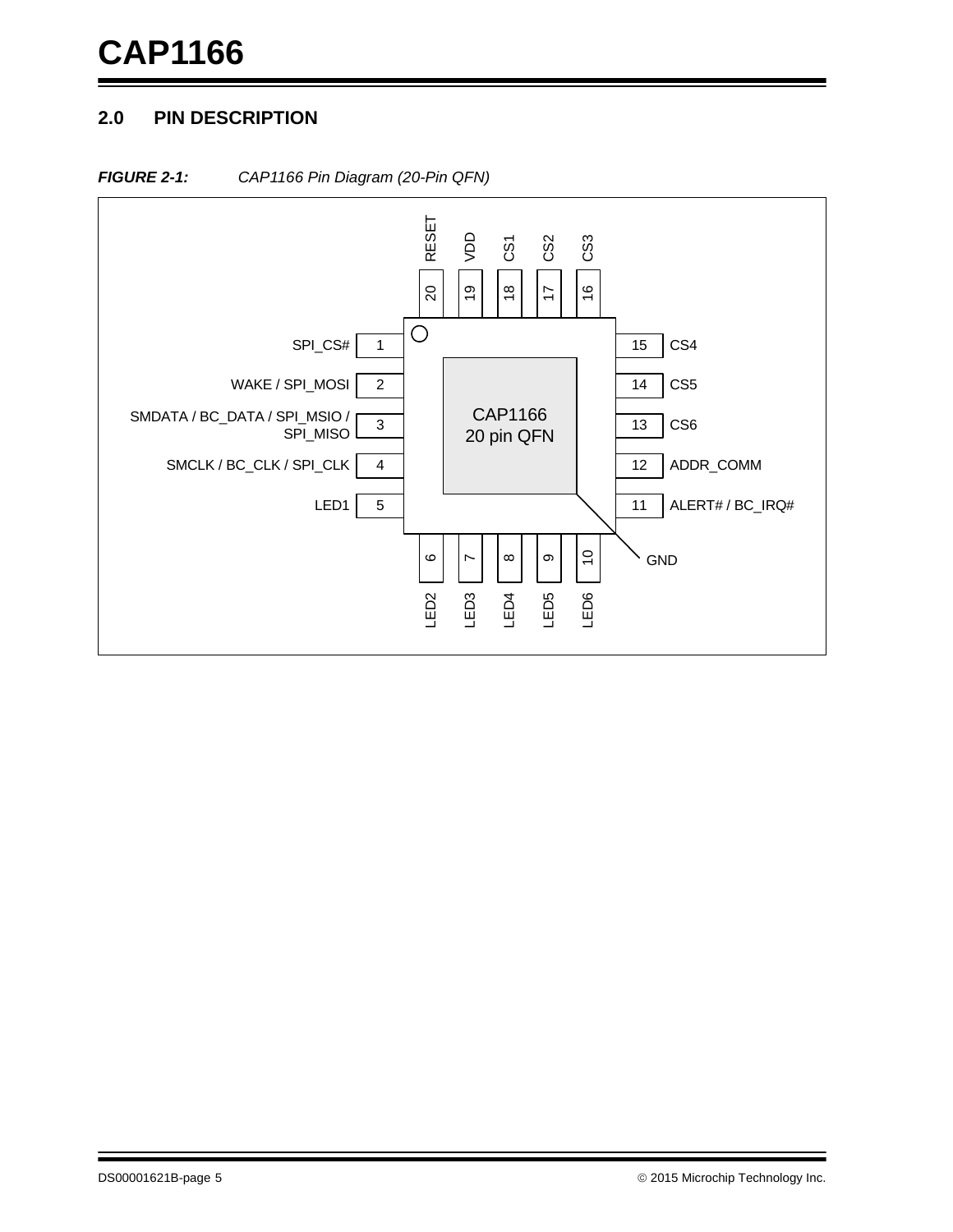## 2.0 PIN DESCRIPTION

*FIGURE 2-1: CAP1166 Pin Diagram (20-Pin QFN)*

| Pin | Name |
|---|---|
| 1 | SPI_CS# |
| 2 | WAKE / SPI_MOSI |
| 3 | SMDATA / BC_DATA / SPI_MSIO / SPI_MISO |
| 4 | SMCLK / BC_CLK / SPI_CLK |
| 5 | LED1 |
| 6 | LED2 |
| 7 | LED3 |
| 8 | LED4 |
| 9 | LED5 |
| 10 | LED6 |
| 11 | ALERT# / BC_IRQ# |
| 12 | ADDR_COMM |
| 13 | CS6 |
| 14 | CS5 |
| 15 | CS4 |
| 16 | CS3 |
| 17 | CS2 |
| 18 | CS1 |
| 19 | VDD |
| 20 | RESET |
| Exposed pad | GND |

CAP1166
20 pin QFN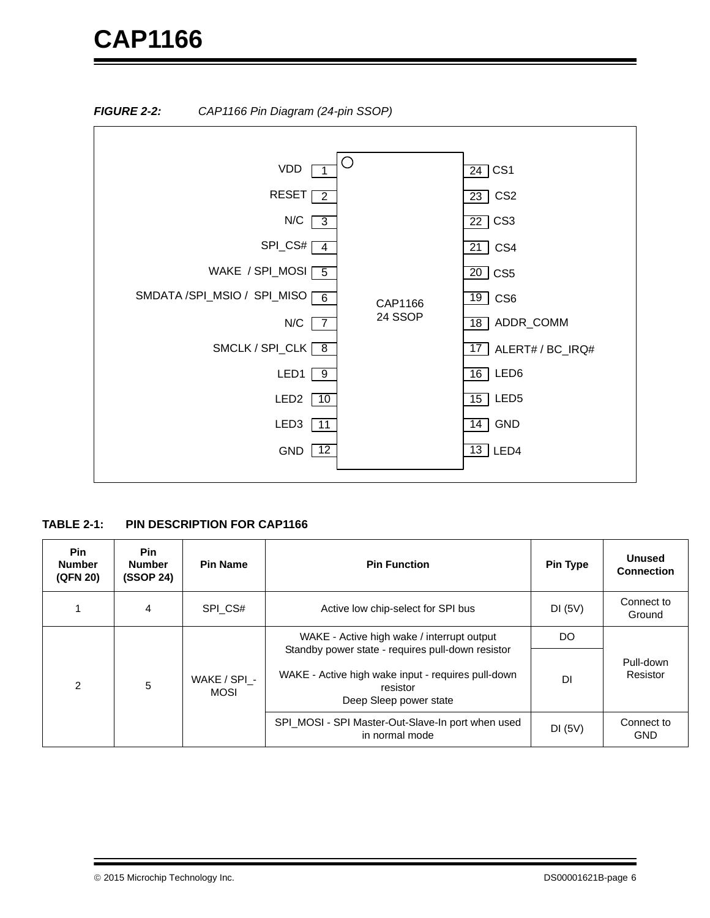**FIGURE 2-2:** *CAP1166 Pin Diagram (24-pin SSOP)*

| Pin Name | Pin | | Pin | Pin Name |
|---|---|---|---|---|
| VDD | 1 | CAP1166 24 SSOP | 24 | CS1 |
| RESET | 2 | | 23 | CS2 |
| N/C | 3 | | 22 | CS3 |
| SPI_CS# | 4 | | 21 | CS4 |
| WAKE / SPI_MOSI | 5 | | 20 | CS5 |
| SMDATA /SPI_MSIO / SPI_MISO | 6 | | 19 | CS6 |
| N/C | 7 | | 18 | ADDR_COMM |
| SMCLK / SPI_CLK | 8 | | 17 | ALERT# / BC_IRQ# |
| LED1 | 9 | | 16 | LED6 |
| LED2 | 10 | | 15 | LED5 |
| LED3 | 11 | | 14 | GND |
| GND | 12 | | 13 | LED4 |

**TABLE 2-1: PIN DESCRIPTION FOR CAP1166**

| Pin Number (QFN 20) | Pin Number (SSOP 24) | Pin Name | Pin Function | Pin Type | Unused Connection |
|---|---|---|---|---|---|
| 1 | 4 | SPI_CS# | Active low chip-select for SPI bus | DI (5V) | Connect to Ground |
| 2 | 5 | WAKE / SPI_-MOSI | WAKE - Active high wake / interrupt output<br>Standby power state - requires pull-down resistor | DO | Pull-down Resistor |
| | | | WAKE - Active high wake input - requires pull-down resistor<br>Deep Sleep power state | DI | |
| | | | SPI_MOSI - SPI Master-Out-Slave-In port when used in normal mode | DI (5V) | Connect to GND |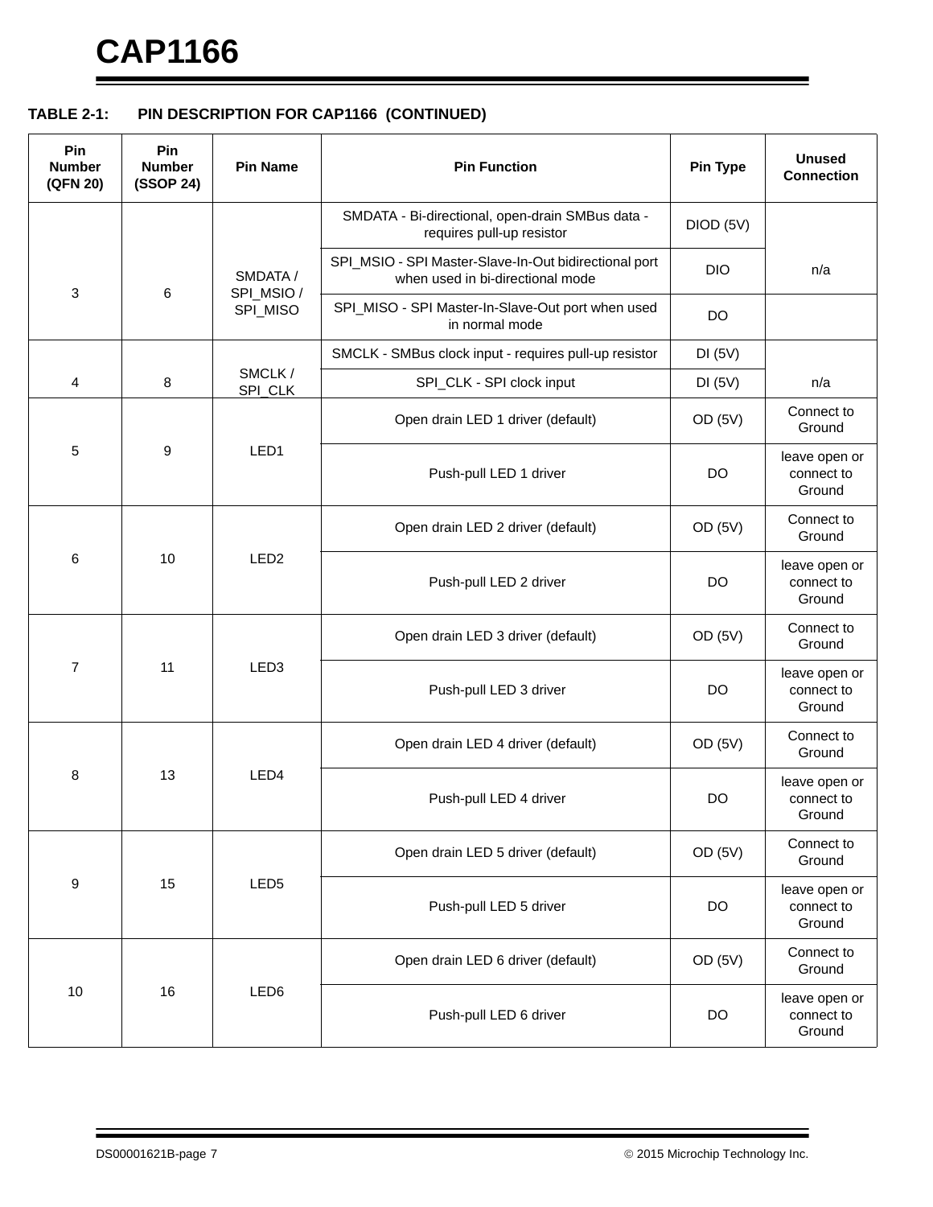**TABLE 2-1: PIN DESCRIPTION FOR CAP1166 (CONTINUED)**

| Pin Number (QFN 20) | Pin Number (SSOP 24) | Pin Name | Pin Function | Pin Type | Unused Connection |
|---|---|---|---|---|---|
| 3 | 6 | SMDATA / SPI_MSIO / SPI_MISO | SMDATA - Bi-directional, open-drain SMBus data - requires pull-up resistor | DIOD (5V) | n/a |
| | | | SPI_MSIO - SPI Master-Slave-In-Out bidirectional port when used in bi-directional mode | DIO | |
| | | | SPI_MISO - SPI Master-In-Slave-Out port when used in normal mode | DO | |
| 4 | 8 | SMCLK / SPI_CLK | SMCLK - SMBus clock input - requires pull-up resistor | DI (5V) | n/a |
| | | | SPI_CLK - SPI clock input | DI (5V) | |
| 5 | 9 | LED1 | Open drain LED 1 driver (default) | OD (5V) | Connect to Ground |
| | | | Push-pull LED 1 driver | DO | leave open or connect to Ground |
| 6 | 10 | LED2 | Open drain LED 2 driver (default) | OD (5V) | Connect to Ground |
| | | | Push-pull LED 2 driver | DO | leave open or connect to Ground |
| 7 | 11 | LED3 | Open drain LED 3 driver (default) | OD (5V) | Connect to Ground |
| | | | Push-pull LED 3 driver | DO | leave open or connect to Ground |
| 8 | 13 | LED4 | Open drain LED 4 driver (default) | OD (5V) | Connect to Ground |
| | | | Push-pull LED 4 driver | DO | leave open or connect to Ground |
| 9 | 15 | LED5 | Open drain LED 5 driver (default) | OD (5V) | Connect to Ground |
| | | | Push-pull LED 5 driver | DO | leave open or connect to Ground |
| 10 | 16 | LED6 | Open drain LED 6 driver (default) | OD (5V) | Connect to Ground |
| | | | Push-pull LED 6 driver | DO | leave open or connect to Ground |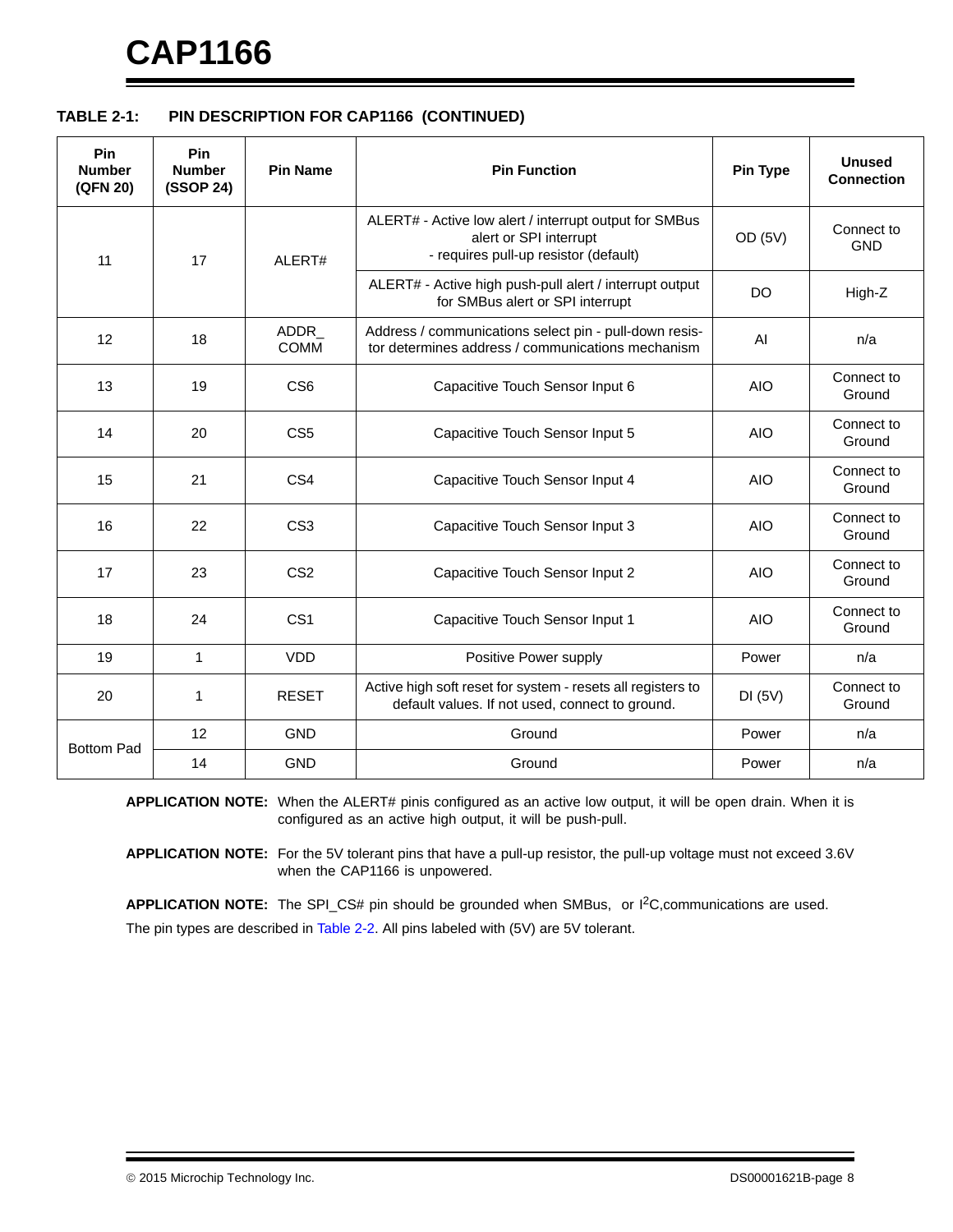**TABLE 2-1: PIN DESCRIPTION FOR CAP1166 (CONTINUED)**

| Pin Number (QFN 20) | Pin Number (SSOP 24) | Pin Name | Pin Function | Pin Type | Unused Connection |
|---|---|---|---|---|---|
| 11 | 17 | ALERT# | ALERT# - Active low alert / interrupt output for SMBus alert or SPI interrupt - requires pull-up resistor (default) | OD (5V) | Connect to GND |
| | | | ALERT# - Active high push-pull alert / interrupt output for SMBus alert or SPI interrupt | DO | High-Z |
| 12 | 18 | ADDR_ COMM | Address / communications select pin - pull-down resistor determines address / communications mechanism | AI | n/a |
| 13 | 19 | CS6 | Capacitive Touch Sensor Input 6 | AIO | Connect to Ground |
| 14 | 20 | CS5 | Capacitive Touch Sensor Input 5 | AIO | Connect to Ground |
| 15 | 21 | CS4 | Capacitive Touch Sensor Input 4 | AIO | Connect to Ground |
| 16 | 22 | CS3 | Capacitive Touch Sensor Input 3 | AIO | Connect to Ground |
| 17 | 23 | CS2 | Capacitive Touch Sensor Input 2 | AIO | Connect to Ground |
| 18 | 24 | CS1 | Capacitive Touch Sensor Input 1 | AIO | Connect to Ground |
| 19 | 1 | VDD | Positive Power supply | Power | n/a |
| 20 | 1 | RESET | Active high soft reset for system - resets all registers to default values. If not used, connect to ground. | DI (5V) | Connect to Ground |
| Bottom Pad | 12 | GND | Ground | Power | n/a |
| | 14 | GND | Ground | Power | n/a |

**APPLICATION NOTE:** When the ALERT# pinis configured as an active low output, it will be open drain. When it is configured as an active high output, it will be push-pull.

**APPLICATION NOTE:** For the 5V tolerant pins that have a pull-up resistor, the pull-up voltage must not exceed 3.6V when the CAP1166 is unpowered.

**APPLICATION NOTE:** The SPI_CS# pin should be grounded when SMBus, or $I^2C$,communications are used.

The pin types are described in Table 2-2. All pins labeled with (5V) are 5V tolerant.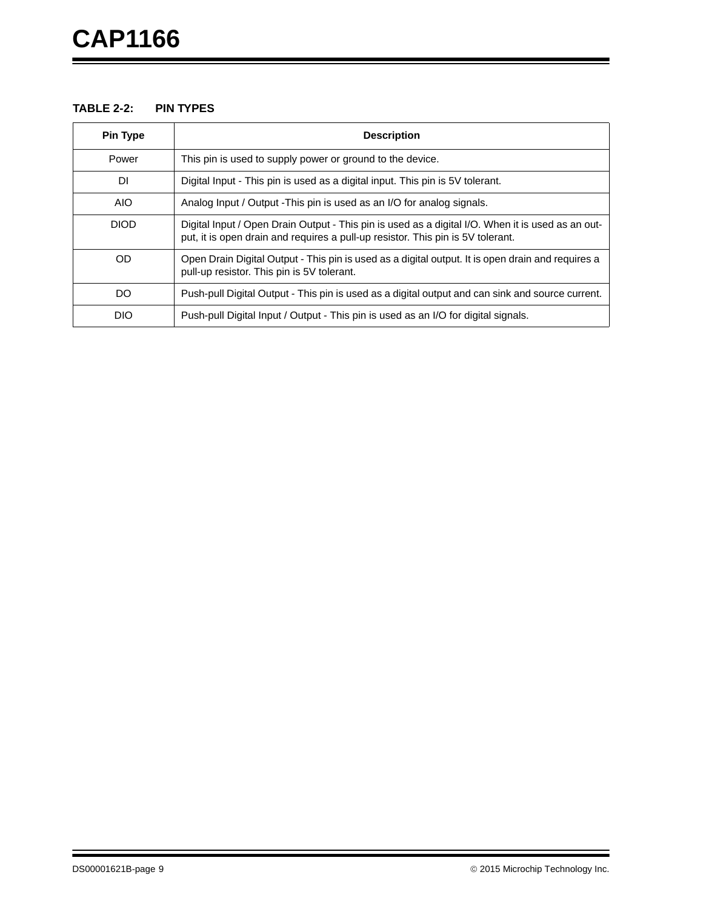**TABLE 2-2: PIN TYPES**

| Pin Type | Description |
|---|---|
| Power | This pin is used to supply power or ground to the device. |
| DI | Digital Input - This pin is used as a digital input. This pin is 5V tolerant. |
| AIO | Analog Input / Output -This pin is used as an I/O for analog signals. |
| DIOD | Digital Input / Open Drain Output - This pin is used as a digital I/O. When it is used as an output, it is open drain and requires a pull-up resistor. This pin is 5V tolerant. |
| OD | Open Drain Digital Output - This pin is used as a digital output. It is open drain and requires a pull-up resistor. This pin is 5V tolerant. |
| DO | Push-pull Digital Output - This pin is used as a digital output and can sink and source current. |
| DIO | Push-pull Digital Input / Output - This pin is used as an I/O for digital signals. |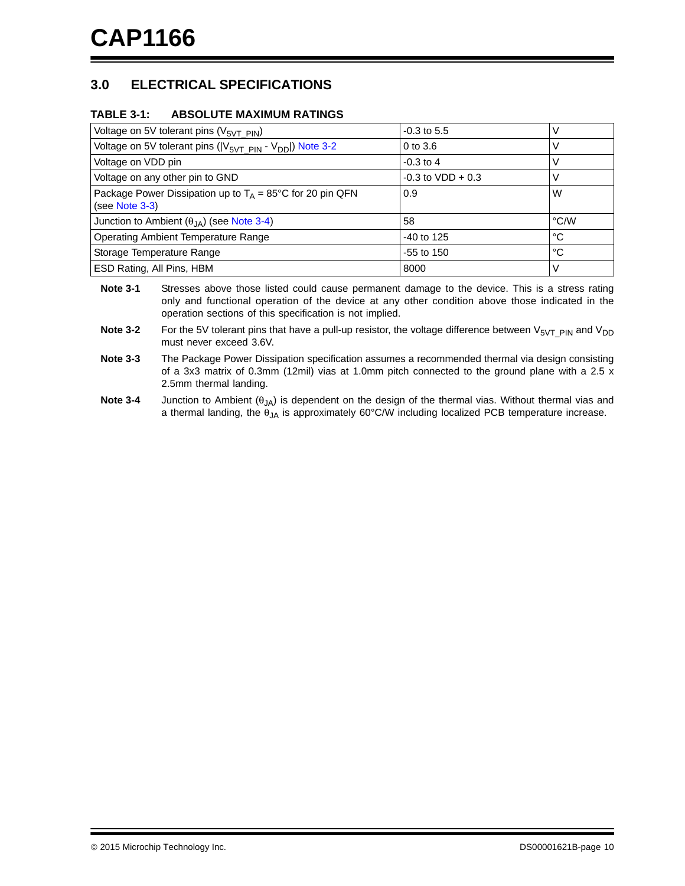## 3.0 ELECTRICAL SPECIFICATIONS

**TABLE 3-1: ABSOLUTE MAXIMUM RATINGS**

| | | |
|---|---|---|
| Voltage on 5V tolerant pins ($V_{5VT\_PIN}$) | -0.3 to 5.5 | V |
| Voltage on 5V tolerant pins ($\|V_{5VT\_PIN} - V_{DD}\|$) Note 3-2 | 0 to 3.6 | V |
| Voltage on VDD pin | -0.3 to 4 | V |
| Voltage on any other pin to GND | -0.3 to VDD + 0.3 | V |
| Package Power Dissipation up to $T_A$ = 85°C for 20 pin QFN (see Note 3-3) | 0.9 | W |
| Junction to Ambient ($\theta_{JA}$) (see Note 3-4) | 58 | °C/W |
| Operating Ambient Temperature Range | -40 to 125 | °C |
| Storage Temperature Range | -55 to 150 | °C |
| ESD Rating, All Pins, HBM | 8000 | V |

**Note 3-1** Stresses above those listed could cause permanent damage to the device. This is a stress rating only and functional operation of the device at any other condition above those indicated in the operation sections of this specification is not implied.

**Note 3-2** For the 5V tolerant pins that have a pull-up resistor, the voltage difference between $V_{5VT\_PIN}$ and $V_{DD}$ must never exceed 3.6V.

**Note 3-3** The Package Power Dissipation specification assumes a recommended thermal via design consisting of a 3x3 matrix of 0.3mm (12mil) vias at 1.0mm pitch connected to the ground plane with a 2.5 x 2.5mm thermal landing.

**Note 3-4** Junction to Ambient ($\theta_{JA}$) is dependent on the design of the thermal vias. Without thermal vias and a thermal landing, the $\theta_{JA}$ is approximately 60°C/W including localized PCB temperature increase.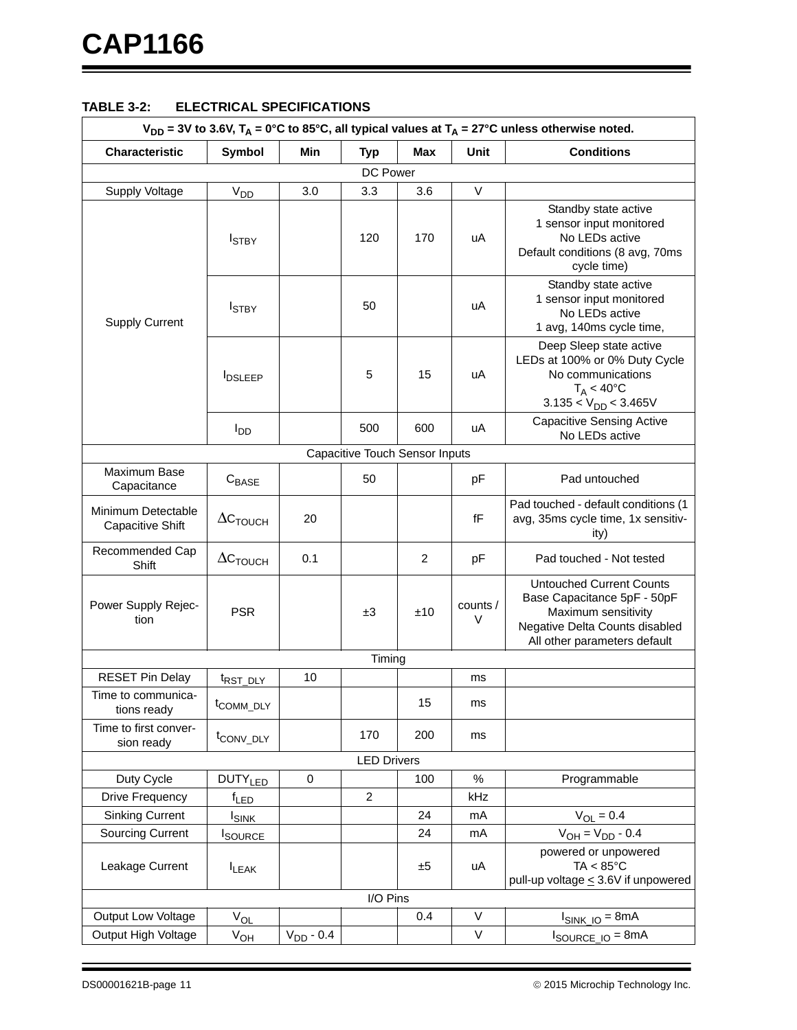**TABLE 3-2: ELECTRICAL SPECIFICATIONS**

| $V_{DD}$ = 3V to 3.6V, $T_A$ = 0°C to 85°C, all typical values at $T_A$ = 27°C unless otherwise noted. | | | | | | |
|---|---|---|---|---|---|---|
| **Characteristic** | **Symbol** | **Min** | **Typ** | **Max** | **Unit** | **Conditions** |
| DC Power | | | | | | |
| Supply Voltage | $V_{DD}$ | 3.0 | 3.3 | 3.6 | V | |
| Supply Current | $I_{STBY}$ | | 120 | 170 | uA | Standby state active<br>1 sensor input monitored<br>No LEDs active<br>Default conditions (8 avg, 70ms cycle time) |
| | $I_{STBY}$ | | 50 | | uA | Standby state active<br>1 sensor input monitored<br>No LEDs active<br>1 avg, 140ms cycle time, |
| | $I_{DSLEEP}$ | | 5 | 15 | uA | Deep Sleep state active<br>LEDs at 100% or 0% Duty Cycle<br>No communications<br>$T_A$ < 40°C<br>3.135 < $V_{DD}$ < 3.465V |
| | $I_{DD}$ | | 500 | 600 | uA | Capacitive Sensing Active<br>No LEDs active |
| Capacitive Touch Sensor Inputs | | | | | | |
| Maximum Base Capacitance | $C_{BASE}$ | | 50 | | pF | Pad untouched |
| Minimum Detectable Capacitive Shift | $\Delta C_{TOUCH}$ | 20 | | | fF | Pad touched - default conditions (1 avg, 35ms cycle time, 1x sensitivity) |
| Recommended Cap Shift | $\Delta C_{TOUCH}$ | 0.1 | | 2 | pF | Pad touched - Not tested |
| Power Supply Rejection | PSR | | ±3 | ±10 | counts / V | Untouched Current Counts<br>Base Capacitance 5pF - 50pF<br>Maximum sensitivity<br>Negative Delta Counts disabled<br>All other parameters default |
| Timing | | | | | | |
| RESET Pin Delay | $t_{RST\_DLY}$ | 10 | | | ms | |
| Time to communications ready | $t_{COMM\_DLY}$ | | | 15 | ms | |
| Time to first conversion ready | $t_{CONV\_DLY}$ | | 170 | 200 | ms | |
| LED Drivers | | | | | | |
| Duty Cycle | $DUTY_{LED}$ | 0 | | 100 | % | Programmable |
| Drive Frequency | $f_{LED}$ | | 2 | | kHz | |
| Sinking Current | $I_{SINK}$ | | | 24 | mA | $V_{OL}$ = 0.4 |
| Sourcing Current | $I_{SOURCE}$ | | | 24 | mA | $V_{OH}$ = $V_{DD}$ - 0.4 |
| Leakage Current | $I_{LEAK}$ | | | ±5 | uA | powered or unpowered<br>TA < 85°C<br>pull-up voltage $\leq$ 3.6V if unpowered |
| I/O Pins | | | | | | |
| Output Low Voltage | $V_{OL}$ | | | 0.4 | V | $I_{SINK\_IO}$ = 8mA |
| Output High Voltage | $V_{OH}$ | $V_{DD}$ - 0.4 | | | V | $I_{SOURCE\_IO}$ = 8mA |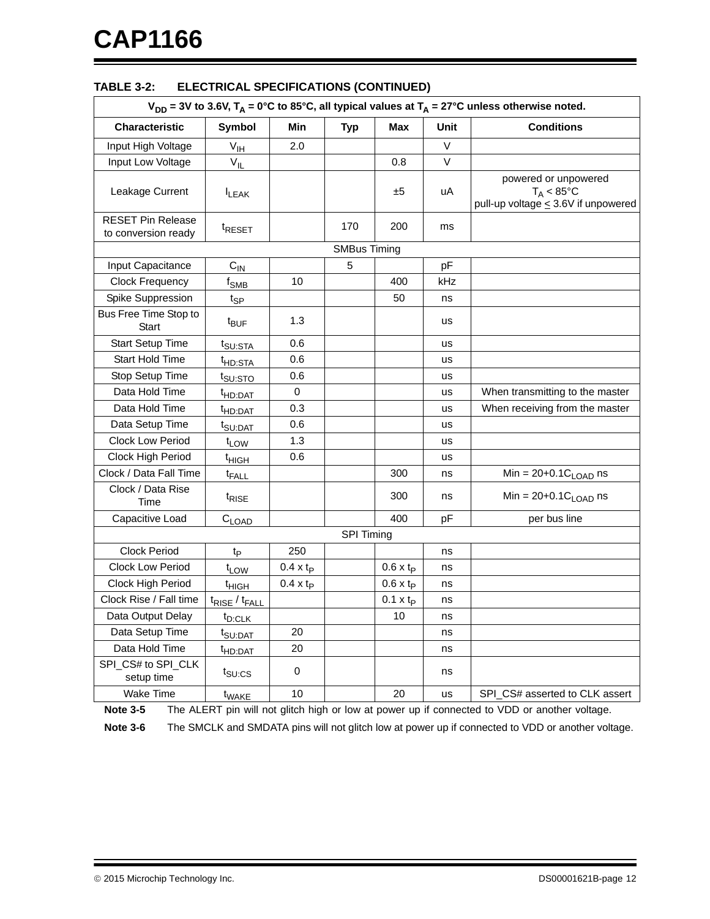**TABLE 3-2: ELECTRICAL SPECIFICATIONS (CONTINUED)**

| $V_{DD}$ = 3V to 3.6V, $T_A$ = 0°C to 85°C, all typical values at $T_A$ = 27°C unless otherwise noted. | | | | | | |
|---|---|---|---|---|---|---|
| **Characteristic** | **Symbol** | **Min** | **Typ** | **Max** | **Unit** | **Conditions** |
| Input High Voltage | $V_{IH}$ | 2.0 | | | V | |
| Input Low Voltage | $V_{IL}$ | | | 0.8 | V | |
| Leakage Current | $I_{LEAK}$ | | | ±5 | uA | powered or unpowered $T_A$ < 85°C pull-up voltage ≤ 3.6V if unpowered |
| RESET Pin Release to conversion ready | $t_{RESET}$ | | 170 | 200 | ms | |
| SMBus Timing | | | | | | |
| Input Capacitance | $C_{IN}$ | | 5 | | pF | |
| Clock Frequency | $f_{SMB}$ | 10 | | 400 | kHz | |
| Spike Suppression | $t_{SP}$ | | | 50 | ns | |
| Bus Free Time Stop to Start | $t_{BUF}$ | 1.3 | | | us | |
| Start Setup Time | $t_{SU:STA}$ | 0.6 | | | us | |
| Start Hold Time | $t_{HD:STA}$ | 0.6 | | | us | |
| Stop Setup Time | $t_{SU:STO}$ | 0.6 | | | us | |
| Data Hold Time | $t_{HD:DAT}$ | 0 | | | us | When transmitting to the master |
| Data Hold Time | $t_{HD:DAT}$ | 0.3 | | | us | When receiving from the master |
| Data Setup Time | $t_{SU:DAT}$ | 0.6 | | | us | |
| Clock Low Period | $t_{LOW}$ | 1.3 | | | us | |
| Clock High Period | $t_{HIGH}$ | 0.6 | | | us | |
| Clock / Data Fall Time | $t_{FALL}$ | | | 300 | ns | Min = 20+0.1$C_{LOAD}$ ns |
| Clock / Data Rise Time | $t_{RISE}$ | | | 300 | ns | Min = 20+0.1$C_{LOAD}$ ns |
| Capacitive Load | $C_{LOAD}$ | | | 400 | pF | per bus line |
| SPI Timing | | | | | | |
| Clock Period | $t_P$ | 250 | | | ns | |
| Clock Low Period | $t_{LOW}$ | 0.4 x $t_P$ | | 0.6 x $t_P$ | ns | |
| Clock High Period | $t_{HIGH}$ | 0.4 x $t_P$ | | 0.6 x $t_P$ | ns | |
| Clock Rise / Fall time | $t_{RISE}$ / $t_{FALL}$ | | | 0.1 x $t_P$ | ns | |
| Data Output Delay | $t_{D:CLK}$ | | | 10 | ns | |
| Data Setup Time | $t_{SU:DAT}$ | 20 | | | ns | |
| Data Hold Time | $t_{HD:DAT}$ | 20 | | | ns | |
| SPI_CS# to SPI_CLK setup time | $t_{SU:CS}$ | 0 | | | ns | |
| Wake Time | $t_{WAKE}$ | 10 | | 20 | us | SPI_CS# asserted to CLK assert |

**Note 3-5** The ALERT pin will not glitch high or low at power up if connected to VDD or another voltage.

**Note 3-6** The SMCLK and SMDATA pins will not glitch low at power up if connected to VDD or another voltage.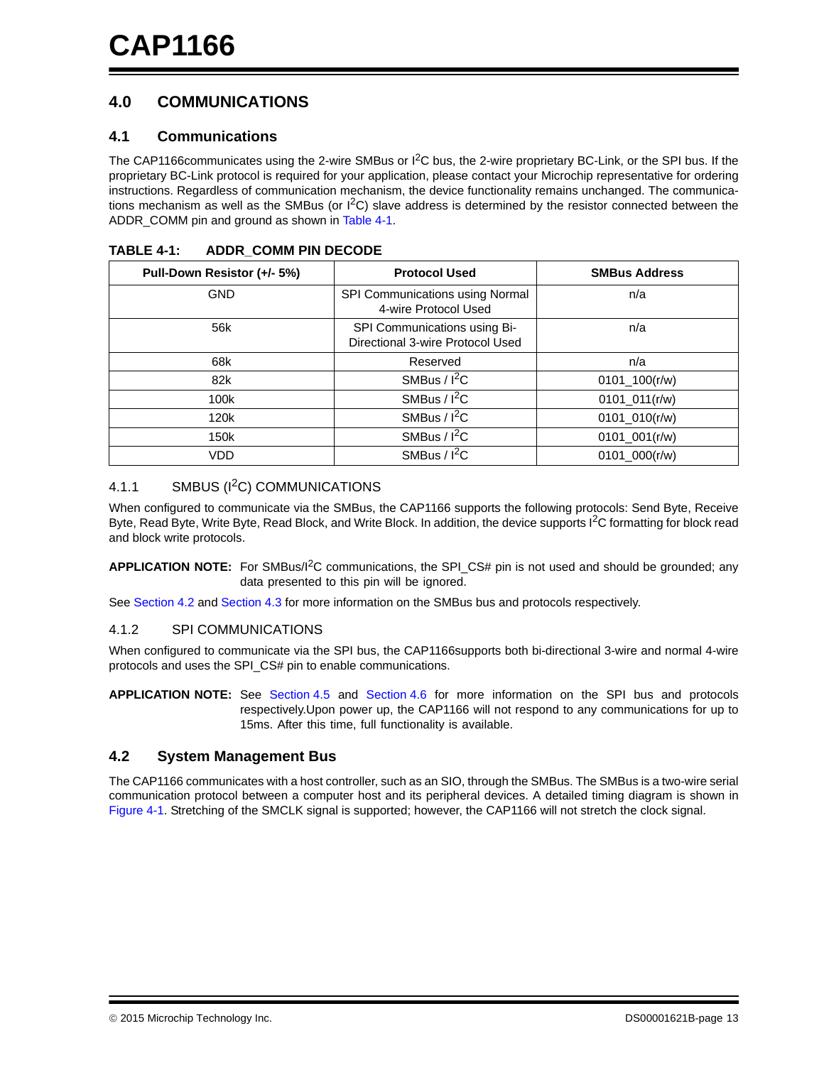# 4.0 COMMUNICATIONS

## 4.1 Communications

The CAP1166communicates using the 2-wire SMBus or $I^2C$ bus, the 2-wire proprietary BC-Link, or the SPI bus. If the proprietary BC-Link protocol is required for your application, please contact your Microchip representative for ordering instructions. Regardless of communication mechanism, the device functionality remains unchanged. The communications mechanism as well as the SMBus (or $I^2C$) slave address is determined by the resistor connected between the ADDR_COMM pin and ground as shown in Table 4-1.

**TABLE 4-1: ADDR_COMM PIN DECODE**

| Pull-Down Resistor (+/- 5%) | Protocol Used | SMBus Address |
|---|---|---|
| GND | SPI Communications using Normal 4-wire Protocol Used | n/a |
| 56k | SPI Communications using Bi-Directional 3-wire Protocol Used | n/a |
| 68k | Reserved | n/a |
| 82k | SMBus / $I^2C$ | 0101_100(r/w) |
| 100k | SMBus / $I^2C$ | 0101_011(r/w) |
| 120k | SMBus / $I^2C$ | 0101_010(r/w) |
| 150k | SMBus / $I^2C$ | 0101_001(r/w) |
| VDD | SMBus / $I^2C$ | 0101_000(r/w) |

### 4.1.1 SMBUS ($I^2C$) COMMUNICATIONS

When configured to communicate via the SMBus, the CAP1166 supports the following protocols: Send Byte, Receive Byte, Read Byte, Write Byte, Read Block, and Write Block. In addition, the device supports $I^2C$ formatting for block read and block write protocols.

**APPLICATION NOTE:** For SMBus/$I^2C$ communications, the SPI_CS# pin is not used and should be grounded; any data presented to this pin will be ignored.

See Section 4.2 and Section 4.3 for more information on the SMBus bus and protocols respectively.

### 4.1.2 SPI COMMUNICATIONS

When configured to communicate via the SPI bus, the CAP1166supports both bi-directional 3-wire and normal 4-wire protocols and uses the SPI_CS# pin to enable communications.

**APPLICATION NOTE:** See Section 4.5 and Section 4.6 for more information on the SPI bus and protocols respectively.Upon power up, the CAP1166 will not respond to any communications for up to 15ms. After this time, full functionality is available.

## 4.2 System Management Bus

The CAP1166 communicates with a host controller, such as an SIO, through the SMBus. The SMBus is a two-wire serial communication protocol between a computer host and its peripheral devices. A detailed timing diagram is shown in Figure 4-1. Stretching of the SMCLK signal is supported; however, the CAP1166 will not stretch the clock signal.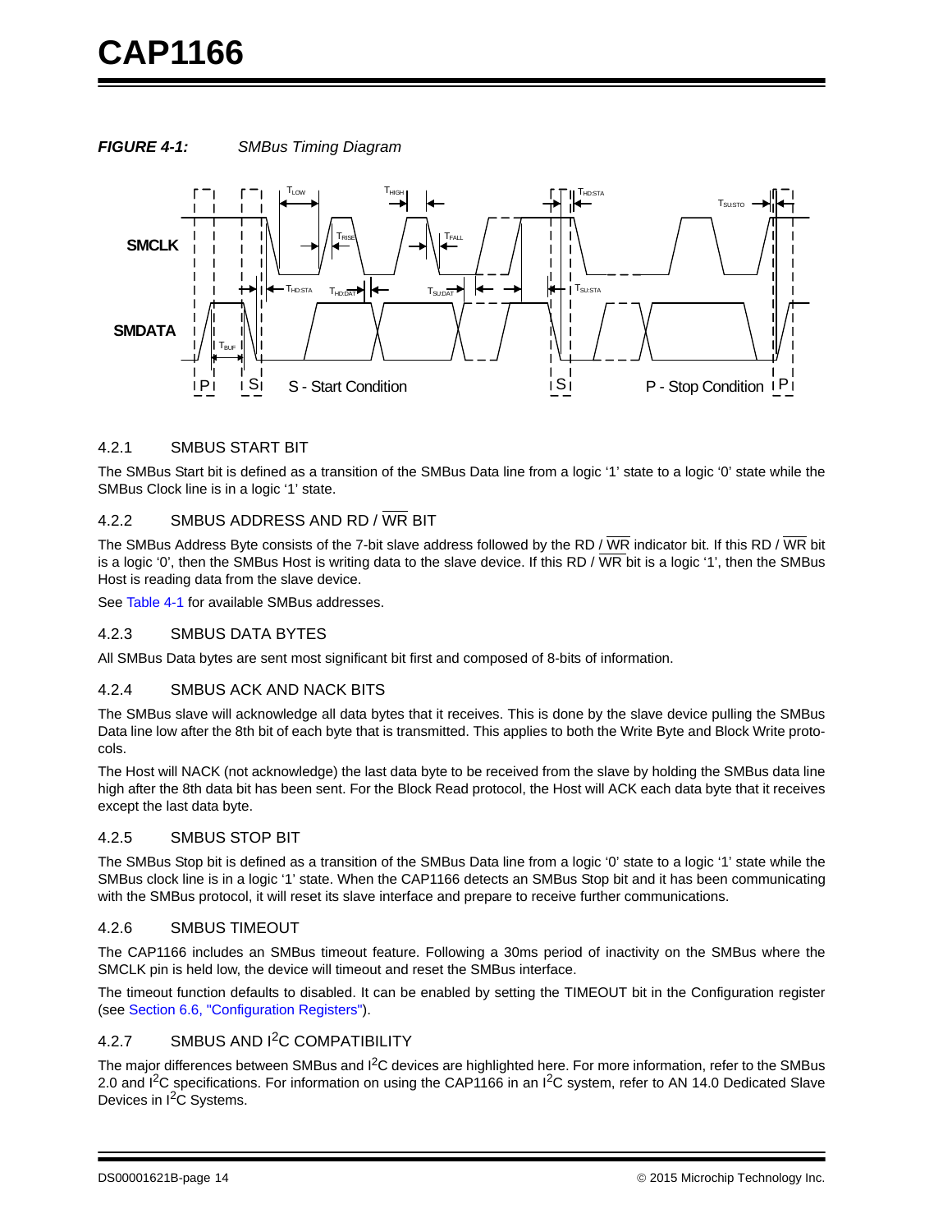**FIGURE 4-1:** *SMBus Timing Diagram*

### 4.2.1 SMBUS START BIT

The SMBus Start bit is defined as a transition of the SMBus Data line from a logic '1' state to a logic '0' state while the SMBus Clock line is in a logic '1' state.

### 4.2.2 SMBUS ADDRESS AND RD / $\overline{\text{WR}}$ BIT

The SMBus Address Byte consists of the 7-bit slave address followed by the RD / $\overline{\text{WR}}$ indicator bit. If this RD / $\overline{\text{WR}}$ bit is a logic '0', then the SMBus Host is writing data to the slave device. If this RD / $\overline{\text{WR}}$ bit is a logic '1', then the SMBus Host is reading data from the slave device.

See Table 4-1 for available SMBus addresses.

### 4.2.3 SMBUS DATA BYTES

All SMBus Data bytes are sent most significant bit first and composed of 8-bits of information.

### 4.2.4 SMBUS ACK AND NACK BITS

The SMBus slave will acknowledge all data bytes that it receives. This is done by the slave device pulling the SMBus Data line low after the 8th bit of each byte that is transmitted. This applies to both the Write Byte and Block Write protocols.

The Host will NACK (not acknowledge) the last data byte to be received from the slave by holding the SMBus data line high after the 8th data bit has been sent. For the Block Read protocol, the Host will ACK each data byte that it receives except the last data byte.

### 4.2.5 SMBUS STOP BIT

The SMBus Stop bit is defined as a transition of the SMBus Data line from a logic '0' state to a logic '1' state while the SMBus clock line is in a logic '1' state. When the CAP1166 detects an SMBus Stop bit and it has been communicating with the SMBus protocol, it will reset its slave interface and prepare to receive further communications.

### 4.2.6 SMBUS TIMEOUT

The CAP1166 includes an SMBus timeout feature. Following a 30ms period of inactivity on the SMBus where the SMCLK pin is held low, the device will timeout and reset the SMBus interface.

The timeout function defaults to disabled. It can be enabled by setting the TIMEOUT bit in the Configuration register (see Section 6.6, "Configuration Registers").

### 4.2.7 SMBUS AND I²C COMPATIBILITY

The major differences between SMBus and I²C devices are highlighted here. For more information, refer to the SMBus 2.0 and I²C specifications. For information on using the CAP1166 in an I²C system, refer to AN 14.0 Dedicated Slave Devices in I²C Systems.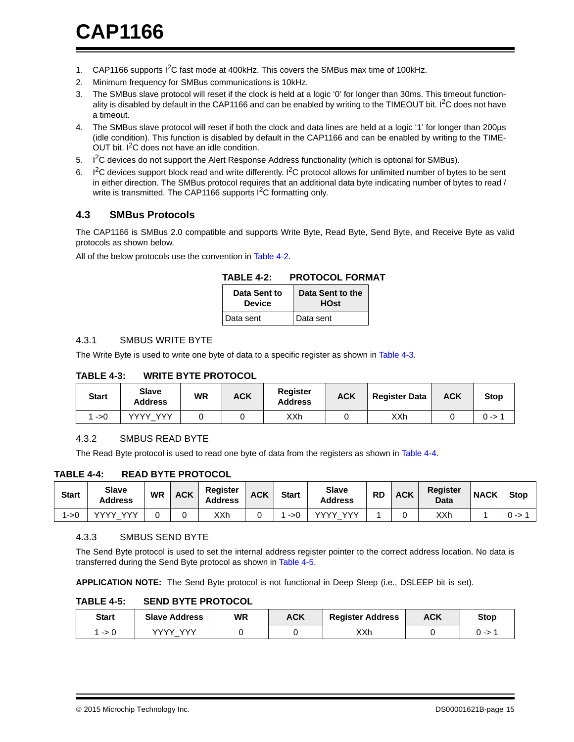1. CAP1166 supports $I^2C$ fast mode at 400kHz. This covers the SMBus max time of 100kHz.
2. Minimum frequency for SMBus communications is 10kHz.
3. The SMBus slave protocol will reset if the clock is held at a logic '0' for longer than 30ms. This timeout functionality is disabled by default in the CAP1166 and can be enabled by writing to the TIMEOUT bit. $I^2C$ does not have a timeout.
4. The SMBus slave protocol will reset if both the clock and data lines are held at a logic '1' for longer than 200µs (idle condition). This function is disabled by default in the CAP1166 and can be enabled by writing to the TIMEOUT bit. $I^2C$ does not have an idle condition.
5. $I^2C$ devices do not support the Alert Response Address functionality (which is optional for SMBus).
6. $I^2C$ devices support block read and write differently. $I^2C$ protocol allows for unlimited number of bytes to be sent in either direction. The SMBus protocol requires that an additional data byte indicating number of bytes to read / write is transmitted. The CAP1166 supports $I^2C$ formatting only.

## 4.3 SMBus Protocols

The CAP1166 is SMBus 2.0 compatible and supports Write Byte, Read Byte, Send Byte, and Receive Byte as valid protocols as shown below.

All of the below protocols use the convention in Table 4-2.

**TABLE 4-2: PROTOCOL FORMAT**

| Data Sent to Device | Data Sent to the HOst |
|---|---|
| Data sent | Data sent |

### 4.3.1 SMBUS WRITE BYTE

The Write Byte is used to write one byte of data to a specific register as shown in Table 4-3.

**TABLE 4-3: WRITE BYTE PROTOCOL**

| Start | Slave Address | WR | ACK | Register Address | ACK | Register Data | ACK | Stop |
|---|---|---|---|---|---|---|---|---|
| 1 ->0 | YYYY_YYY | 0 | 0 | XXh | 0 | XXh | 0 | 0 -> 1 |

### 4.3.2 SMBUS READ BYTE

The Read Byte protocol is used to read one byte of data from the registers as shown in Table 4-4.

**TABLE 4-4: READ BYTE PROTOCOL**

| Start | Slave Address | WR | ACK | Register Address | ACK | Start | Slave Address | RD | ACK | Register Data | NACK | Stop |
|---|---|---|---|---|---|---|---|---|---|---|---|---|
| 1->0 | YYYY_YYY | 0 | 0 | XXh | 0 | 1 ->0 | YYYY_YYY | 1 | 0 | XXh | 1 | 0 -> 1 |

### 4.3.3 SMBUS SEND BYTE

The Send Byte protocol is used to set the internal address register pointer to the correct address location. No data is transferred during the Send Byte protocol as shown in Table 4-5.

**APPLICATION NOTE:** The Send Byte protocol is not functional in Deep Sleep (i.e., DSLEEP bit is set).

**TABLE 4-5: SEND BYTE PROTOCOL**

| Start | Slave Address | WR | ACK | Register Address | ACK | Stop |
|---|---|---|---|---|---|---|
| 1 -> 0 | YYYY_YYY | 0 | 0 | XXh | 0 | 0 -> 1 |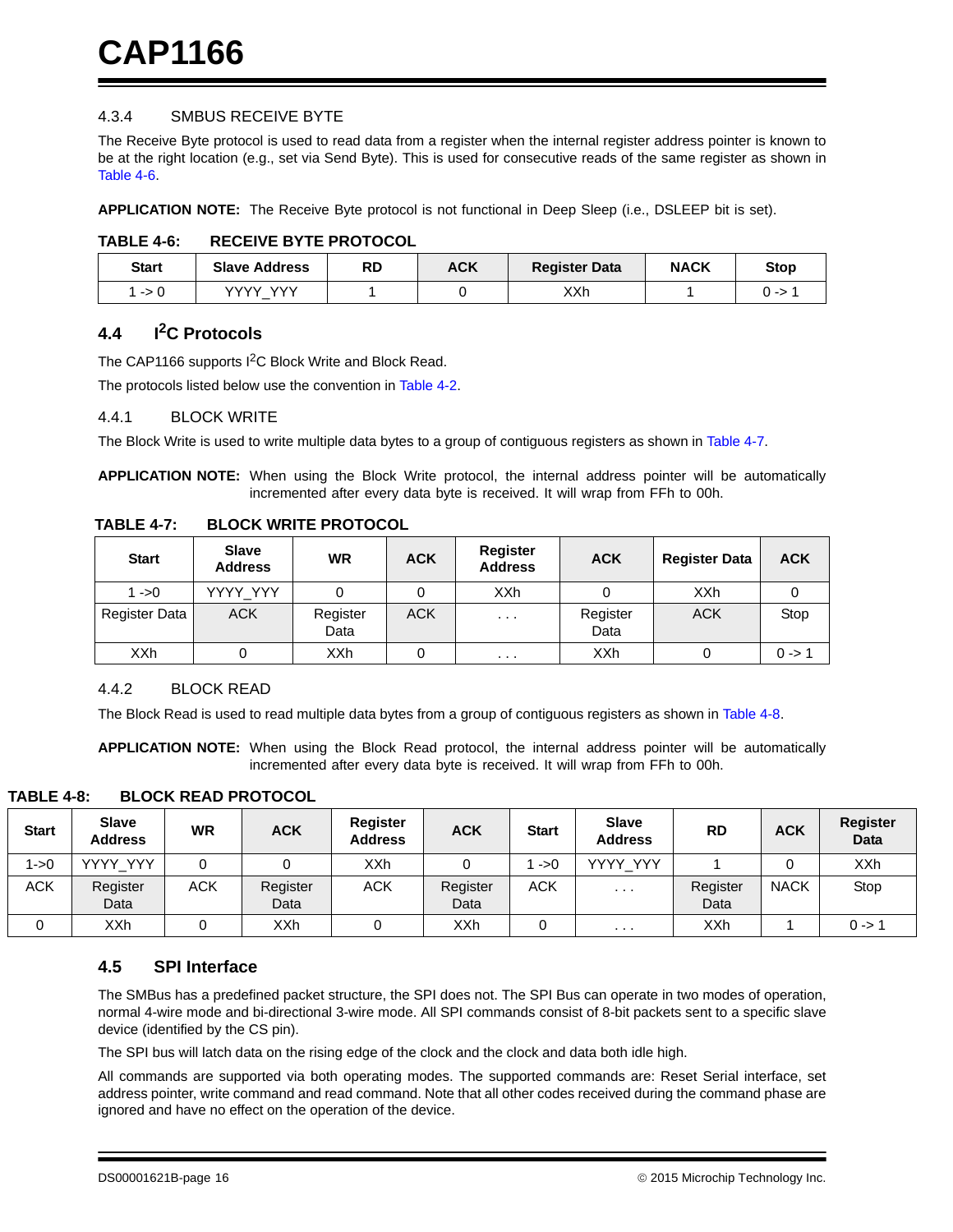### 4.3.4 SMBUS RECEIVE BYTE

The Receive Byte protocol is used to read data from a register when the internal register address pointer is known to be at the right location (e.g., set via Send Byte). This is used for consecutive reads of the same register as shown in Table 4-6.

**APPLICATION NOTE:** The Receive Byte protocol is not functional in Deep Sleep (i.e., DSLEEP bit is set).

**TABLE 4-6: RECEIVE BYTE PROTOCOL**

| Start | Slave Address | RD | ACK | Register Data | NACK | Stop |
|---|---|---|---|---|---|---|
| 1 -> 0 | YYYY_YYY | 1 | 0 | XXh | 1 | 0 -> 1 |

## 4.4 I$^2$C Protocols

The CAP1166 supports I$^2$C Block Write and Block Read.

The protocols listed below use the convention in Table 4-2.

### 4.4.1 BLOCK WRITE

The Block Write is used to write multiple data bytes to a group of contiguous registers as shown in Table 4-7.

**APPLICATION NOTE:** When using the Block Write protocol, the internal address pointer will be automatically incremented after every data byte is received. It will wrap from FFh to 00h.

**TABLE 4-7: BLOCK WRITE PROTOCOL**

| Start | Slave Address | WR | ACK | Register Address | ACK | Register Data | ACK |
|---|---|---|---|---|---|---|---|
| 1 ->0 | YYYY_YYY | 0 | 0 | XXh | 0 | XXh | 0 |
| Register Data | ACK | Register Data | ACK | . . . | Register Data | ACK | Stop |
| XXh | 0 | XXh | 0 | . . . | XXh | 0 | 0 -> 1 |

### 4.4.2 BLOCK READ

The Block Read is used to read multiple data bytes from a group of contiguous registers as shown in Table 4-8.

**APPLICATION NOTE:** When using the Block Read protocol, the internal address pointer will be automatically incremented after every data byte is received. It will wrap from FFh to 00h.

**TABLE 4-8: BLOCK READ PROTOCOL**

| Start | Slave Address | WR | ACK | Register Address | ACK | Start | Slave Address | RD | ACK | Register Data |
|---|---|---|---|---|---|---|---|---|---|---|
| 1->0 | YYYY_YYY | 0 | 0 | XXh | 0 | 1 ->0 | YYYY_YYY | 1 | 0 | XXh |
| ACK | Register Data | ACK | Register Data | ACK | Register Data | ACK | . . . | Register Data | NACK | Stop |
| 0 | XXh | 0 | XXh | 0 | XXh | 0 | . . . | XXh | 1 | 0 -> 1 |

## 4.5 SPI Interface

The SMBus has a predefined packet structure, the SPI does not. The SPI Bus can operate in two modes of operation, normal 4-wire mode and bi-directional 3-wire mode. All SPI commands consist of 8-bit packets sent to a specific slave device (identified by the CS pin).

The SPI bus will latch data on the rising edge of the clock and the clock and data both idle high.

All commands are supported via both operating modes. The supported commands are: Reset Serial interface, set address pointer, write command and read command. Note that all other codes received during the command phase are ignored and have no effect on the operation of the device.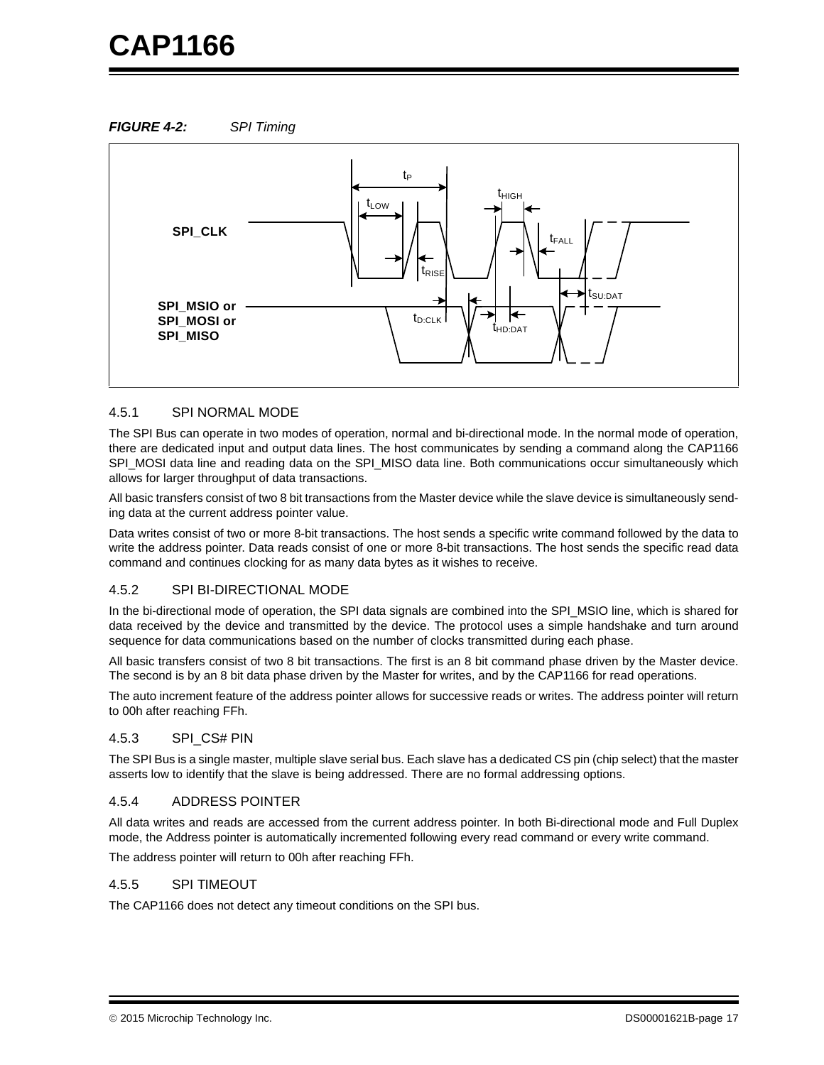**FIGURE 4-2:** *SPI Timing*

### 4.5.1 SPI NORMAL MODE

The SPI Bus can operate in two modes of operation, normal and bi-directional mode. In the normal mode of operation, there are dedicated input and output data lines. The host communicates by sending a command along the CAP1166 SPI_MOSI data line and reading data on the SPI_MISO data line. Both communications occur simultaneously which allows for larger throughput of data transactions.

All basic transfers consist of two 8 bit transactions from the Master device while the slave device is simultaneously sending data at the current address pointer value.

Data writes consist of two or more 8-bit transactions. The host sends a specific write command followed by the data to write the address pointer. Data reads consist of one or more 8-bit transactions. The host sends the specific read data command and continues clocking for as many data bytes as it wishes to receive.

### 4.5.2 SPI BI-DIRECTIONAL MODE

In the bi-directional mode of operation, the SPI data signals are combined into the SPI_MSIO line, which is shared for data received by the device and transmitted by the device. The protocol uses a simple handshake and turn around sequence for data communications based on the number of clocks transmitted during each phase.

All basic transfers consist of two 8 bit transactions. The first is an 8 bit command phase driven by the Master device. The second is by an 8 bit data phase driven by the Master for writes, and by the CAP1166 for read operations.

The auto increment feature of the address pointer allows for successive reads or writes. The address pointer will return to 00h after reaching FFh.

### 4.5.3 SPI_CS# PIN

The SPI Bus is a single master, multiple slave serial bus. Each slave has a dedicated CS pin (chip select) that the master asserts low to identify that the slave is being addressed. There are no formal addressing options.

### 4.5.4 ADDRESS POINTER

All data writes and reads are accessed from the current address pointer. In both Bi-directional mode and Full Duplex mode, the Address pointer is automatically incremented following every read command or every write command.

The address pointer will return to 00h after reaching FFh.

### 4.5.5 SPI TIMEOUT

The CAP1166 does not detect any timeout conditions on the SPI bus.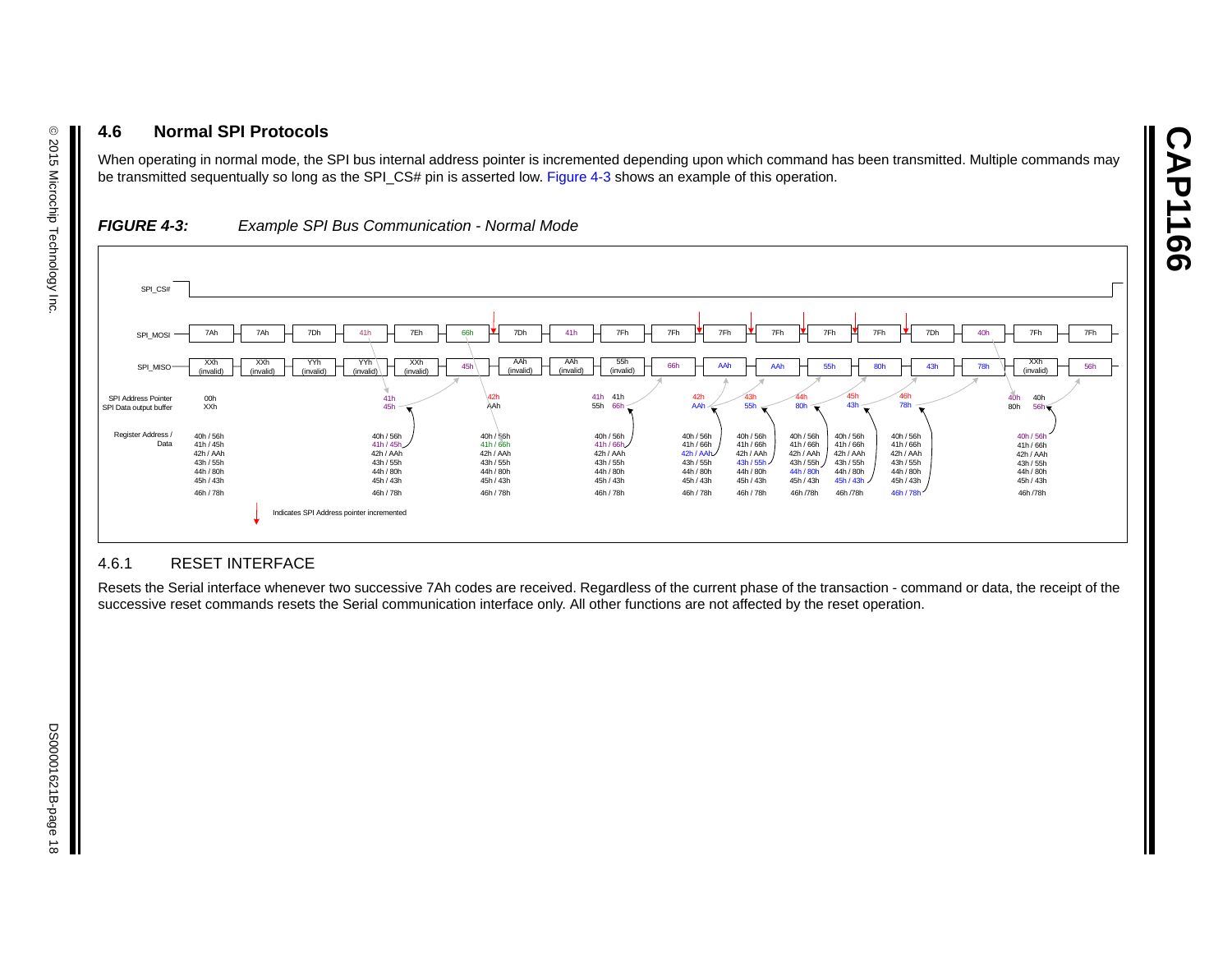## 4.6 Normal SPI Protocols

When operating in normal mode, the SPI bus internal address pointer is incremented depending upon which command has been transmitted. Multiple commands may be transmitted sequentially so long as the SPI_CS# pin is asserted low. Figure 4-3 shows an example of this operation.

***FIGURE 4-3:*** *Example SPI Bus Communication - Normal Mode*

### 4.6.1 RESET INTERFACE

Resets the Serial interface whenever two successive 7Ah codes are received. Regardless of the current phase of the transaction - command or data, the receipt of the successive reset commands resets the Serial communication interface only. All other functions are not affected by the reset operation.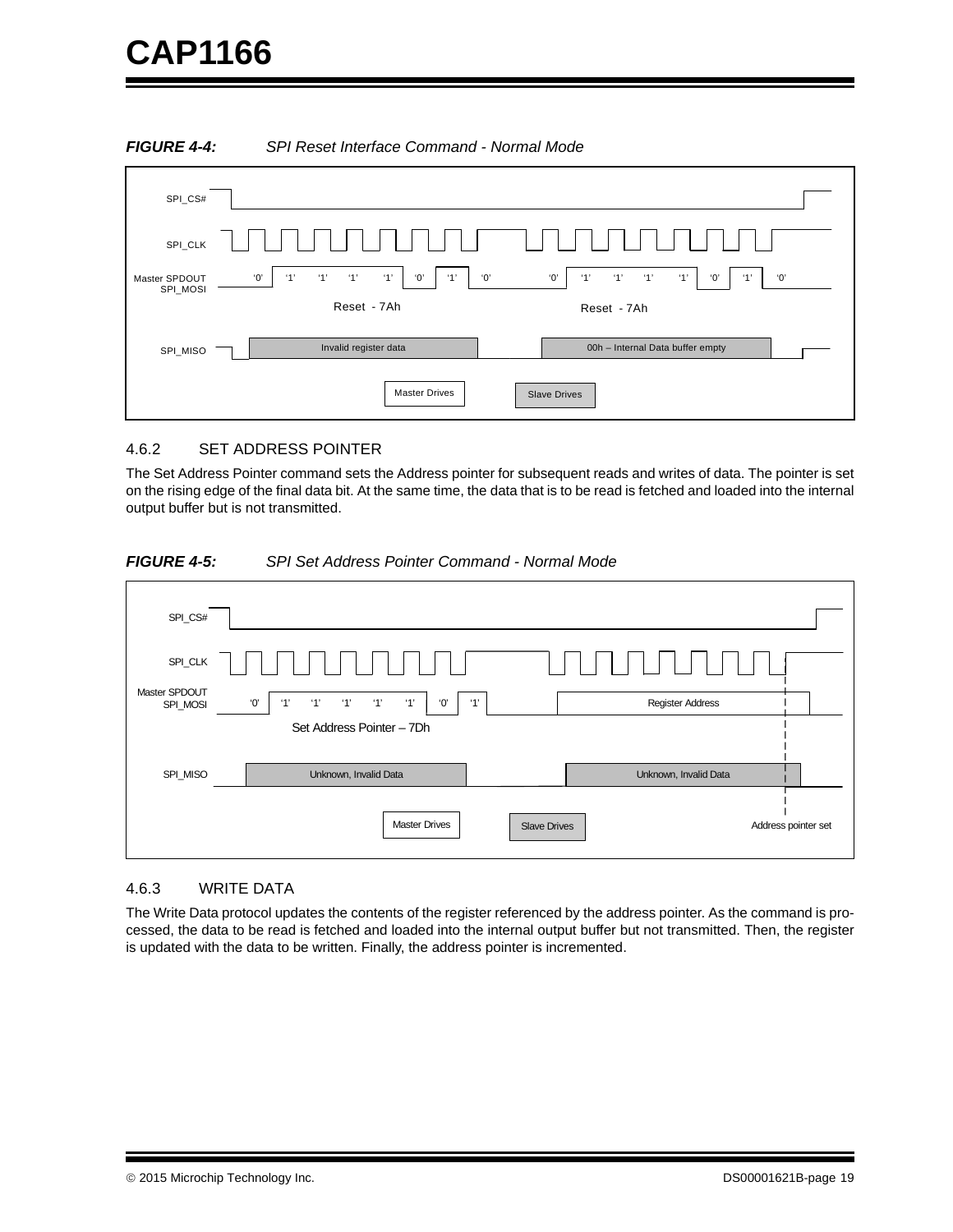**FIGURE 4-4: SPI Reset Interface Command - Normal Mode**

SPI_CS#

SPI_CLK

Master SPDOUT SPI_MOSI

'0' '1' '1' '1' '1' '0' '1' '0' '0' '1' '1' '1' '1' '0' '1' '0'

Reset - 7Ah Reset - 7Ah

SPI_MISO

Invalid register data

00h – Internal Data buffer empty

Master Drives

Slave Drives

### 4.6.2 SET ADDRESS POINTER

The Set Address Pointer command sets the Address pointer for subsequent reads and writes of data. The pointer is set on the rising edge of the final data bit. At the same time, the data that is to be read is fetched and loaded into the internal output buffer but is not transmitted.

**FIGURE 4-5: SPI Set Address Pointer Command - Normal Mode**

SPI_CS#

SPI_CLK

Master SPDOUT SPI_MOSI

'0' '1' '1' '1' '1' '1' '0' '1'

Register Address

Set Address Pointer – 7Dh

SPI_MISO

Unknown, Invalid Data

Unknown, Invalid Data

Master Drives

Slave Drives

Address pointer set

### 4.6.3 WRITE DATA

The Write Data protocol updates the contents of the register referenced by the address pointer. As the command is processed, the data to be read is fetched and loaded into the internal output buffer but not transmitted. Then, the register is updated with the data to be written. Finally, the address pointer is incremented.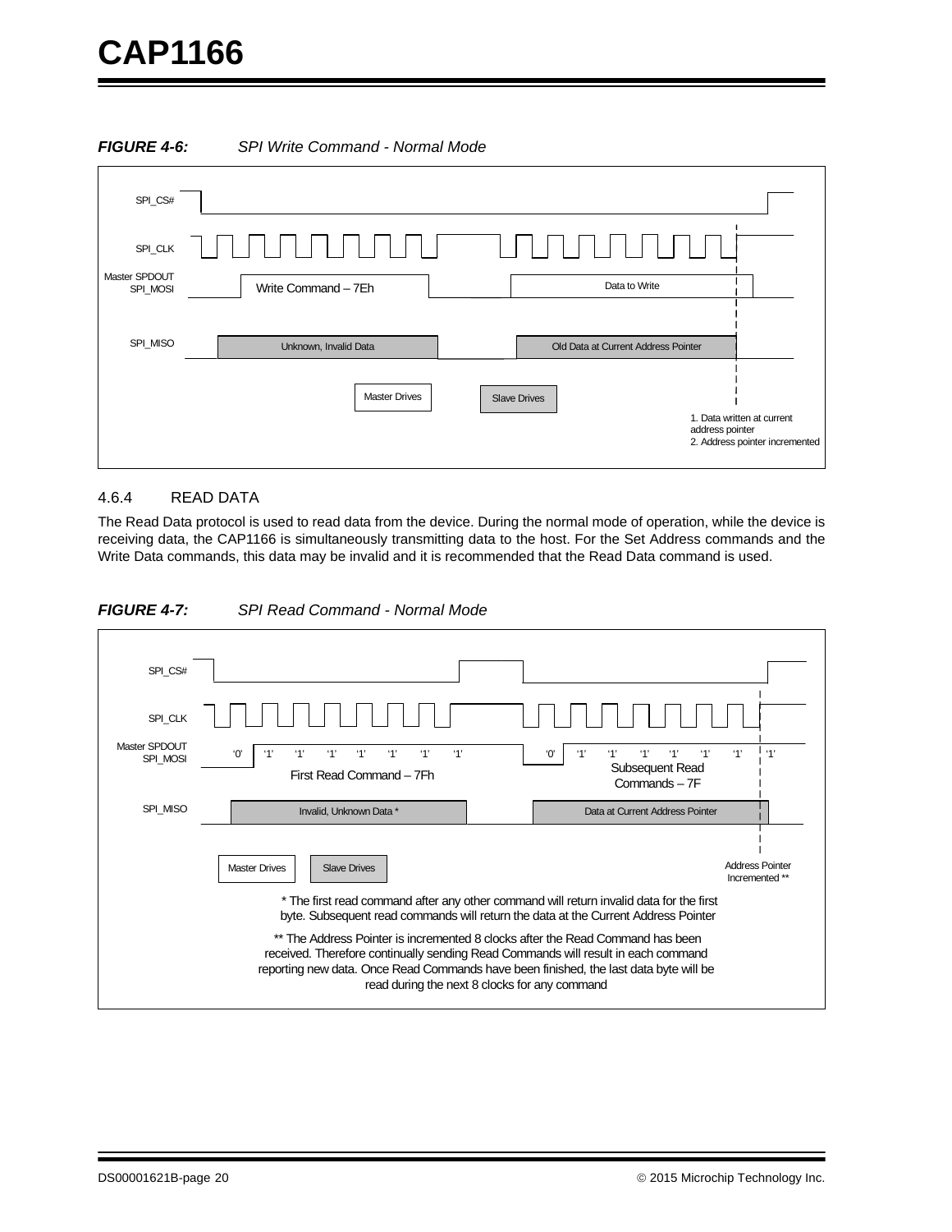**FIGURE 4-6: SPI Write Command - Normal Mode**

SPI_CS#

SPI_CLK

Master SPDOUT SPI_MOSI

Write Command – 7Eh

Data to Write

SPI_MISO

Unknown, Invalid Data

Old Data at Current Address Pointer

Master Drives

Slave Drives

1. Data written at current address pointer
2. Address pointer incremented

### 4.6.4 READ DATA

The Read Data protocol is used to read data from the device. During the normal mode of operation, while the device is receiving data, the CAP1166 is simultaneously transmitting data to the host. For the Set Address commands and the Write Data commands, this data may be invalid and it is recommended that the Read Data command is used.

**FIGURE 4-7: SPI Read Command - Normal Mode**

SPI_CS#

SPI_CLK

Master SPDOUT SPI_MOSI

'0' '1' '1' '1' '1' '1' '1' '1'

First Read Command – 7Fh

'0' '1' '1' '1' '1' '1' '1' '1'

Subsequent Read Commands – 7F

SPI_MISO

Invalid, Unknown Data *

Data at Current Address Pointer

Master Drives

Slave Drives

Address Pointer Incremented **

* The first read command after any other command will return invalid data for the first byte. Subsequent read commands will return the data at the Current Address Pointer

** The Address Pointer is incremented 8 clocks after the Read Command has been received. Therefore continually sending Read Commands will result in each command reporting new data. Once Read Commands have been finished, the last data byte will be read during the next 8 clocks for any command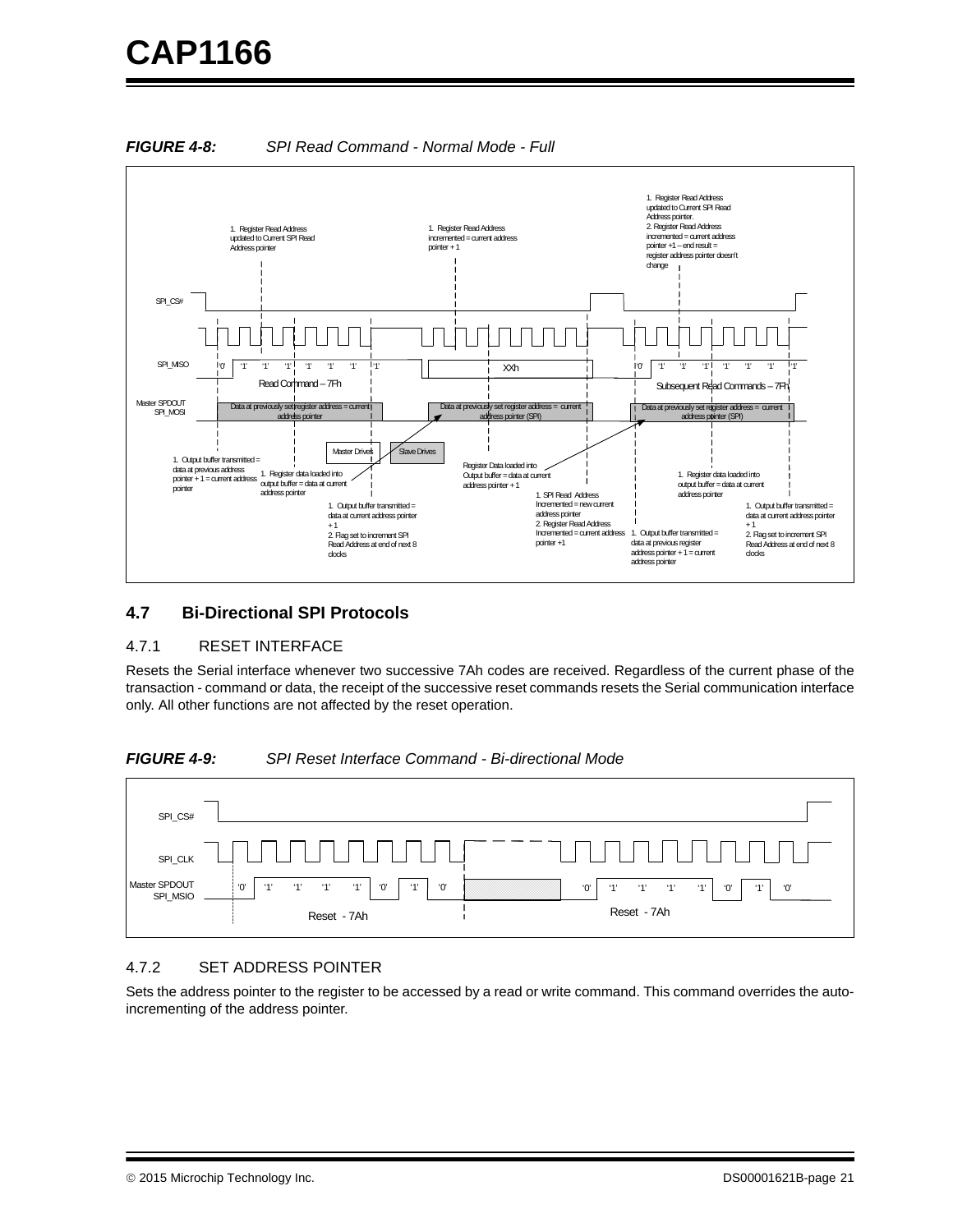**FIGURE 4-8: SPI Read Command - Normal Mode - Full**

**FIGURE 4-9: SPI Reset Interface Command - Bi-directional Mode**

## 4.7 Bi-Directional SPI Protocols

### 4.7.1 RESET INTERFACE

Resets the Serial interface whenever two successive 7Ah codes are received. Regardless of the current phase of the transaction - command or data, the receipt of the successive reset commands resets the Serial communication interface only. All other functions are not affected by the reset operation.

### 4.7.2 SET ADDRESS POINTER

Sets the address pointer to the register to be accessed by a read or write command. This command overrides the auto-incrementing of the address pointer.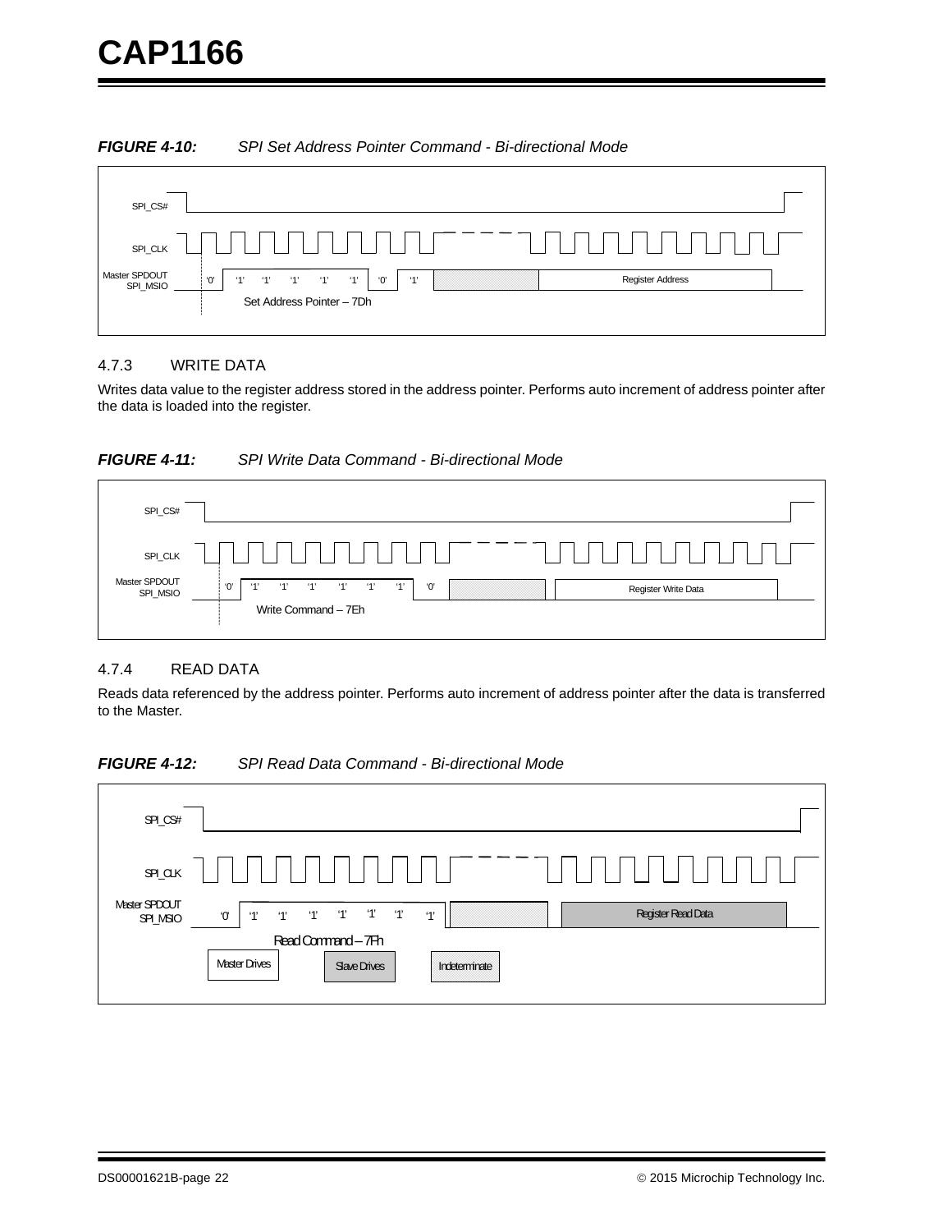**FIGURE 4-10: SPI Set Address Pointer Command - Bi-directional Mode**

SPI_CS#

SPI_CLK

Master SPDOUT
SPI_MSIO

'0' '1' '1' '1' '1' '1' '0' '1' Register Address

Set Address Pointer – 7Dh

### 4.7.3 WRITE DATA

Writes data value to the register address stored in the address pointer. Performs auto increment of address pointer after the data is loaded into the register.

**FIGURE 4-11: SPI Write Data Command - Bi-directional Mode**

SPI_CS#

SPI_CLK

Master SPDOUT
SPI_MSIO

'0' '1' '1' '1' '1' '1' '1' '0' Register Write Data

Write Command – 7Eh

### 4.7.4 READ DATA

Reads data referenced by the address pointer. Performs auto increment of address pointer after the data is transferred to the Master.

**FIGURE 4-12: SPI Read Data Command - Bi-directional Mode**

SPI_CS#

SPI_CLK

Master SPDOUT
SPI_MSIO

'0' '1' '1' '1' '1' '1' '1' '1' Register Read Data

Read Command – 7Fh

Master Drives Slave Drives Indeterminate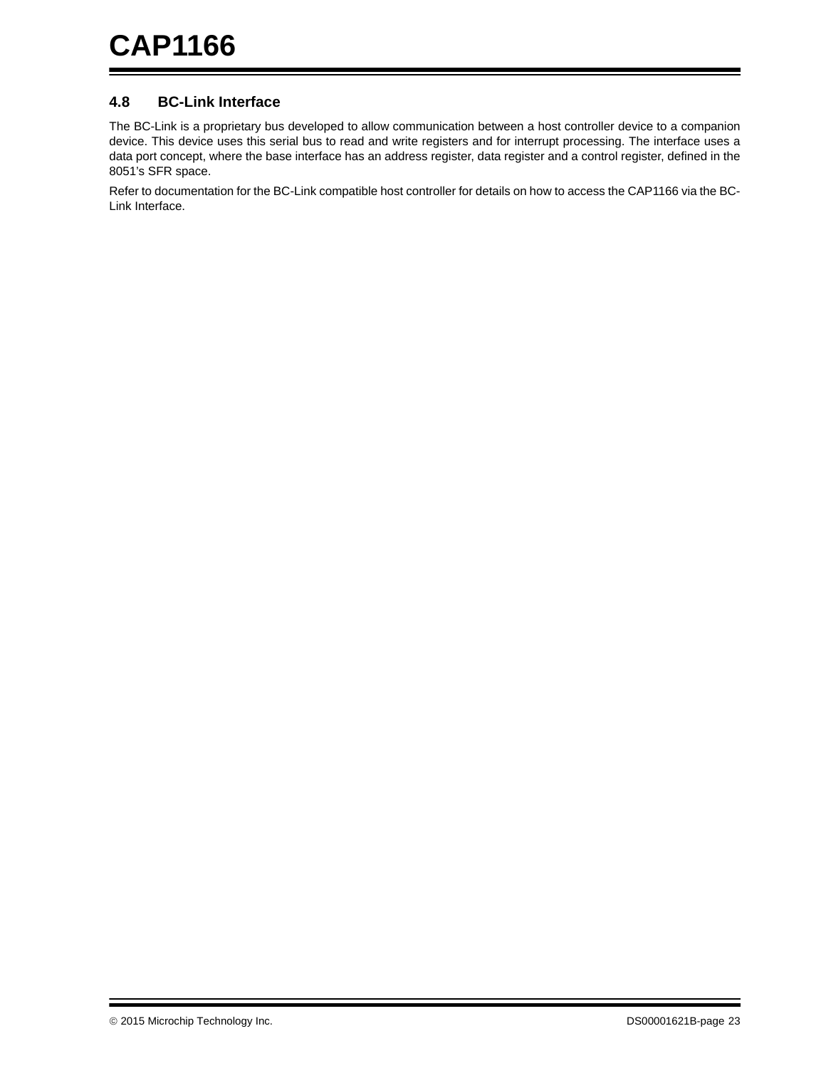## 4.8 BC-Link Interface

The BC-Link is a proprietary bus developed to allow communication between a host controller device to a companion device. This device uses this serial bus to read and write registers and for interrupt processing. The interface uses a data port concept, where the base interface has an address register, data register and a control register, defined in the 8051's SFR space.

Refer to documentation for the BC-Link compatible host controller for details on how to access the CAP1166 via the BC-Link Interface.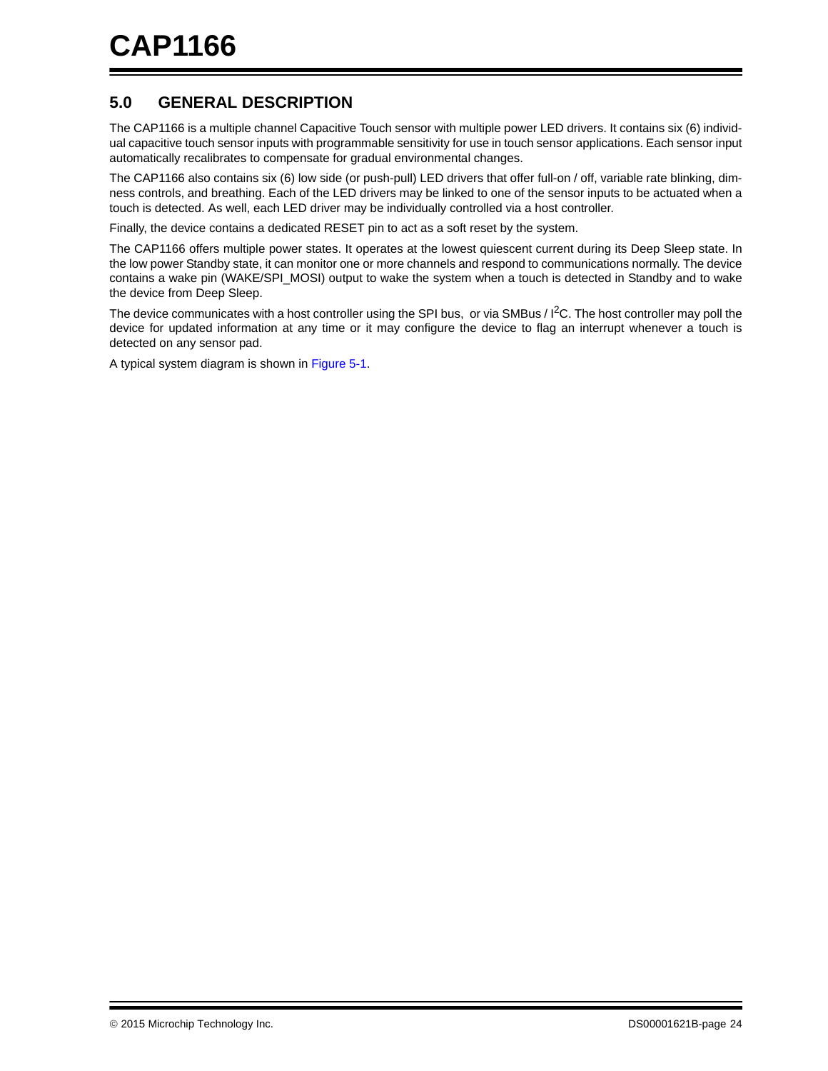## 5.0 GENERAL DESCRIPTION

The CAP1166 is a multiple channel Capacitive Touch sensor with multiple power LED drivers. It contains six (6) individual capacitive touch sensor inputs with programmable sensitivity for use in touch sensor applications. Each sensor input automatically recalibrates to compensate for gradual environmental changes.

The CAP1166 also contains six (6) low side (or push-pull) LED drivers that offer full-on / off, variable rate blinking, dimness controls, and breathing. Each of the LED drivers may be linked to one of the sensor inputs to be actuated when a touch is detected. As well, each LED driver may be individually controlled via a host controller.

Finally, the device contains a dedicated RESET pin to act as a soft reset by the system.

The CAP1166 offers multiple power states. It operates at the lowest quiescent current during its Deep Sleep state. In the low power Standby state, it can monitor one or more channels and respond to communications normally. The device contains a wake pin (WAKE/SPI_MOSI) output to wake the system when a touch is detected in Standby and to wake the device from Deep Sleep.

The device communicates with a host controller using the SPI bus, or via SMBus / $I^2C$. The host controller may poll the device for updated information at any time or it may configure the device to flag an interrupt whenever a touch is detected on any sensor pad.

A typical system diagram is shown in Figure 5-1.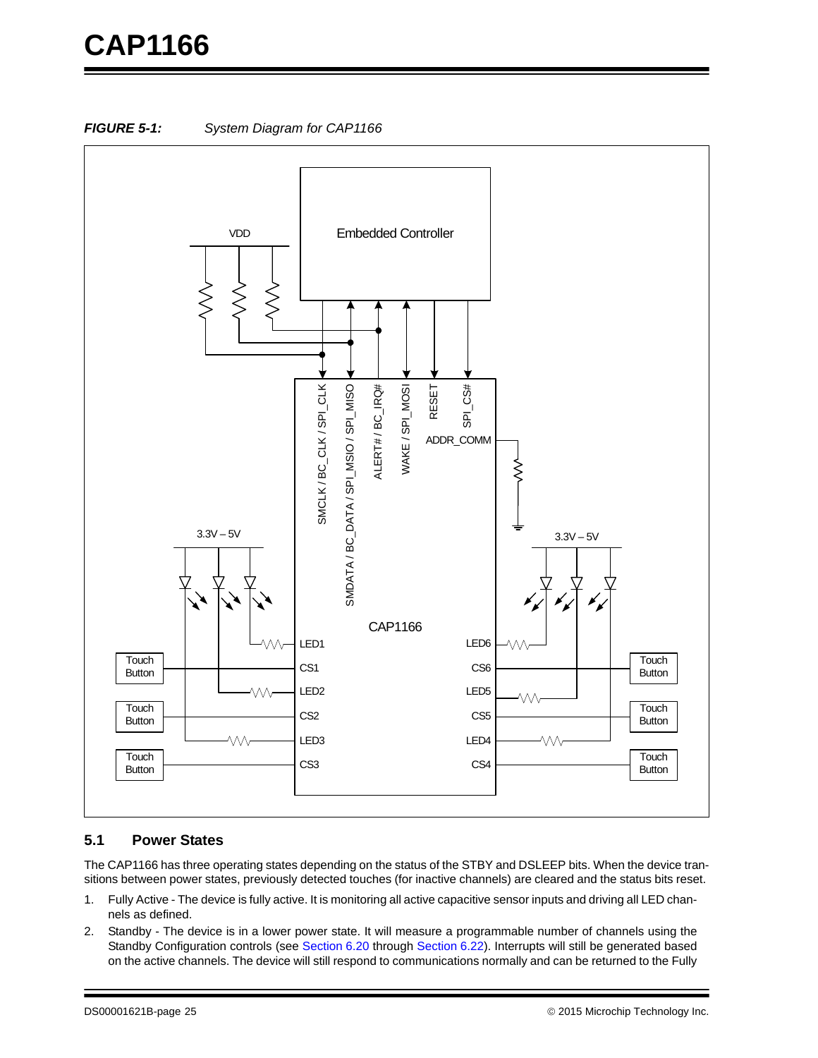*FIGURE 5-1:* *System Diagram for CAP1166*

## 5.1 Power States

The CAP1166 has three operating states depending on the status of the STBY and DSLEEP bits. When the device transitions between power states, previously detected touches (for inactive channels) are cleared and the status bits reset.

1. Fully Active - The device is fully active. It is monitoring all active capacitive sensor inputs and driving all LED channels as defined.
2. Standby - The device is in a lower power state. It will measure a programmable number of channels using the Standby Configuration controls (see Section 6.20 through Section 6.22). Interrupts will still be generated based on the active channels. The device will still respond to communications normally and can be returned to the Fully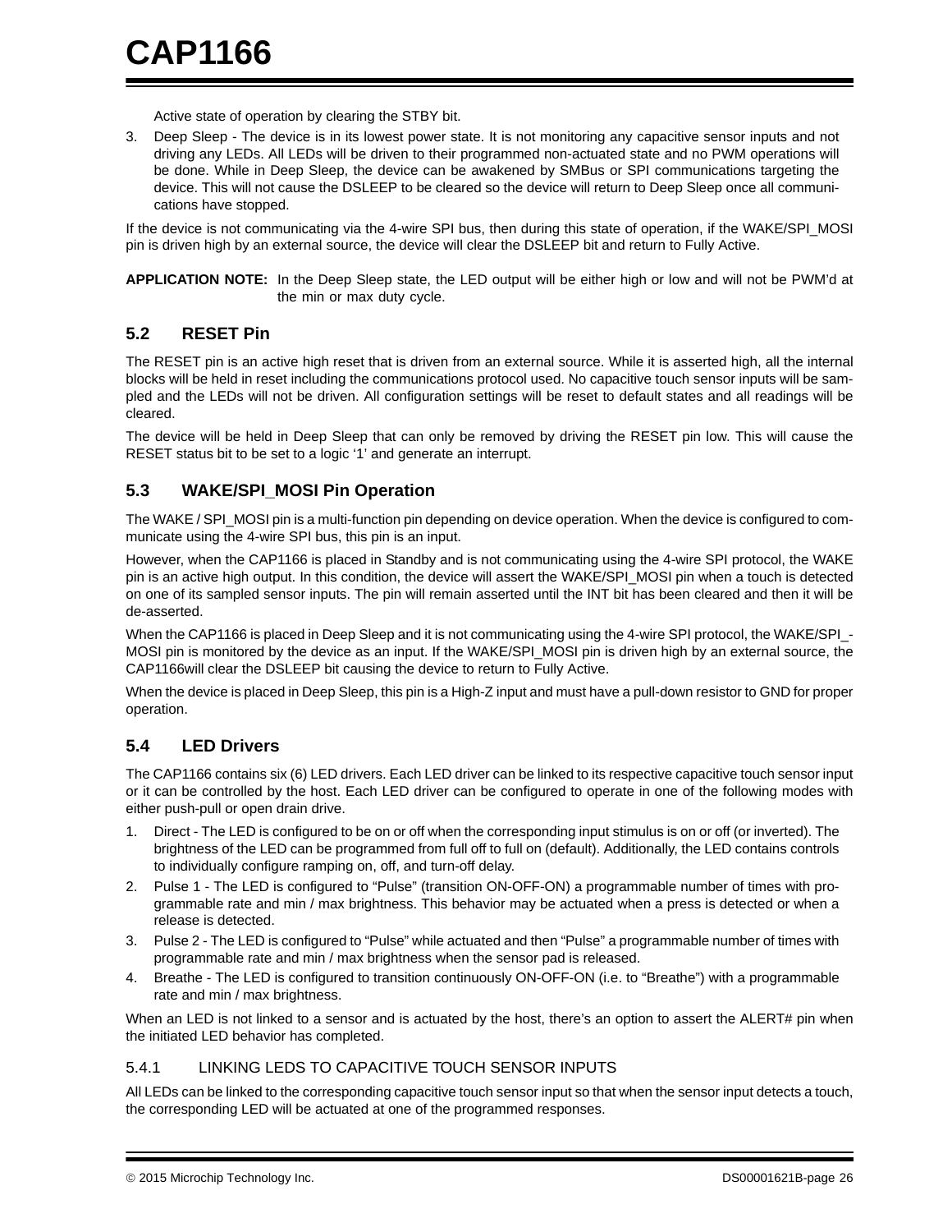Active state of operation by clearing the STBY bit.

3. Deep Sleep - The device is in its lowest power state. It is not monitoring any capacitive sensor inputs and not driving any LEDs. All LEDs will be driven to their programmed non-actuated state and no PWM operations will be done. While in Deep Sleep, the device can be awakened by SMBus or SPI communications targeting the device. This will not cause the DSLEEP to be cleared so the device will return to Deep Sleep once all communications have stopped.

If the device is not communicating via the 4-wire SPI bus, then during this state of operation, if the WAKE/SPI_MOSI pin is driven high by an external source, the device will clear the DSLEEP bit and return to Fully Active.

**APPLICATION NOTE:** In the Deep Sleep state, the LED output will be either high or low and will not be PWM'd at the min or max duty cycle.

## 5.2 RESET Pin

The RESET pin is an active high reset that is driven from an external source. While it is asserted high, all the internal blocks will be held in reset including the communications protocol used. No capacitive touch sensor inputs will be sampled and the LEDs will not be driven. All configuration settings will be reset to default states and all readings will be cleared.

The device will be held in Deep Sleep that can only be removed by driving the RESET pin low. This will cause the RESET status bit to be set to a logic '1' and generate an interrupt.

## 5.3 WAKE/SPI_MOSI Pin Operation

The WAKE / SPI_MOSI pin is a multi-function pin depending on device operation. When the device is configured to communicate using the 4-wire SPI bus, this pin is an input.

However, when the CAP1166 is placed in Standby and is not communicating using the 4-wire SPI protocol, the WAKE pin is an active high output. In this condition, the device will assert the WAKE/SPI_MOSI pin when a touch is detected on one of its sampled sensor inputs. The pin will remain asserted until the INT bit has been cleared and then it will be de-asserted.

When the CAP1166 is placed in Deep Sleep and it is not communicating using the 4-wire SPI protocol, the WAKE/SPI_MOSI pin is monitored by the device as an input. If the WAKE/SPI_MOSI pin is driven high by an external source, the CAP1166will clear the DSLEEP bit causing the device to return to Fully Active.

When the device is placed in Deep Sleep, this pin is a High-Z input and must have a pull-down resistor to GND for proper operation.

## 5.4 LED Drivers

The CAP1166 contains six (6) LED drivers. Each LED driver can be linked to its respective capacitive touch sensor input or it can be controlled by the host. Each LED driver can be configured to operate in one of the following modes with either push-pull or open drain drive.

1. Direct - The LED is configured to be on or off when the corresponding input stimulus is on or off (or inverted). The brightness of the LED can be programmed from full off to full on (default). Additionally, the LED contains controls to individually configure ramping on, off, and turn-off delay.
2. Pulse 1 - The LED is configured to "Pulse" (transition ON-OFF-ON) a programmable number of times with programmable rate and min / max brightness. This behavior may be actuated when a press is detected or when a release is detected.
3. Pulse 2 - The LED is configured to "Pulse" while actuated and then "Pulse" a programmable number of times with programmable rate and min / max brightness when the sensor pad is released.
4. Breathe - The LED is configured to transition continuously ON-OFF-ON (i.e. to "Breathe") with a programmable rate and min / max brightness.

When an LED is not linked to a sensor and is actuated by the host, there's an option to assert the ALERT# pin when the initiated LED behavior has completed.

### 5.4.1 LINKING LEDS TO CAPACITIVE TOUCH SENSOR INPUTS

All LEDs can be linked to the corresponding capacitive touch sensor input so that when the sensor input detects a touch, the corresponding LED will be actuated at one of the programmed responses.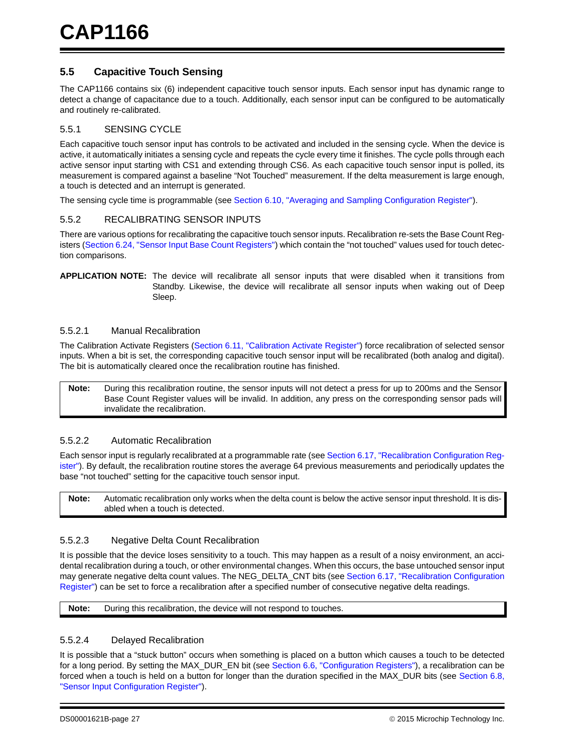## 5.5 Capacitive Touch Sensing

The CAP1166 contains six (6) independent capacitive touch sensor inputs. Each sensor input has dynamic range to detect a change of capacitance due to a touch. Additionally, each sensor input can be configured to be automatically and routinely re-calibrated.

### 5.5.1 SENSING CYCLE

Each capacitive touch sensor input has controls to be activated and included in the sensing cycle. When the device is active, it automatically initiates a sensing cycle and repeats the cycle every time it finishes. The cycle polls through each active sensor input starting with CS1 and extending through CS6. As each capacitive touch sensor input is polled, its measurement is compared against a baseline "Not Touched" measurement. If the delta measurement is large enough, a touch is detected and an interrupt is generated.

The sensing cycle time is programmable (see Section 6.10, "Averaging and Sampling Configuration Register").

### 5.5.2 RECALIBRATING SENSOR INPUTS

There are various options for recalibrating the capacitive touch sensor inputs. Recalibration re-sets the Base Count Registers (Section 6.24, "Sensor Input Base Count Registers") which contain the "not touched" values used for touch detection comparisons.

**APPLICATION NOTE:** The device will recalibrate all sensor inputs that were disabled when it transitions from Standby. Likewise, the device will recalibrate all sensor inputs when waking out of Deep Sleep.

#### 5.5.2.1 Manual Recalibration

The Calibration Activate Registers (Section 6.11, "Calibration Activate Register") force recalibration of selected sensor inputs. When a bit is set, the corresponding capacitive touch sensor input will be recalibrated (both analog and digital). The bit is automatically cleared once the recalibration routine has finished.

> **Note:** During this recalibration routine, the sensor inputs will not detect a press for up to 200ms and the Sensor Base Count Register values will be invalid. In addition, any press on the corresponding sensor pads will invalidate the recalibration.

#### 5.5.2.2 Automatic Recalibration

Each sensor input is regularly recalibrated at a programmable rate (see Section 6.17, "Recalibration Configuration Register"). By default, the recalibration routine stores the average 64 previous measurements and periodically updates the base "not touched" setting for the capacitive touch sensor input.

> **Note:** Automatic recalibration only works when the delta count is below the active sensor input threshold. It is disabled when a touch is detected.

#### 5.5.2.3 Negative Delta Count Recalibration

It is possible that the device loses sensitivity to a touch. This may happen as a result of a noisy environment, an accidental recalibration during a touch, or other environmental changes. When this occurs, the base untouched sensor input may generate negative delta count values. The NEG_DELTA_CNT bits (see Section 6.17, "Recalibration Configuration Register") can be set to force a recalibration after a specified number of consecutive negative delta readings.

> **Note:** During this recalibration, the device will not respond to touches.

#### 5.5.2.4 Delayed Recalibration

It is possible that a "stuck button" occurs when something is placed on a button which causes a touch to be detected for a long period. By setting the MAX_DUR_EN bit (see Section 6.6, "Configuration Registers"), a recalibration can be forced when a touch is held on a button for longer than the duration specified in the MAX_DUR bits (see Section 6.8, "Sensor Input Configuration Register").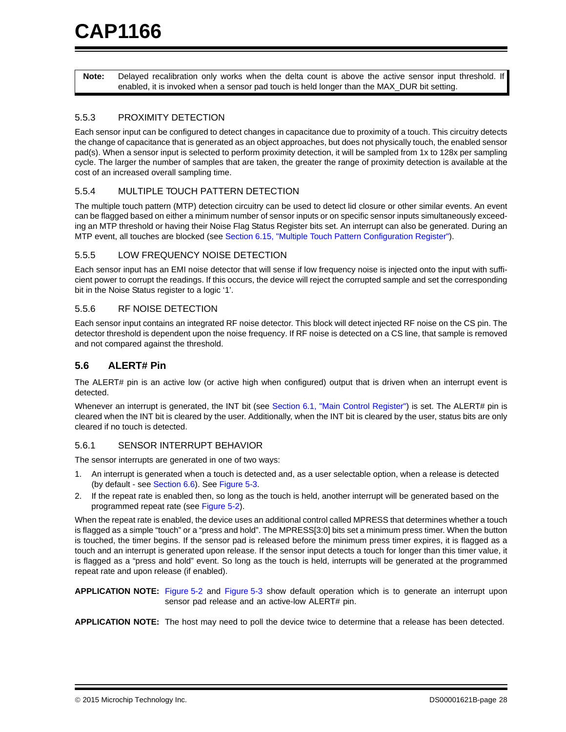**Note:** Delayed recalibration only works when the delta count is above the active sensor input threshold. If enabled, it is invoked when a sensor pad touch is held longer than the MAX_DUR bit setting.

### 5.5.3 PROXIMITY DETECTION

Each sensor input can be configured to detect changes in capacitance due to proximity of a touch. This circuitry detects the change of capacitance that is generated as an object approaches, but does not physically touch, the enabled sensor pad(s). When a sensor input is selected to perform proximity detection, it will be sampled from 1x to 128x per sampling cycle. The larger the number of samples that are taken, the greater the range of proximity detection is available at the cost of an increased overall sampling time.

### 5.5.4 MULTIPLE TOUCH PATTERN DETECTION

The multiple touch pattern (MTP) detection circuitry can be used to detect lid closure or other similar events. An event can be flagged based on either a minimum number of sensor inputs or on specific sensor inputs simultaneously exceeding an MTP threshold or having their Noise Flag Status Register bits set. An interrupt can also be generated. During an MTP event, all touches are blocked (see Section 6.15, "Multiple Touch Pattern Configuration Register").

### 5.5.5 LOW FREQUENCY NOISE DETECTION

Each sensor input has an EMI noise detector that will sense if low frequency noise is injected onto the input with sufficient power to corrupt the readings. If this occurs, the device will reject the corrupted sample and set the corresponding bit in the Noise Status register to a logic '1'.

### 5.5.6 RF NOISE DETECTION

Each sensor input contains an integrated RF noise detector. This block will detect injected RF noise on the CS pin. The detector threshold is dependent upon the noise frequency. If RF noise is detected on a CS line, that sample is removed and not compared against the threshold.

## 5.6 ALERT# Pin

The ALERT# pin is an active low (or active high when configured) output that is driven when an interrupt event is detected.

Whenever an interrupt is generated, the INT bit (see Section 6.1, "Main Control Register") is set. The ALERT# pin is cleared when the INT bit is cleared by the user. Additionally, when the INT bit is cleared by the user, status bits are only cleared if no touch is detected.

### 5.6.1 SENSOR INTERRUPT BEHAVIOR

The sensor interrupts are generated in one of two ways:

1. An interrupt is generated when a touch is detected and, as a user selectable option, when a release is detected (by default - see Section 6.6). See Figure 5-3.
2. If the repeat rate is enabled then, so long as the touch is held, another interrupt will be generated based on the programmed repeat rate (see Figure 5-2).

When the repeat rate is enabled, the device uses an additional control called MPRESS that determines whether a touch is flagged as a simple "touch" or a "press and hold". The MPRESS[3:0] bits set a minimum press timer. When the button is touched, the timer begins. If the sensor pad is released before the minimum press timer expires, it is flagged as a touch and an interrupt is generated upon release. If the sensor input detects a touch for longer than this timer value, it is flagged as a "press and hold" event. So long as the touch is held, interrupts will be generated at the programmed repeat rate and upon release (if enabled).

**APPLICATION NOTE:** Figure 5-2 and Figure 5-3 show default operation which is to generate an interrupt upon sensor pad release and an active-low ALERT# pin.

**APPLICATION NOTE:** The host may need to poll the device twice to determine that a release has been detected.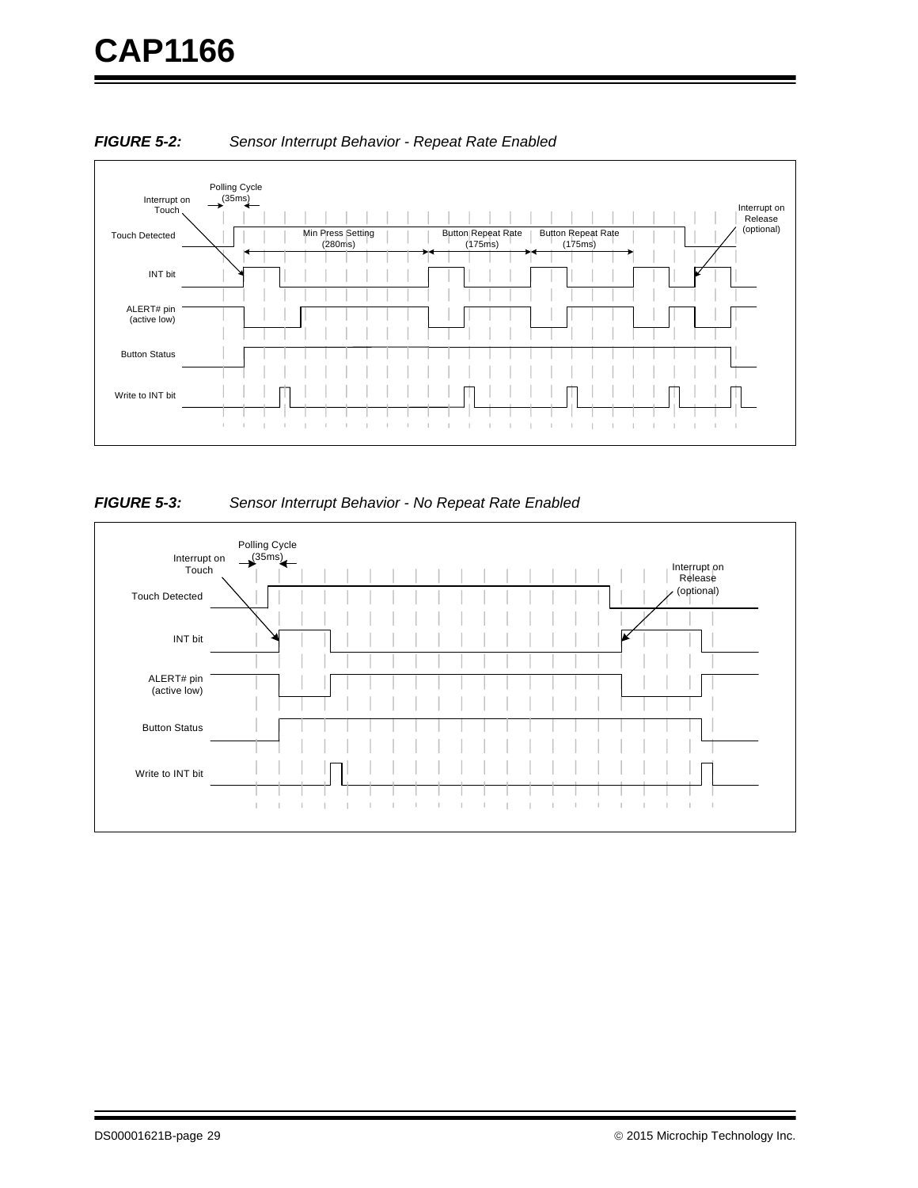***FIGURE 5-2: Sensor Interrupt Behavior - Repeat Rate Enabled***

Polling Cycle (35ms)

Interrupt on Touch

Interrupt on Release (optional)

Touch Detected

Min Press Setting (280ms)

Button Repeat Rate (175ms)

Button Repeat Rate (175ms)

INT bit

ALERT# pin (active low)

Button Status

Write to INT bit

***FIGURE 5-3: Sensor Interrupt Behavior - No Repeat Rate Enabled***

Polling Cycle (35ms)

Interrupt on Touch

Interrupt on Release (optional)

Touch Detected

INT bit

ALERT# pin (active low)

Button Status

Write to INT bit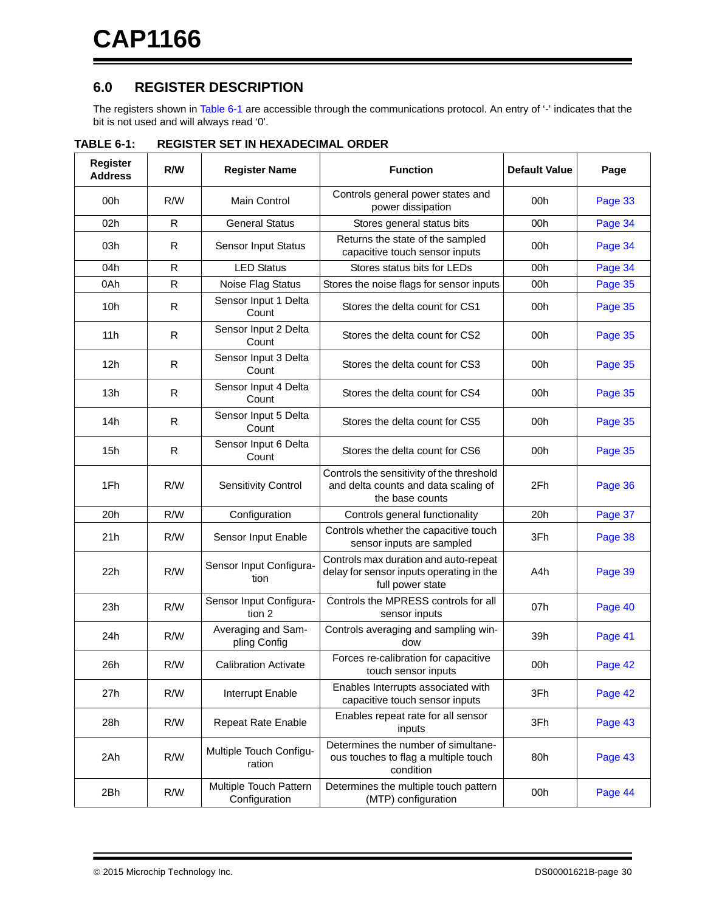## 6.0 REGISTER DESCRIPTION

The registers shown in Table 6-1 are accessible through the communications protocol. An entry of '-' indicates that the bit is not used and will always read '0'.

**TABLE 6-1: REGISTER SET IN HEXADECIMAL ORDER**

| Register Address | R/W | Register Name | Function | Default Value | Page |
|---|---|---|---|---|---|
| 00h | R/W | Main Control | Controls general power states and power dissipation | 00h | Page 33 |
| 02h | R | General Status | Stores general status bits | 00h | Page 34 |
| 03h | R | Sensor Input Status | Returns the state of the sampled capacitive touch sensor inputs | 00h | Page 34 |
| 04h | R | LED Status | Stores status bits for LEDs | 00h | Page 34 |
| 0Ah | R | Noise Flag Status | Stores the noise flags for sensor inputs | 00h | Page 35 |
| 10h | R | Sensor Input 1 Delta Count | Stores the delta count for CS1 | 00h | Page 35 |
| 11h | R | Sensor Input 2 Delta Count | Stores the delta count for CS2 | 00h | Page 35 |
| 12h | R | Sensor Input 3 Delta Count | Stores the delta count for CS3 | 00h | Page 35 |
| 13h | R | Sensor Input 4 Delta Count | Stores the delta count for CS4 | 00h | Page 35 |
| 14h | R | Sensor Input 5 Delta Count | Stores the delta count for CS5 | 00h | Page 35 |
| 15h | R | Sensor Input 6 Delta Count | Stores the delta count for CS6 | 00h | Page 35 |
| 1Fh | R/W | Sensitivity Control | Controls the sensitivity of the threshold and delta counts and data scaling of the base counts | 2Fh | Page 36 |
| 20h | R/W | Configuration | Controls general functionality | 20h | Page 37 |
| 21h | R/W | Sensor Input Enable | Controls whether the capacitive touch sensor inputs are sampled | 3Fh | Page 38 |
| 22h | R/W | Sensor Input Configuration | Controls max duration and auto-repeat delay for sensor inputs operating in the full power state | A4h | Page 39 |
| 23h | R/W | Sensor Input Configuration 2 | Controls the MPRESS controls for all sensor inputs | 07h | Page 40 |
| 24h | R/W | Averaging and Sampling Config | Controls averaging and sampling window | 39h | Page 41 |
| 26h | R/W | Calibration Activate | Forces re-calibration for capacitive touch sensor inputs | 00h | Page 42 |
| 27h | R/W | Interrupt Enable | Enables Interrupts associated with capacitive touch sensor inputs | 3Fh | Page 42 |
| 28h | R/W | Repeat Rate Enable | Enables repeat rate for all sensor inputs | 3Fh | Page 43 |
| 2Ah | R/W | Multiple Touch Configuration | Determines the number of simultaneous touches to flag a multiple touch condition | 80h | Page 43 |
| 2Bh | R/W | Multiple Touch Pattern Configuration | Determines the multiple touch pattern (MTP) configuration | 00h | Page 44 |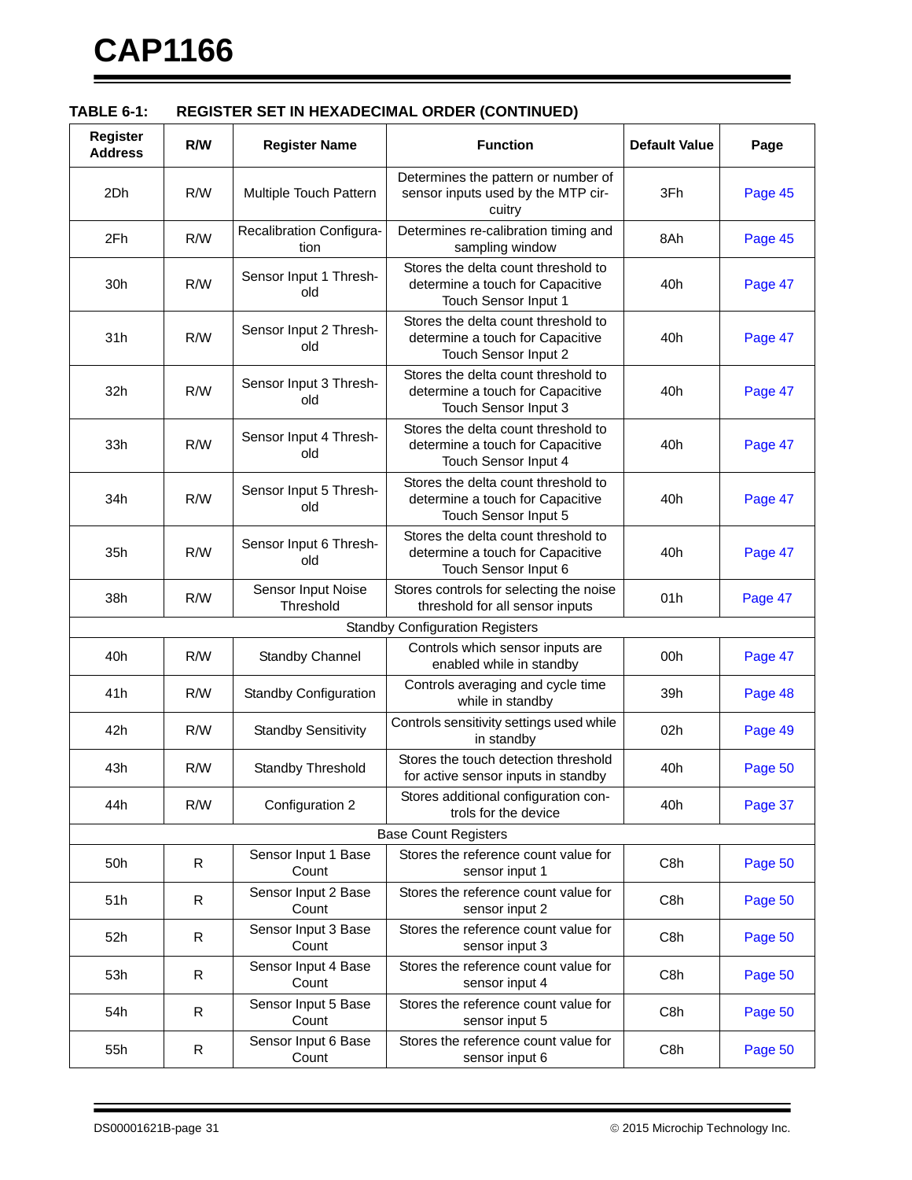**TABLE 6-1: REGISTER SET IN HEXADECIMAL ORDER (CONTINUED)**

| Register Address | R/W | Register Name | Function | Default Value | Page |
|---|---|---|---|---|---|
| 2Dh | R/W | Multiple Touch Pattern | Determines the pattern or number of sensor inputs used by the MTP circuitry | 3Fh | Page 45 |
| 2Fh | R/W | Recalibration Configuration | Determines re-calibration timing and sampling window | 8Ah | Page 45 |
| 30h | R/W | Sensor Input 1 Threshold | Stores the delta count threshold to determine a touch for Capacitive Touch Sensor Input 1 | 40h | Page 47 |
| 31h | R/W | Sensor Input 2 Threshold | Stores the delta count threshold to determine a touch for Capacitive Touch Sensor Input 2 | 40h | Page 47 |
| 32h | R/W | Sensor Input 3 Threshold | Stores the delta count threshold to determine a touch for Capacitive Touch Sensor Input 3 | 40h | Page 47 |
| 33h | R/W | Sensor Input 4 Threshold | Stores the delta count threshold to determine a touch for Capacitive Touch Sensor Input 4 | 40h | Page 47 |
| 34h | R/W | Sensor Input 5 Threshold | Stores the delta count threshold to determine a touch for Capacitive Touch Sensor Input 5 | 40h | Page 47 |
| 35h | R/W | Sensor Input 6 Threshold | Stores the delta count threshold to determine a touch for Capacitive Touch Sensor Input 6 | 40h | Page 47 |
| 38h | R/W | Sensor Input Noise Threshold | Stores controls for selecting the noise threshold for all sensor inputs | 01h | Page 47 |
| Standby Configuration Registers | | | | | |
| 40h | R/W | Standby Channel | Controls which sensor inputs are enabled while in standby | 00h | Page 47 |
| 41h | R/W | Standby Configuration | Controls averaging and cycle time while in standby | 39h | Page 48 |
| 42h | R/W | Standby Sensitivity | Controls sensitivity settings used while in standby | 02h | Page 49 |
| 43h | R/W | Standby Threshold | Stores the touch detection threshold for active sensor inputs in standby | 40h | Page 50 |
| 44h | R/W | Configuration 2 | Stores additional configuration controls for the device | 40h | Page 37 |
| Base Count Registers | | | | | |
| 50h | R | Sensor Input 1 Base Count | Stores the reference count value for sensor input 1 | C8h | Page 50 |
| 51h | R | Sensor Input 2 Base Count | Stores the reference count value for sensor input 2 | C8h | Page 50 |
| 52h | R | Sensor Input 3 Base Count | Stores the reference count value for sensor input 3 | C8h | Page 50 |
| 53h | R | Sensor Input 4 Base Count | Stores the reference count value for sensor input 4 | C8h | Page 50 |
| 54h | R | Sensor Input 5 Base Count | Stores the reference count value for sensor input 5 | C8h | Page 50 |
| 55h | R | Sensor Input 6 Base Count | Stores the reference count value for sensor input 6 | C8h | Page 50 |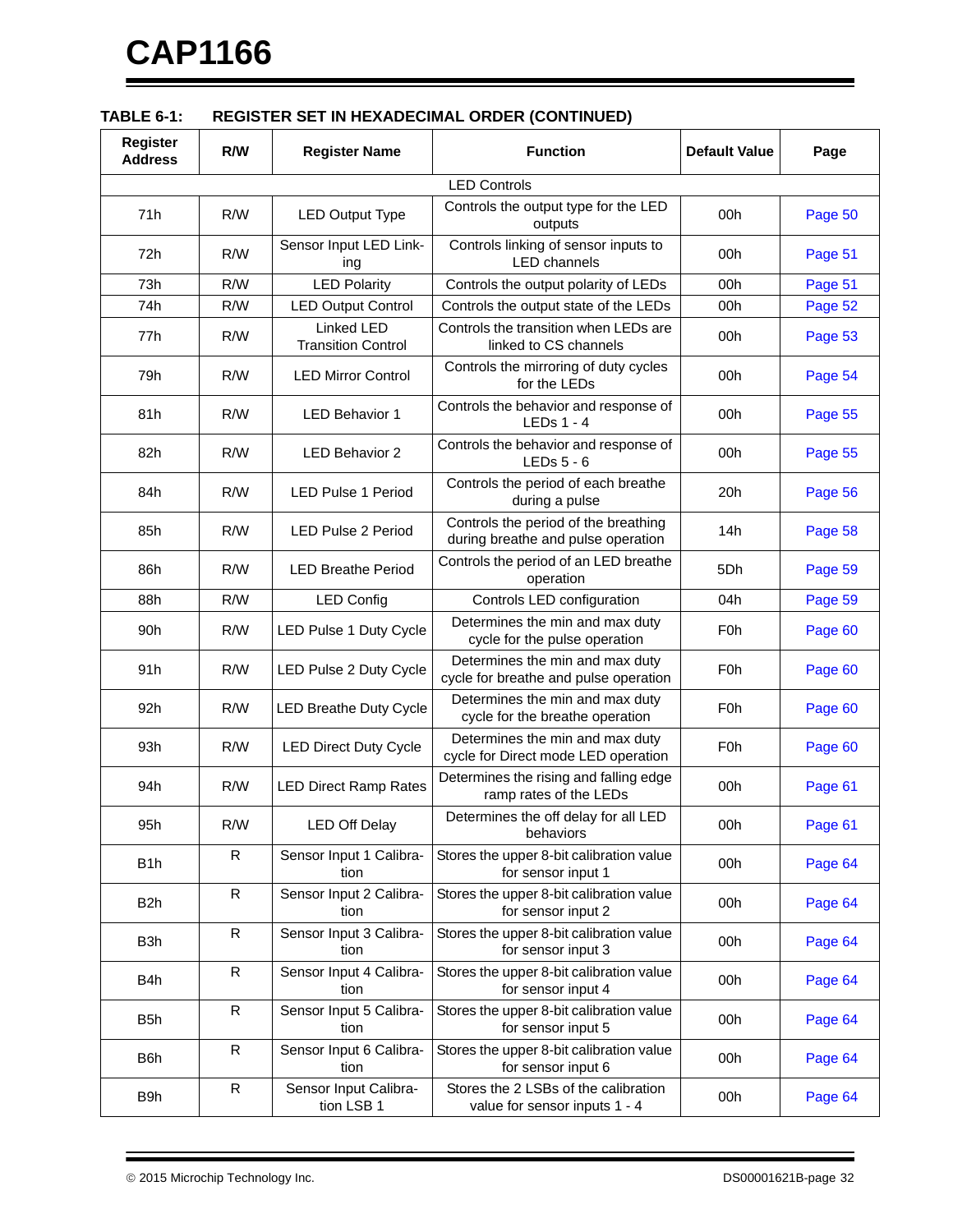**TABLE 6-1: REGISTER SET IN HEXADECIMAL ORDER (CONTINUED)**

| Register Address | R/W | Register Name | Function | Default Value | Page |
|---|---|---|---|---|---|
| LED Controls | | | | | |
| 71h | R/W | LED Output Type | Controls the output type for the LED outputs | 00h | Page 50 |
| 72h | R/W | Sensor Input LED Linking | Controls linking of sensor inputs to LED channels | 00h | Page 51 |
| 73h | R/W | LED Polarity | Controls the output polarity of LEDs | 00h | Page 51 |
| 74h | R/W | LED Output Control | Controls the output state of the LEDs | 00h | Page 52 |
| 77h | R/W | Linked LED Transition Control | Controls the transition when LEDs are linked to CS channels | 00h | Page 53 |
| 79h | R/W | LED Mirror Control | Controls the mirroring of duty cycles for the LEDs | 00h | Page 54 |
| 81h | R/W | LED Behavior 1 | Controls the behavior and response of LEDs 1 - 4 | 00h | Page 55 |
| 82h | R/W | LED Behavior 2 | Controls the behavior and response of LEDs 5 - 6 | 00h | Page 55 |
| 84h | R/W | LED Pulse 1 Period | Controls the period of each breathe during a pulse | 20h | Page 56 |
| 85h | R/W | LED Pulse 2 Period | Controls the period of the breathing during breathe and pulse operation | 14h | Page 58 |
| 86h | R/W | LED Breathe Period | Controls the period of an LED breathe operation | 5Dh | Page 59 |
| 88h | R/W | LED Config | Controls LED configuration | 04h | Page 59 |
| 90h | R/W | LED Pulse 1 Duty Cycle | Determines the min and max duty cycle for the pulse operation | F0h | Page 60 |
| 91h | R/W | LED Pulse 2 Duty Cycle | Determines the min and max duty cycle for breathe and pulse operation | F0h | Page 60 |
| 92h | R/W | LED Breathe Duty Cycle | Determines the min and max duty cycle for the breathe operation | F0h | Page 60 |
| 93h | R/W | LED Direct Duty Cycle | Determines the min and max duty cycle for Direct mode LED operation | F0h | Page 60 |
| 94h | R/W | LED Direct Ramp Rates | Determines the rising and falling edge ramp rates of the LEDs | 00h | Page 61 |
| 95h | R/W | LED Off Delay | Determines the off delay for all LED behaviors | 00h | Page 61 |
| B1h | R | Sensor Input 1 Calibration | Stores the upper 8-bit calibration value for sensor input 1 | 00h | Page 64 |
| B2h | R | Sensor Input 2 Calibration | Stores the upper 8-bit calibration value for sensor input 2 | 00h | Page 64 |
| B3h | R | Sensor Input 3 Calibration | Stores the upper 8-bit calibration value for sensor input 3 | 00h | Page 64 |
| B4h | R | Sensor Input 4 Calibration | Stores the upper 8-bit calibration value for sensor input 4 | 00h | Page 64 |
| B5h | R | Sensor Input 5 Calibration | Stores the upper 8-bit calibration value for sensor input 5 | 00h | Page 64 |
| B6h | R | Sensor Input 6 Calibration | Stores the upper 8-bit calibration value for sensor input 6 | 00h | Page 64 |
| B9h | R | Sensor Input Calibration LSB 1 | Stores the 2 LSBs of the calibration value for sensor inputs 1 - 4 | 00h | Page 64 |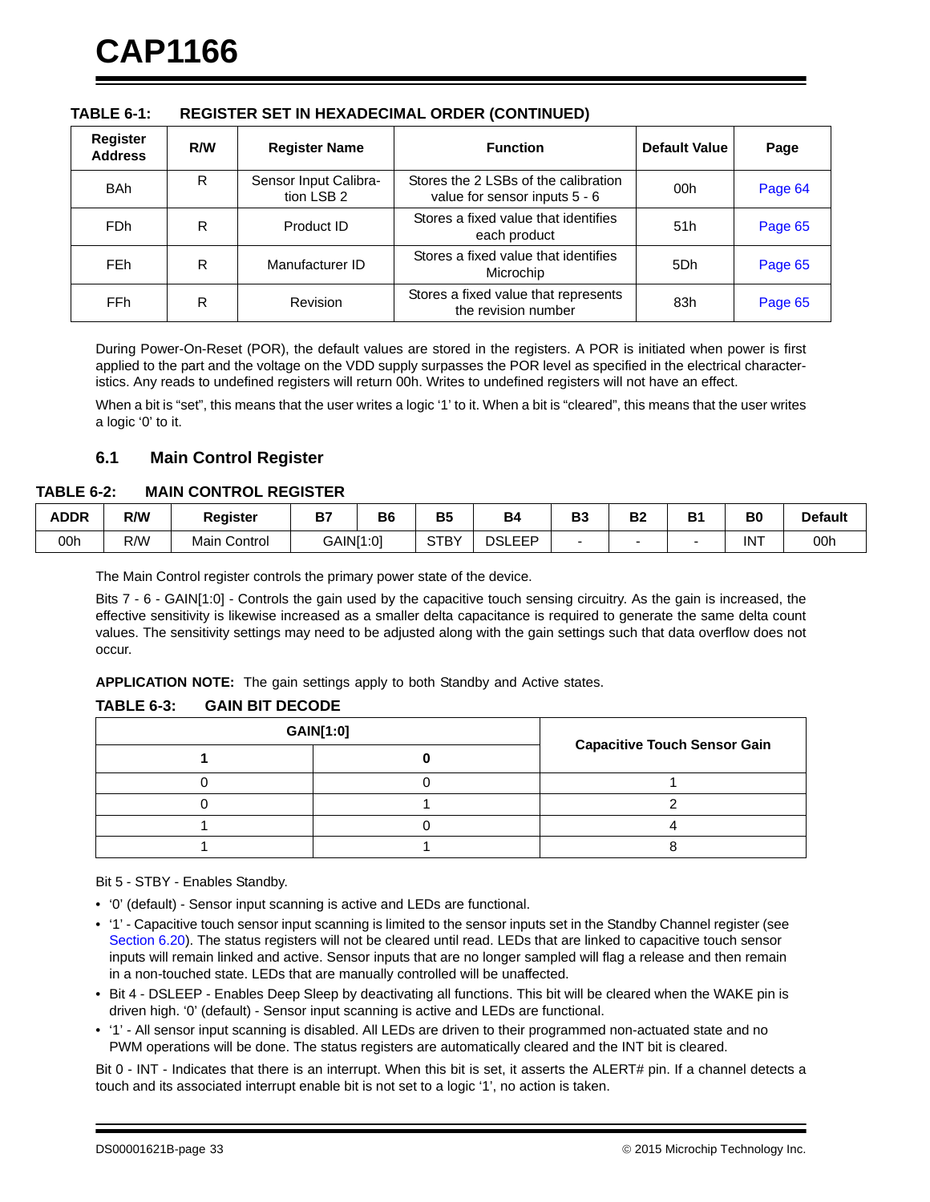**TABLE 6-1: REGISTER SET IN HEXADECIMAL ORDER (CONTINUED)**

| Register Address | R/W | Register Name | Function | Default Value | Page |
|---|---|---|---|---|---|
| BAh | R | Sensor Input Calibration LSB 2 | Stores the 2 LSBs of the calibration value for sensor inputs 5 - 6 | 00h | Page 64 |
| FDh | R | Product ID | Stores a fixed value that identifies each product | 51h | Page 65 |
| FEh | R | Manufacturer ID | Stores a fixed value that identifies Microchip | 5Dh | Page 65 |
| FFh | R | Revision | Stores a fixed value that represents the revision number | 83h | Page 65 |

During Power-On-Reset (POR), the default values are stored in the registers. A POR is initiated when power is first applied to the part and the voltage on the VDD supply surpasses the POR level as specified in the electrical characteristics. Any reads to undefined registers will return 00h. Writes to undefined registers will not have an effect.

When a bit is “set”, this means that the user writes a logic ‘1’ to it. When a bit is “cleared”, this means that the user writes a logic ‘0’ to it.

## 6.1 Main Control Register

**TABLE 6-2: MAIN CONTROL REGISTER**

| ADDR | R/W | Register | B7 | B6 | B5 | B4 | B3 | B2 | B1 | B0 | Default |
|---|---|---|---|---|---|---|---|---|---|---|---|
| 00h | R/W | Main Control | GAIN[1:0] | | STBY | DSLEEP | - | - | - | INT | 00h |

The Main Control register controls the primary power state of the device.

Bits 7 - 6 - GAIN[1:0] - Controls the gain used by the capacitive touch sensing circuitry. As the gain is increased, the effective sensitivity is likewise increased as a smaller delta capacitance is required to generate the same delta count values. The sensitivity settings may need to be adjusted along with the gain settings such that data overflow does not occur.

**APPLICATION NOTE:** The gain settings apply to both Standby and Active states.

**TABLE 6-3: GAIN BIT DECODE**

| GAIN[1:0] | | Capacitive Touch Sensor Gain |
|---|---|---|
| 1 | 0 | |
| 0 | 0 | 1 |
| 0 | 1 | 2 |
| 1 | 0 | 4 |
| 1 | 1 | 8 |

Bit 5 - STBY - Enables Standby.

- ‘0’ (default) - Sensor input scanning is active and LEDs are functional.
- ‘1’ - Capacitive touch sensor input scanning is limited to the sensor inputs set in the Standby Channel register (see Section 6.20). The status registers will not be cleared until read. LEDs that are linked to capacitive touch sensor inputs will remain linked and active. Sensor inputs that are no longer sampled will flag a release and then remain in a non-touched state. LEDs that are manually controlled will be unaffected.
- Bit 4 - DSLEEP - Enables Deep Sleep by deactivating all functions. This bit will be cleared when the WAKE pin is driven high. ‘0’ (default) - Sensor input scanning is active and LEDs are functional.
- ‘1’ - All sensor input scanning is disabled. All LEDs are driven to their programmed non-actuated state and no PWM operations will be done. The status registers are automatically cleared and the INT bit is cleared.

Bit 0 - INT - Indicates that there is an interrupt. When this bit is set, it asserts the ALERT# pin. If a channel detects a touch and its associated interrupt enable bit is not set to a logic ‘1’, no action is taken.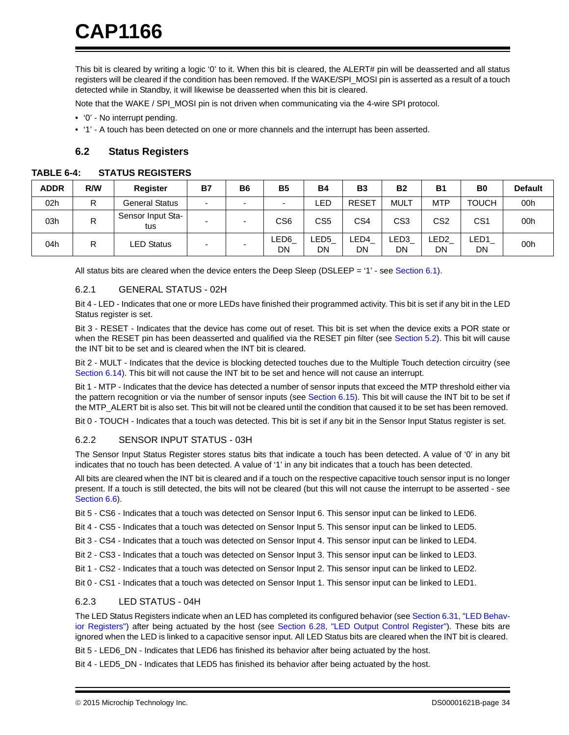This bit is cleared by writing a logic ‘0’ to it. When this bit is cleared, the ALERT# pin will be deasserted and all status registers will be cleared if the condition has been removed. If the WAKE/SPI_MOSI pin is asserted as a result of a touch detected while in Standby, it will likewise be deasserted when this bit is cleared.

Note that the WAKE / SPI_MOSI pin is not driven when communicating via the 4-wire SPI protocol.

- ‘0’ - No interrupt pending.
- ‘1’ - A touch has been detected on one or more channels and the interrupt has been asserted.

## 6.2 Status Registers

**TABLE 6-4: STATUS REGISTERS**

| ADDR | R/W | Register | B7 | B6 | B5 | B4 | B3 | B2 | B1 | B0 | Default |
|---|---|---|---|---|---|---|---|---|---|---|---|
| 02h | R | General Status | - | - | - | LED | RESET | MULT | MTP | TOUCH | 00h |
| 03h | R | Sensor Input Status | - | - | CS6 | CS5 | CS4 | CS3 | CS2 | CS1 | 00h |
| 04h | R | LED Status | - | - | LED6_DN | LED5_DN | LED4_DN | LED3_DN | LED2_DN | LED1_DN | 00h |

All status bits are cleared when the device enters the Deep Sleep (DSLEEP = ‘1’ - see Section 6.1).

### 6.2.1 GENERAL STATUS - 02H

Bit 4 - LED - Indicates that one or more LEDs have finished their programmed activity. This bit is set if any bit in the LED Status register is set.

Bit 3 - RESET - Indicates that the device has come out of reset. This bit is set when the device exits a POR state or when the RESET pin has been deasserted and qualified via the RESET pin filter (see Section 5.2). This bit will cause the INT bit to be set and is cleared when the INT bit is cleared.

Bit 2 - MULT - Indicates that the device is blocking detected touches due to the Multiple Touch detection circuitry (see Section 6.14). This bit will not cause the INT bit to be set and hence will not cause an interrupt.

Bit 1 - MTP - Indicates that the device has detected a number of sensor inputs that exceed the MTP threshold either via the pattern recognition or via the number of sensor inputs (see Section 6.15). This bit will cause the INT bit to be set if the MTP_ALERT bit is also set. This bit will not be cleared until the condition that caused it to be set has been removed.

Bit 0 - TOUCH - Indicates that a touch was detected. This bit is set if any bit in the Sensor Input Status register is set.

### 6.2.2 SENSOR INPUT STATUS - 03H

The Sensor Input Status Register stores status bits that indicate a touch has been detected. A value of ‘0’ in any bit indicates that no touch has been detected. A value of ‘1’ in any bit indicates that a touch has been detected.

All bits are cleared when the INT bit is cleared and if a touch on the respective capacitive touch sensor input is no longer present. If a touch is still detected, the bits will not be cleared (but this will not cause the interrupt to be asserted - see Section 6.6).

Bit 5 - CS6 - Indicates that a touch was detected on Sensor Input 6. This sensor input can be linked to LED6.

Bit 4 - CS5 - Indicates that a touch was detected on Sensor Input 5. This sensor input can be linked to LED5.

Bit 3 - CS4 - Indicates that a touch was detected on Sensor Input 4. This sensor input can be linked to LED4.

Bit 2 - CS3 - Indicates that a touch was detected on Sensor Input 3. This sensor input can be linked to LED3.

Bit 1 - CS2 - Indicates that a touch was detected on Sensor Input 2. This sensor input can be linked to LED2.

Bit 0 - CS1 - Indicates that a touch was detected on Sensor Input 1. This sensor input can be linked to LED1.

### 6.2.3 LED STATUS - 04H

The LED Status Registers indicate when an LED has completed its configured behavior (see Section 6.31, "LED Behavior Registers") after being actuated by the host (see Section 6.28, "LED Output Control Register"). These bits are ignored when the LED is linked to a capacitive sensor input. All LED Status bits are cleared when the INT bit is cleared.

Bit 5 - LED6_DN - Indicates that LED6 has finished its behavior after being actuated by the host.

Bit 4 - LED5_DN - Indicates that LED5 has finished its behavior after being actuated by the host.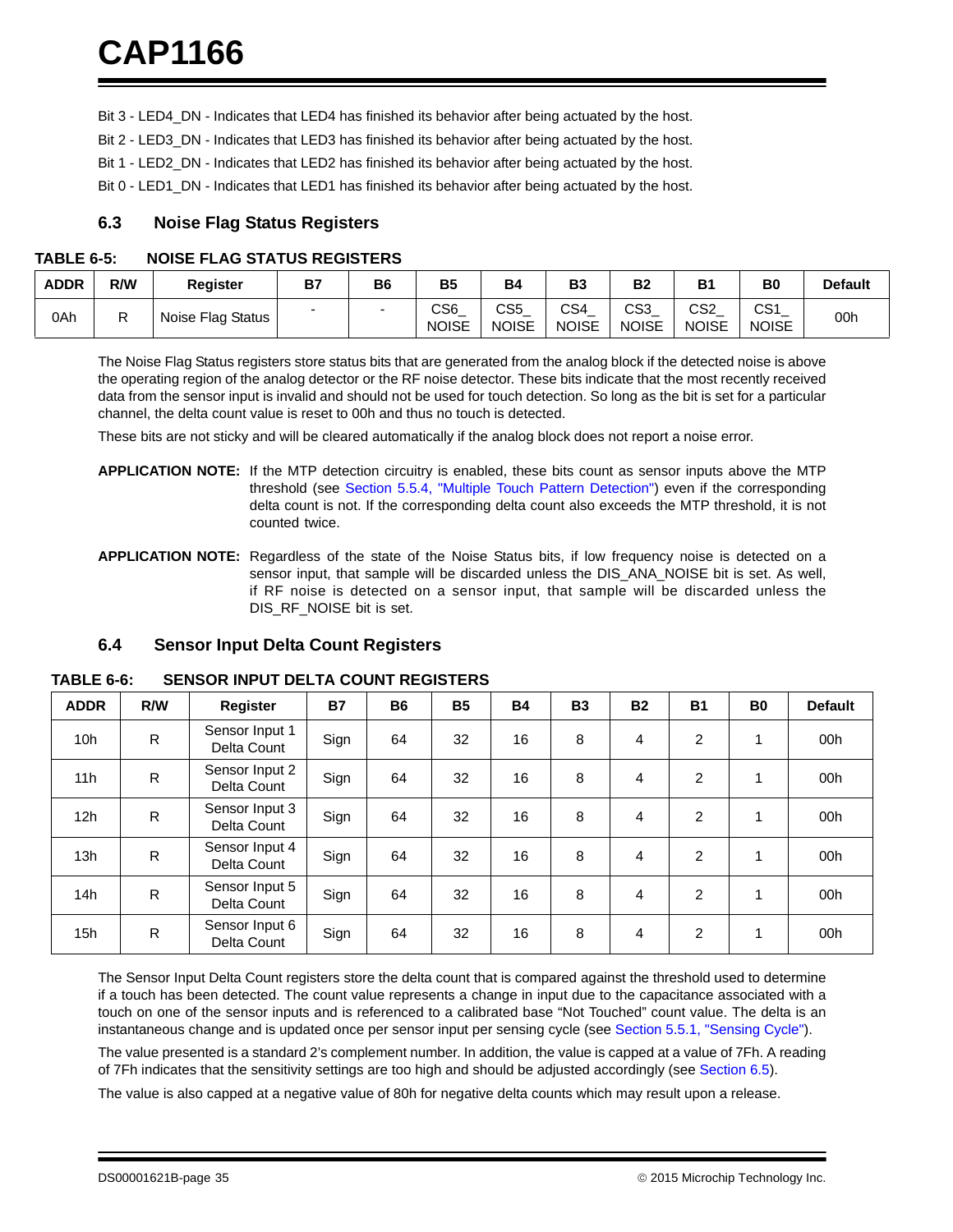Bit 3 - LED4_DN - Indicates that LED4 has finished its behavior after being actuated by the host.

Bit 2 - LED3_DN - Indicates that LED3 has finished its behavior after being actuated by the host.

Bit 1 - LED2_DN - Indicates that LED2 has finished its behavior after being actuated by the host.

Bit 0 - LED1_DN - Indicates that LED1 has finished its behavior after being actuated by the host.

## 6.3 Noise Flag Status Registers

**TABLE 6-5: NOISE FLAG STATUS REGISTERS**

| ADDR | R/W | Register | B7 | B6 | B5 | B4 | B3 | B2 | B1 | B0 | Default |
|---|---|---|---|---|---|---|---|---|---|---|---|
| 0Ah | R | Noise Flag Status | - | - | CS6_ NOISE | CS5_ NOISE | CS4_ NOISE | CS3_ NOISE | CS2_ NOISE | CS1_ NOISE | 00h |

The Noise Flag Status registers store status bits that are generated from the analog block if the detected noise is above the operating region of the analog detector or the RF noise detector. These bits indicate that the most recently received data from the sensor input is invalid and should not be used for touch detection. So long as the bit is set for a particular channel, the delta count value is reset to 00h and thus no touch is detected.

These bits are not sticky and will be cleared automatically if the analog block does not report a noise error.

**APPLICATION NOTE:** If the MTP detection circuitry is enabled, these bits count as sensor inputs above the MTP threshold (see Section 5.5.4, "Multiple Touch Pattern Detection") even if the corresponding delta count is not. If the corresponding delta count also exceeds the MTP threshold, it is not counted twice.

**APPLICATION NOTE:** Regardless of the state of the Noise Status bits, if low frequency noise is detected on a sensor input, that sample will be discarded unless the DIS_ANA_NOISE bit is set. As well, if RF noise is detected on a sensor input, that sample will be discarded unless the DIS_RF_NOISE bit is set.

## 6.4 Sensor Input Delta Count Registers

**TABLE 6-6: SENSOR INPUT DELTA COUNT REGISTERS**

| ADDR | R/W | Register | B7 | B6 | B5 | B4 | B3 | B2 | B1 | B0 | Default |
|---|---|---|---|---|---|---|---|---|---|---|---|
| 10h | R | Sensor Input 1 Delta Count | Sign | 64 | 32 | 16 | 8 | 4 | 2 | 1 | 00h |
| 11h | R | Sensor Input 2 Delta Count | Sign | 64 | 32 | 16 | 8 | 4 | 2 | 1 | 00h |
| 12h | R | Sensor Input 3 Delta Count | Sign | 64 | 32 | 16 | 8 | 4 | 2 | 1 | 00h |
| 13h | R | Sensor Input 4 Delta Count | Sign | 64 | 32 | 16 | 8 | 4 | 2 | 1 | 00h |
| 14h | R | Sensor Input 5 Delta Count | Sign | 64 | 32 | 16 | 8 | 4 | 2 | 1 | 00h |
| 15h | R | Sensor Input 6 Delta Count | Sign | 64 | 32 | 16 | 8 | 4 | 2 | 1 | 00h |

The Sensor Input Delta Count registers store the delta count that is compared against the threshold used to determine if a touch has been detected. The count value represents a change in input due to the capacitance associated with a touch on one of the sensor inputs and is referenced to a calibrated base "Not Touched" count value. The delta is an instantaneous change and is updated once per sensor input per sensing cycle (see Section 5.5.1, "Sensing Cycle").

The value presented is a standard 2's complement number. In addition, the value is capped at a value of 7Fh. A reading of 7Fh indicates that the sensitivity settings are too high and should be adjusted accordingly (see Section 6.5).

The value is also capped at a negative value of 80h for negative delta counts which may result upon a release.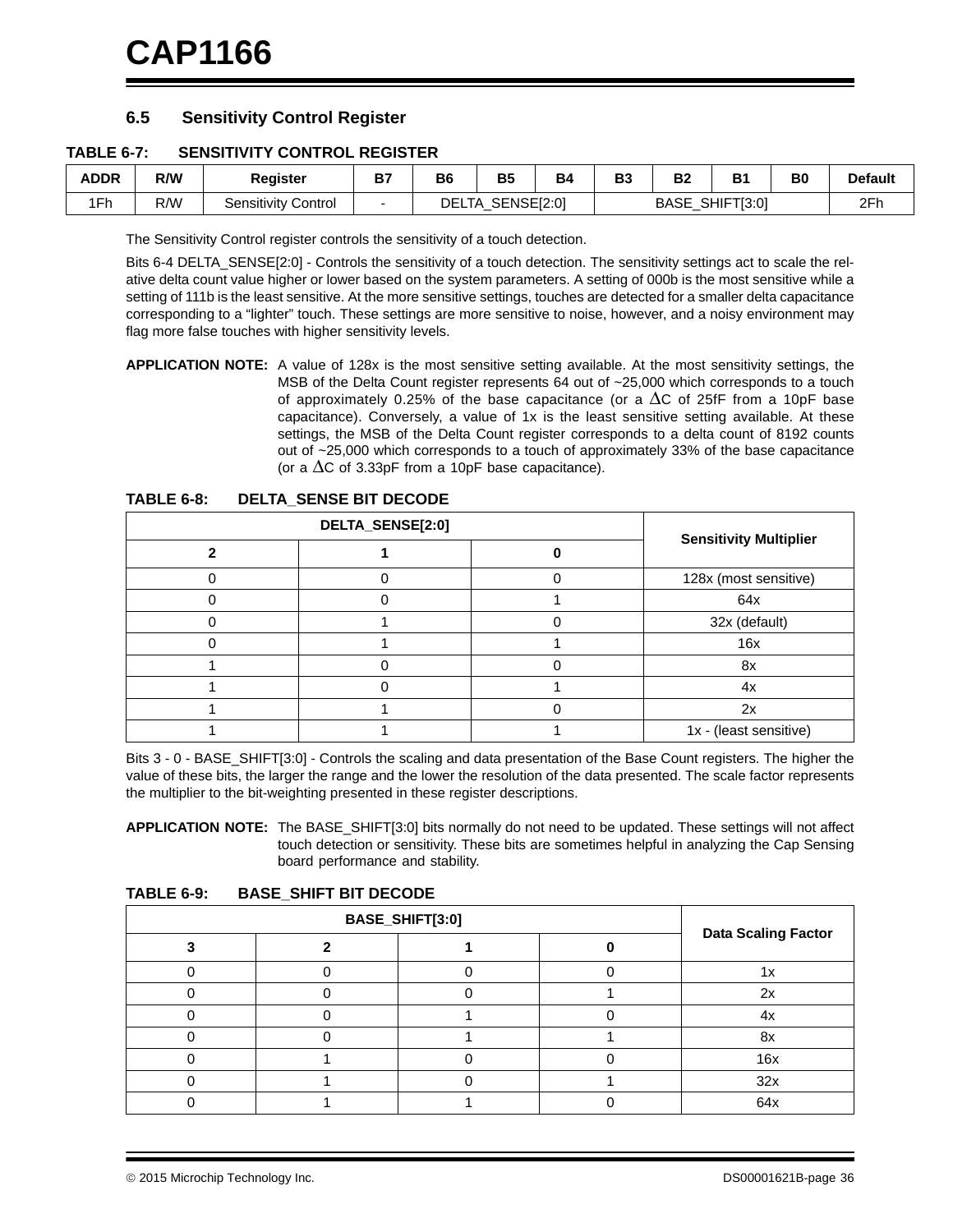## 6.5 Sensitivity Control Register

**TABLE 6-7: SENSITIVITY CONTROL REGISTER**

| ADDR | R/W | Register | B7 | B6 | B5 | B4 | B3 | B2 | B1 | B0 | Default |
|---|---|---|---|---|---|---|---|---|---|---|---|
| 1Fh | R/W | Sensitivity Control | - | DELTA_SENSE[2:0] | | | BASE_SHIFT[3:0] | | | | 2Fh |

The Sensitivity Control register controls the sensitivity of a touch detection.

Bits 6-4 DELTA_SENSE[2:0] - Controls the sensitivity of a touch detection. The sensitivity settings act to scale the relative delta count value higher or lower based on the system parameters. A setting of 000b is the most sensitive while a setting of 111b is the least sensitive. At the more sensitive settings, touches are detected for a smaller delta capacitance corresponding to a "lighter" touch. These settings are more sensitive to noise, however, and a noisy environment may flag more false touches with higher sensitivity levels.

**APPLICATION NOTE:** A value of 128x is the most sensitive setting available. At the most sensitivity settings, the MSB of the Delta Count register represents 64 out of ~25,000 which corresponds to a touch of approximately 0.25% of the base capacitance (or a $\Delta$C of 25fF from a 10pF base capacitance). Conversely, a value of 1x is the least sensitive setting available. At these settings, the MSB of the Delta Count register corresponds to a delta count of 8192 counts out of ~25,000 which corresponds to a touch of approximately 33% of the base capacitance (or a $\Delta$C of 3.33pF from a 10pF base capacitance).

**TABLE 6-8: DELTA_SENSE BIT DECODE**

| DELTA_SENSE[2:0] | | | Sensitivity Multiplier |
|---|---|---|---|
| 2 | 1 | 0 | |
| 0 | 0 | 0 | 128x (most sensitive) |
| 0 | 0 | 1 | 64x |
| 0 | 1 | 0 | 32x (default) |
| 0 | 1 | 1 | 16x |
| 1 | 0 | 0 | 8x |
| 1 | 0 | 1 | 4x |
| 1 | 1 | 0 | 2x |
| 1 | 1 | 1 | 1x - (least sensitive) |

Bits 3 - 0 - BASE_SHIFT[3:0] - Controls the scaling and data presentation of the Base Count registers. The higher the value of these bits, the larger the range and the lower the resolution of the data presented. The scale factor represents the multiplier to the bit-weighting presented in these register descriptions.

**APPLICATION NOTE:** The BASE_SHIFT[3:0] bits normally do not need to be updated. These settings will not affect touch detection or sensitivity. These bits are sometimes helpful in analyzing the Cap Sensing board performance and stability.

**TABLE 6-9: BASE_SHIFT BIT DECODE**

| BASE_SHIFT[3:0] | | | | Data Scaling Factor |
|---|---|---|---|---|
| 3 | 2 | 1 | 0 | |
| 0 | 0 | 0 | 0 | 1x |
| 0 | 0 | 0 | 1 | 2x |
| 0 | 0 | 1 | 0 | 4x |
| 0 | 0 | 1 | 1 | 8x |
| 0 | 1 | 0 | 0 | 16x |
| 0 | 1 | 0 | 1 | 32x |
| 0 | 1 | 1 | 0 | 64x |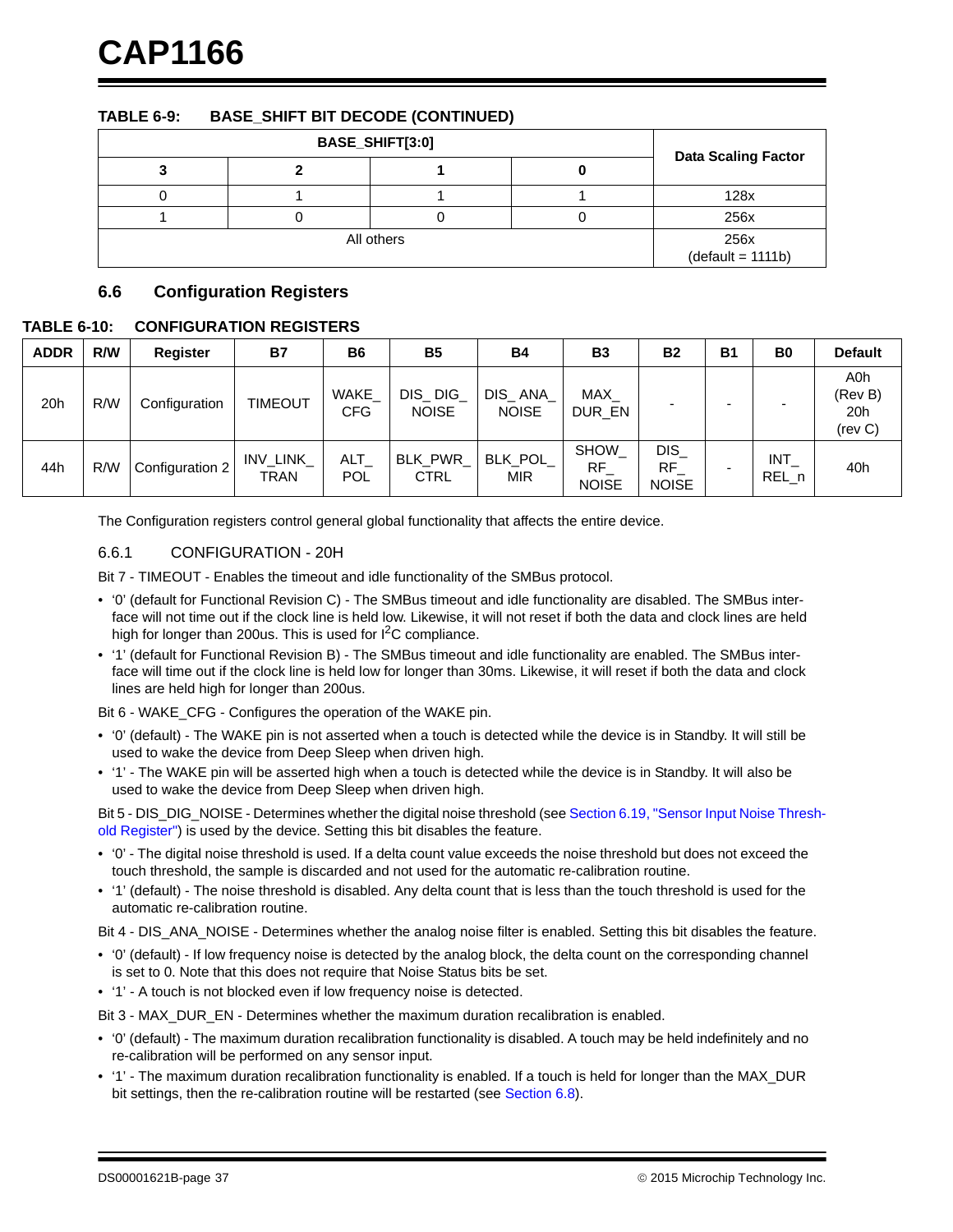**TABLE 6-9: BASE_SHIFT BIT DECODE (CONTINUED)**

| BASE_SHIFT[3:0] | | | | Data Scaling Factor |
|---|---|---|---|---|
| 3 | 2 | 1 | 0 | |
| 0 | 1 | 1 | 1 | 128x |
| 1 | 0 | 0 | 0 | 256x |
| All others | | | | 256x (default = 1111b) |

## 6.6 Configuration Registers

**TABLE 6-10: CONFIGURATION REGISTERS**

| ADDR | R/W | Register | B7 | B6 | B5 | B4 | B3 | B2 | B1 | B0 | Default |
|---|---|---|---|---|---|---|---|---|---|---|---|
| 20h | R/W | Configuration | TIMEOUT | WAKE_ CFG | DIS_ DIG_ NOISE | DIS_ ANA_ NOISE | MAX_ DUR_EN | - | - | - | A0h (Rev B) 20h (rev C) |
| 44h | R/W | Configuration 2 | INV_LINK_ TRAN | ALT_ POL | BLK_PWR_ CTRL | BLK_POL_ MIR | SHOW_ RF_ NOISE | DIS_ RF_ NOISE | - | INT_ REL_n | 40h |

The Configuration registers control general global functionality that affects the entire device.

### 6.6.1 CONFIGURATION - 20H

Bit 7 - TIMEOUT - Enables the timeout and idle functionality of the SMBus protocol.

- '0' (default for Functional Revision C) - The SMBus timeout and idle functionality are disabled. The SMBus interface will not time out if the clock line is held low. Likewise, it will not reset if both the data and clock lines are held high for longer than 200us. This is used for $I^2C$ compliance.
- '1' (default for Functional Revision B) - The SMBus timeout and idle functionality are enabled. The SMBus interface will time out if the clock line is held low for longer than 30ms. Likewise, it will reset if both the data and clock lines are held high for longer than 200us.

Bit 6 - WAKE_CFG - Configures the operation of the WAKE pin.

- '0' (default) - The WAKE pin is not asserted when a touch is detected while the device is in Standby. It will still be used to wake the device from Deep Sleep when driven high.
- '1' - The WAKE pin will be asserted high when a touch is detected while the device is in Standby. It will also be used to wake the device from Deep Sleep when driven high.

Bit 5 - DIS_DIG_NOISE - Determines whether the digital noise threshold (see Section 6.19, "Sensor Input Noise Threshold Register") is used by the device. Setting this bit disables the feature.

- '0' - The digital noise threshold is used. If a delta count value exceeds the noise threshold but does not exceed the touch threshold, the sample is discarded and not used for the automatic re-calibration routine.
- '1' (default) - The noise threshold is disabled. Any delta count that is less than the touch threshold is used for the automatic re-calibration routine.

Bit 4 - DIS_ANA_NOISE - Determines whether the analog noise filter is enabled. Setting this bit disables the feature.

- '0' (default) - If low frequency noise is detected by the analog block, the delta count on the corresponding channel is set to 0. Note that this does not require that Noise Status bits be set.
- '1' - A touch is not blocked even if low frequency noise is detected.

Bit 3 - MAX_DUR_EN - Determines whether the maximum duration recalibration is enabled.

- '0' (default) - The maximum duration recalibration functionality is disabled. A touch may be held indefinitely and no re-calibration will be performed on any sensor input.
- '1' - The maximum duration recalibration functionality is enabled. If a touch is held for longer than the MAX_DUR bit settings, then the re-calibration routine will be restarted (see Section 6.8).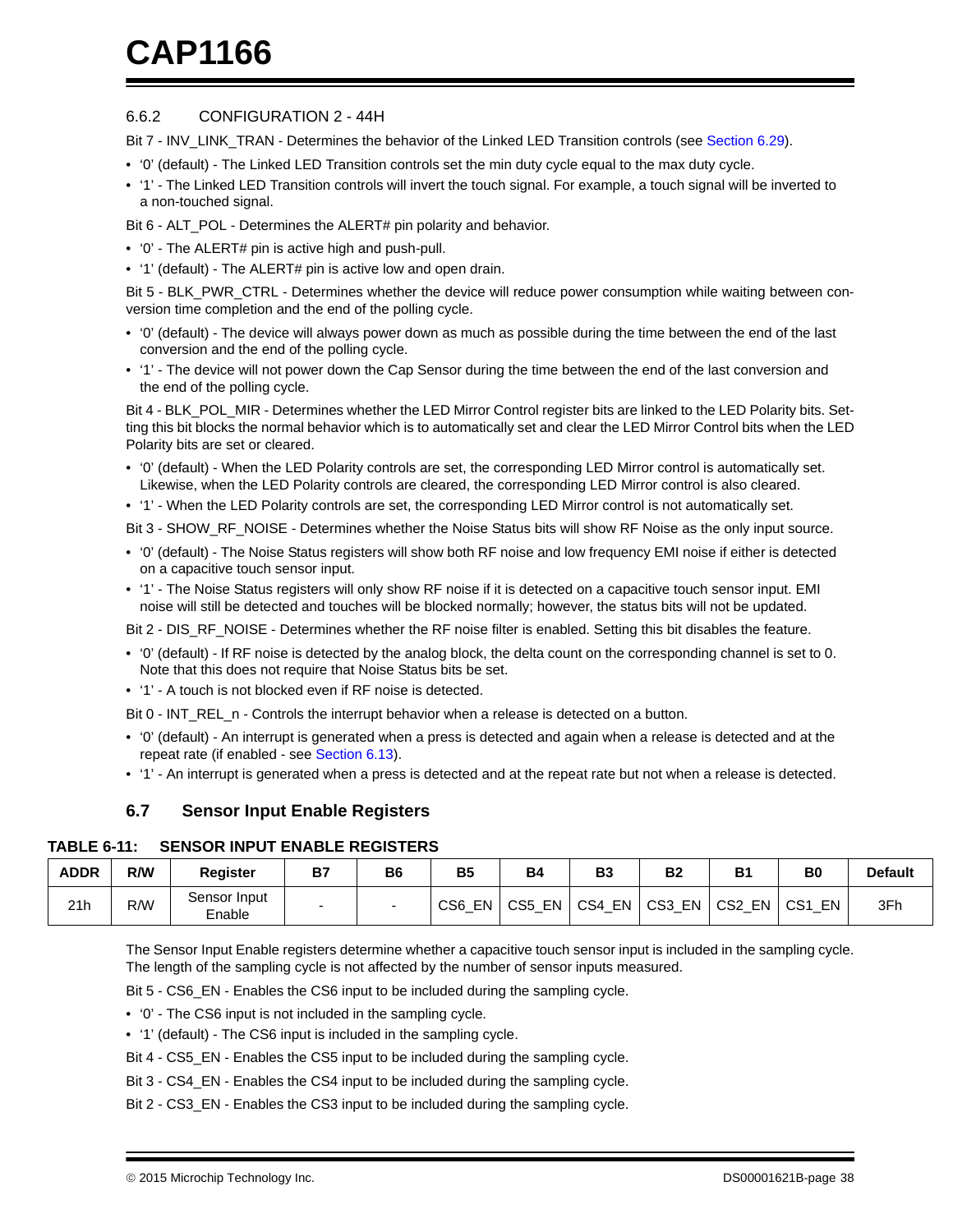### 6.6.2 CONFIGURATION 2 - 44H

Bit 7 - INV_LINK_TRAN - Determines the behavior of the Linked LED Transition controls (see Section 6.29).

- '0' (default) - The Linked LED Transition controls set the min duty cycle equal to the max duty cycle.
- '1' - The Linked LED Transition controls will invert the touch signal. For example, a touch signal will be inverted to a non-touched signal.

Bit 6 - ALT_POL - Determines the ALERT# pin polarity and behavior.

- '0' - The ALERT# pin is active high and push-pull.
- '1' (default) - The ALERT# pin is active low and open drain.

Bit 5 - BLK_PWR_CTRL - Determines whether the device will reduce power consumption while waiting between conversion time completion and the end of the polling cycle.

- '0' (default) - The device will always power down as much as possible during the time between the end of the last conversion and the end of the polling cycle.
- '1' - The device will not power down the Cap Sensor during the time between the end of the last conversion and the end of the polling cycle.

Bit 4 - BLK_POL_MIR - Determines whether the LED Mirror Control register bits are linked to the LED Polarity bits. Setting this bit blocks the normal behavior which is to automatically set and clear the LED Mirror Control bits when the LED Polarity bits are set or cleared.

- '0' (default) - When the LED Polarity controls are set, the corresponding LED Mirror control is automatically set. Likewise, when the LED Polarity controls are cleared, the corresponding LED Mirror control is also cleared.
- '1' - When the LED Polarity controls are set, the corresponding LED Mirror control is not automatically set.

Bit 3 - SHOW_RF_NOISE - Determines whether the Noise Status bits will show RF Noise as the only input source.

- '0' (default) - The Noise Status registers will show both RF noise and low frequency EMI noise if either is detected on a capacitive touch sensor input.
- '1' - The Noise Status registers will only show RF noise if it is detected on a capacitive touch sensor input. EMI noise will still be detected and touches will be blocked normally; however, the status bits will not be updated.

Bit 2 - DIS_RF_NOISE - Determines whether the RF noise filter is enabled. Setting this bit disables the feature.

- '0' (default) - If RF noise is detected by the analog block, the delta count on the corresponding channel is set to 0. Note that this does not require that Noise Status bits be set.
- '1' - A touch is not blocked even if RF noise is detected.

Bit 0 - INT_REL_n - Controls the interrupt behavior when a release is detected on a button.

- '0' (default) - An interrupt is generated when a press is detected and again when a release is detected and at the repeat rate (if enabled - see Section 6.13).
- '1' - An interrupt is generated when a press is detected and at the repeat rate but not when a release is detected.

## 6.7 Sensor Input Enable Registers

**TABLE 6-11: SENSOR INPUT ENABLE REGISTERS**

| ADDR | R/W | Register | B7 | B6 | B5 | B4 | B3 | B2 | B1 | B0 | Default |
|---|---|---|---|---|---|---|---|---|---|---|---|
| 21h | R/W | Sensor Input Enable | - | - | CS6_EN | CS5_EN | CS4_EN | CS3_EN | CS2_EN | CS1_EN | 3Fh |

The Sensor Input Enable registers determine whether a capacitive touch sensor input is included in the sampling cycle. The length of the sampling cycle is not affected by the number of sensor inputs measured.

Bit 5 - CS6_EN - Enables the CS6 input to be included during the sampling cycle.

- '0' - The CS6 input is not included in the sampling cycle.
- '1' (default) - The CS6 input is included in the sampling cycle.

Bit 4 - CS5_EN - Enables the CS5 input to be included during the sampling cycle.

Bit 3 - CS4_EN - Enables the CS4 input to be included during the sampling cycle.

Bit 2 - CS3_EN - Enables the CS3 input to be included during the sampling cycle.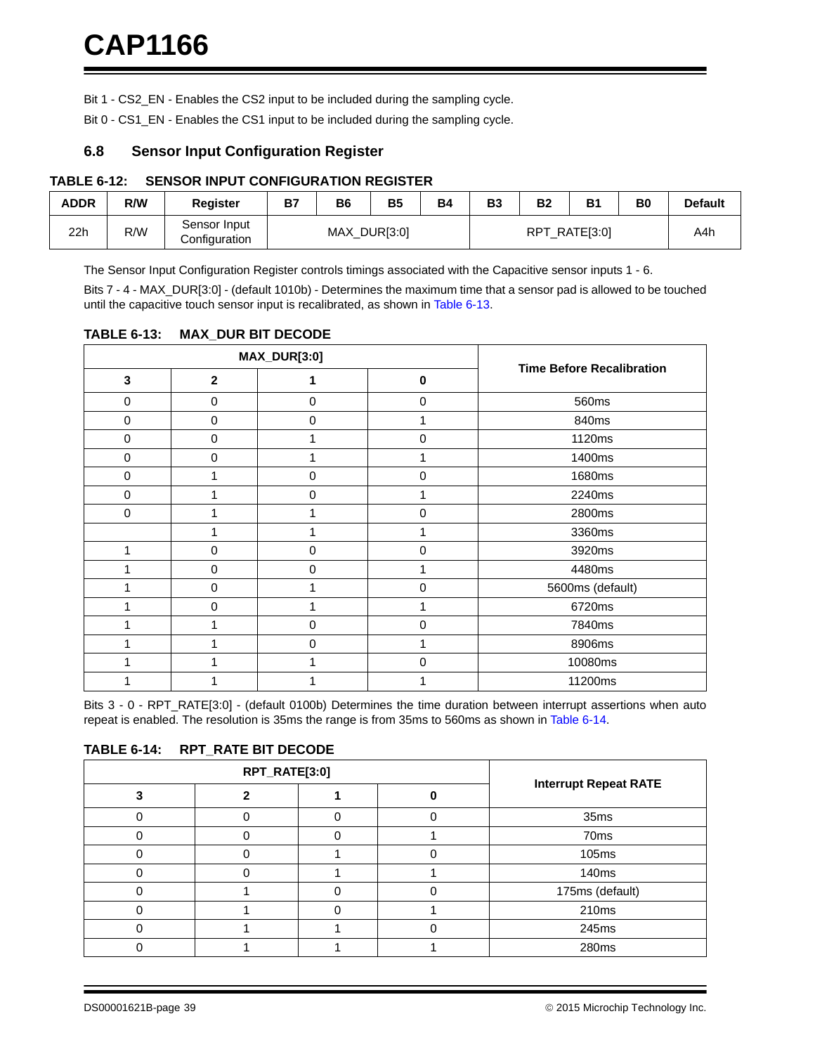Bit 1 - CS2_EN - Enables the CS2 input to be included during the sampling cycle.

Bit 0 - CS1_EN - Enables the CS1 input to be included during the sampling cycle.

## 6.8 Sensor Input Configuration Register

**TABLE 6-12: SENSOR INPUT CONFIGURATION REGISTER**

| ADDR | R/W | Register | B7 | B6 | B5 | B4 | B3 | B2 | B1 | B0 | Default |
|---|---|---|---|---|---|---|---|---|---|---|---|
| 22h | R/W | Sensor Input Configuration | MAX_DUR[3:0] | | | | RPT_RATE[3:0] | | | | A4h |

The Sensor Input Configuration Register controls timings associated with the Capacitive sensor inputs 1 - 6.

Bits 7 - 4 - MAX_DUR[3:0] - (default 1010b) - Determines the maximum time that a sensor pad is allowed to be touched until the capacitive touch sensor input is recalibrated, as shown in Table 6-13.

**TABLE 6-13: MAX_DUR BIT DECODE**

| MAX_DUR[3:0] | | | | Time Before Recalibration |
|---|---|---|---|---|
| 3 | 2 | 1 | 0 | |
| 0 | 0 | 0 | 0 | 560ms |
| 0 | 0 | 0 | 1 | 840ms |
| 0 | 0 | 1 | 0 | 1120ms |
| 0 | 0 | 1 | 1 | 1400ms |
| 0 | 1 | 0 | 0 | 1680ms |
| 0 | 1 | 0 | 1 | 2240ms |
| 0 | 1 | 1 | 0 | 2800ms |
| | 1 | 1 | 1 | 3360ms |
| 1 | 0 | 0 | 0 | 3920ms |
| 1 | 0 | 0 | 1 | 4480ms |
| 1 | 0 | 1 | 0 | 5600ms (default) |
| 1 | 0 | 1 | 1 | 6720ms |
| 1 | 1 | 0 | 0 | 7840ms |
| 1 | 1 | 0 | 1 | 8906ms |
| 1 | 1 | 1 | 0 | 10080ms |
| 1 | 1 | 1 | 1 | 11200ms |

Bits 3 - 0 - RPT_RATE[3:0] - (default 0100b) Determines the time duration between interrupt assertions when auto repeat is enabled. The resolution is 35ms the range is from 35ms to 560ms as shown in Table 6-14.

**TABLE 6-14: RPT_RATE BIT DECODE**

| RPT_RATE[3:0] | | | | Interrupt Repeat RATE |
|---|---|---|---|---|
| 3 | 2 | 1 | 0 | |
| 0 | 0 | 0 | 0 | 35ms |
| 0 | 0 | 0 | 1 | 70ms |
| 0 | 0 | 1 | 0 | 105ms |
| 0 | 0 | 1 | 1 | 140ms |
| 0 | 1 | 0 | 0 | 175ms (default) |
| 0 | 1 | 0 | 1 | 210ms |
| 0 | 1 | 1 | 0 | 245ms |
| 0 | 1 | 1 | 1 | 280ms |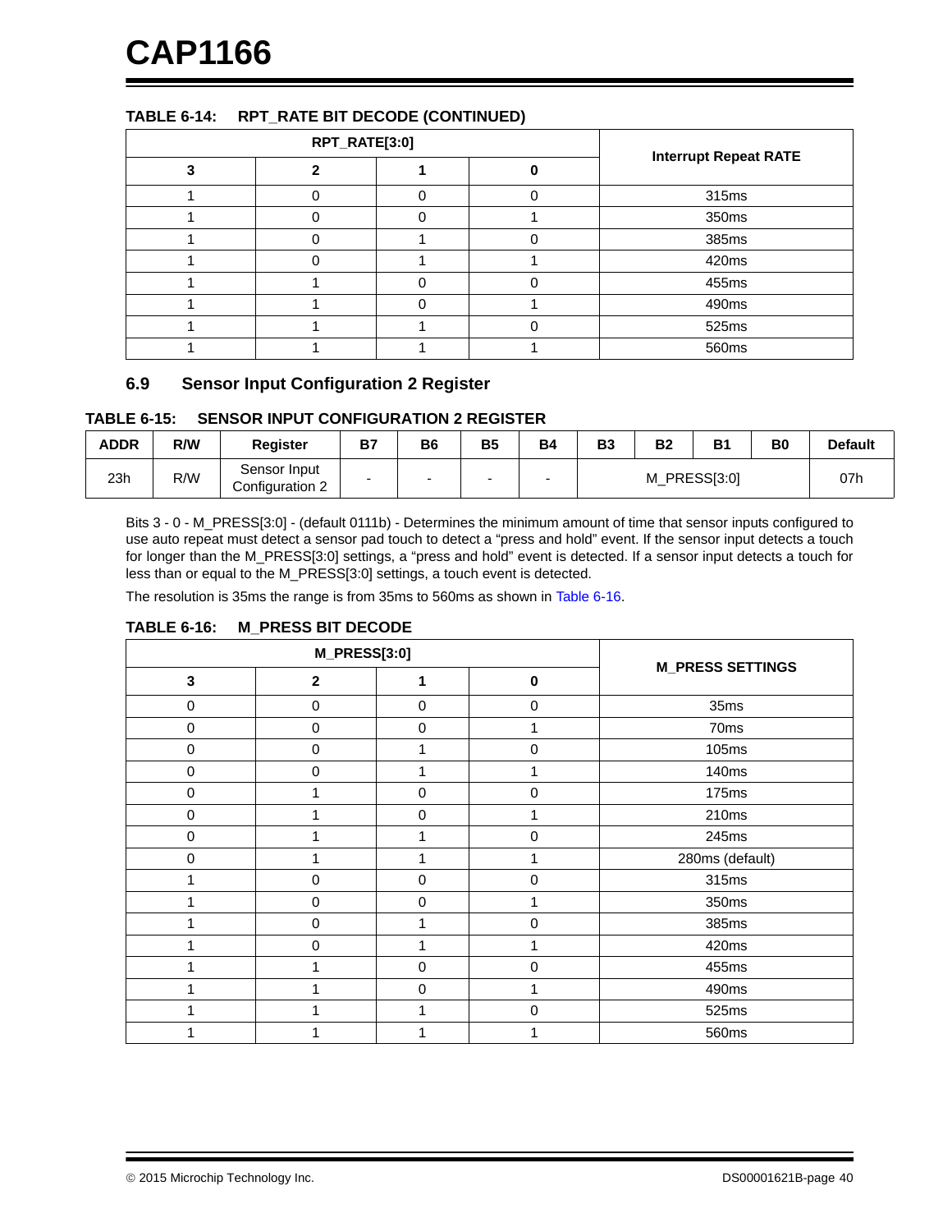**TABLE 6-14: RPT_RATE BIT DECODE (CONTINUED)**

| RPT_RATE[3:0] | | | | Interrupt Repeat RATE |
|---|---|---|---|---|
| 3 | 2 | 1 | 0 | |
| 1 | 0 | 0 | 0 | 315ms |
| 1 | 0 | 0 | 1 | 350ms |
| 1 | 0 | 1 | 0 | 385ms |
| 1 | 0 | 1 | 1 | 420ms |
| 1 | 1 | 0 | 0 | 455ms |
| 1 | 1 | 0 | 1 | 490ms |
| 1 | 1 | 1 | 0 | 525ms |
| 1 | 1 | 1 | 1 | 560ms |

## 6.9 Sensor Input Configuration 2 Register

**TABLE 6-15: SENSOR INPUT CONFIGURATION 2 REGISTER**

| ADDR | R/W | Register | B7 | B6 | B5 | B4 | B3 | B2 | B1 | B0 | Default |
|---|---|---|---|---|---|---|---|---|---|---|---|
| 23h | R/W | Sensor Input Configuration 2 | - | - | - | - | M_PRESS[3:0] | | | | 07h |

Bits 3 - 0 - M_PRESS[3:0] - (default 0111b) - Determines the minimum amount of time that sensor inputs configured to use auto repeat must detect a sensor pad touch to detect a “press and hold” event. If the sensor input detects a touch for longer than the M_PRESS[3:0] settings, a “press and hold” event is detected. If a sensor input detects a touch for less than or equal to the M_PRESS[3:0] settings, a touch event is detected.

The resolution is 35ms the range is from 35ms to 560ms as shown in Table 6-16.

**TABLE 6-16: M_PRESS BIT DECODE**

| M_PRESS[3:0] | | | | M_PRESS SETTINGS |
|---|---|---|---|---|
| 3 | 2 | 1 | 0 | |
| 0 | 0 | 0 | 0 | 35ms |
| 0 | 0 | 0 | 1 | 70ms |
| 0 | 0 | 1 | 0 | 105ms |
| 0 | 0 | 1 | 1 | 140ms |
| 0 | 1 | 0 | 0 | 175ms |
| 0 | 1 | 0 | 1 | 210ms |
| 0 | 1 | 1 | 0 | 245ms |
| 0 | 1 | 1 | 1 | 280ms (default) |
| 1 | 0 | 0 | 0 | 315ms |
| 1 | 0 | 0 | 1 | 350ms |
| 1 | 0 | 1 | 0 | 385ms |
| 1 | 0 | 1 | 1 | 420ms |
| 1 | 1 | 0 | 0 | 455ms |
| 1 | 1 | 0 | 1 | 490ms |
| 1 | 1 | 1 | 0 | 525ms |
| 1 | 1 | 1 | 1 | 560ms |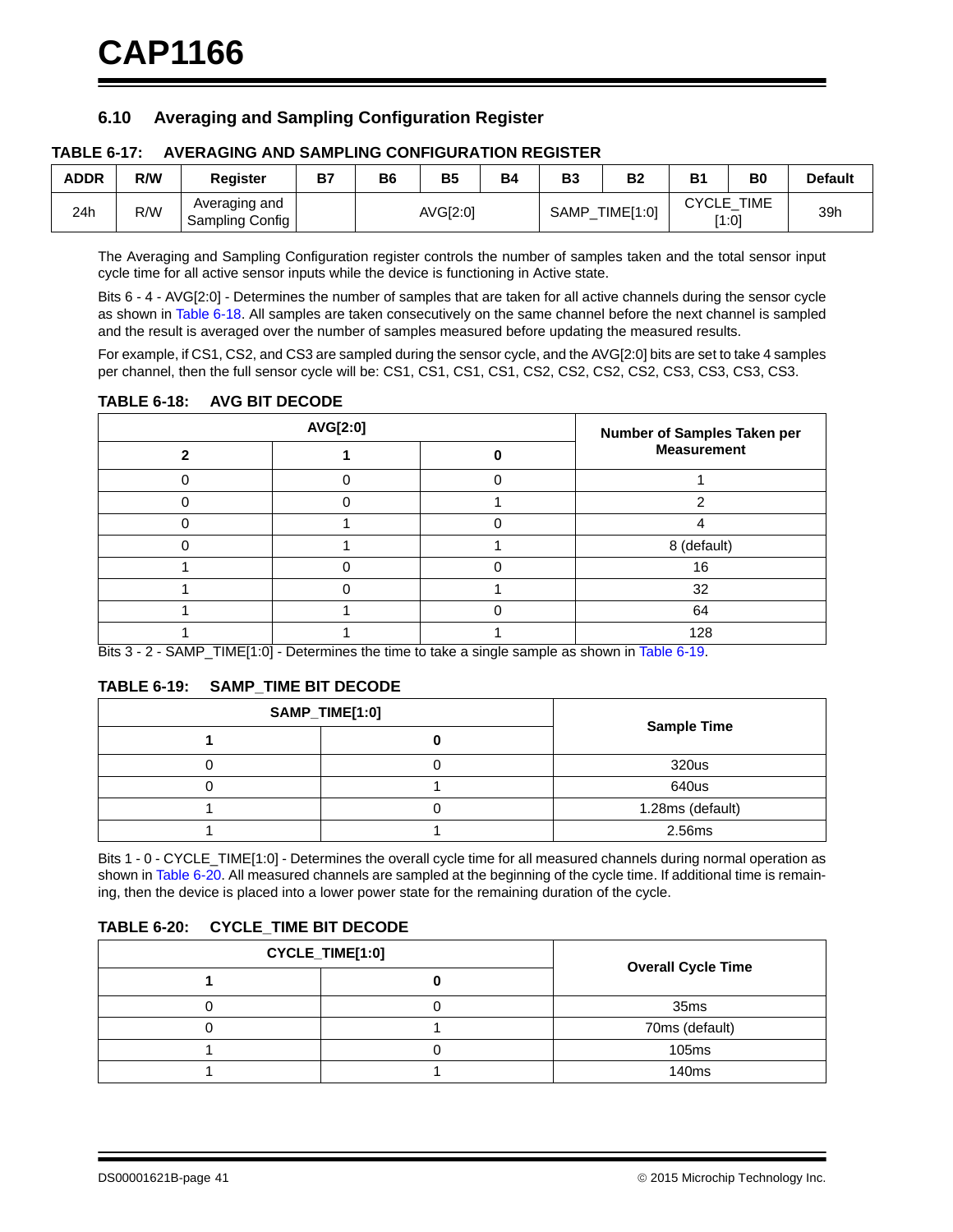## 6.10 Averaging and Sampling Configuration Register

**TABLE 6-17: AVERAGING AND SAMPLING CONFIGURATION REGISTER**

| ADDR | R/W | Register | B7 | B6 | B5 | B4 | B3 | B2 | B1 | B0 | Default |
|---|---|---|---|---|---|---|---|---|---|---|---|
| 24h | R/W | Averaging and Sampling Config | | AVG[2:0] | | | SAMP_TIME[1:0] | | CYCLE_TIME [1:0] | | 39h |

The Averaging and Sampling Configuration register controls the number of samples taken and the total sensor input cycle time for all active sensor inputs while the device is functioning in Active state.

Bits 6 - 4 - AVG[2:0] - Determines the number of samples that are taken for all active channels during the sensor cycle as shown in Table 6-18. All samples are taken consecutively on the same channel before the next channel is sampled and the result is averaged over the number of samples measured before updating the measured results.

For example, if CS1, CS2, and CS3 are sampled during the sensor cycle, and the AVG[2:0] bits are set to take 4 samples per channel, then the full sensor cycle will be: CS1, CS1, CS1, CS1, CS2, CS2, CS2, CS2, CS3, CS3, CS3, CS3.

**TABLE 6-18: AVG BIT DECODE**

| AVG[2:0] | | | Number of Samples Taken per Measurement |
|---|---|---|---|
| **2** | **1** | **0** | |
| 0 | 0 | 0 | 1 |
| 0 | 0 | 1 | 2 |
| 0 | 1 | 0 | 4 |
| 0 | 1 | 1 | 8 (default) |
| 1 | 0 | 0 | 16 |
| 1 | 0 | 1 | 32 |
| 1 | 1 | 0 | 64 |
| 1 | 1 | 1 | 128 |

Bits 3 - 2 - SAMP_TIME[1:0] - Determines the time to take a single sample as shown in Table 6-19.

**TABLE 6-19: SAMP_TIME BIT DECODE**

| SAMP_TIME[1:0] | | Sample Time |
|---|---|---|
| **1** | **0** | |
| 0 | 0 | 320us |
| 0 | 1 | 640us |
| 1 | 0 | 1.28ms (default) |
| 1 | 1 | 2.56ms |

Bits 1 - 0 - CYCLE_TIME[1:0] - Determines the overall cycle time for all measured channels during normal operation as shown in Table 6-20. All measured channels are sampled at the beginning of the cycle time. If additional time is remaining, then the device is placed into a lower power state for the remaining duration of the cycle.

**TABLE 6-20: CYCLE_TIME BIT DECODE**

| CYCLE_TIME[1:0] | | Overall Cycle Time |
|---|---|---|
| **1** | **0** | |
| 0 | 0 | 35ms |
| 0 | 1 | 70ms (default) |
| 1 | 0 | 105ms |
| 1 | 1 | 140ms |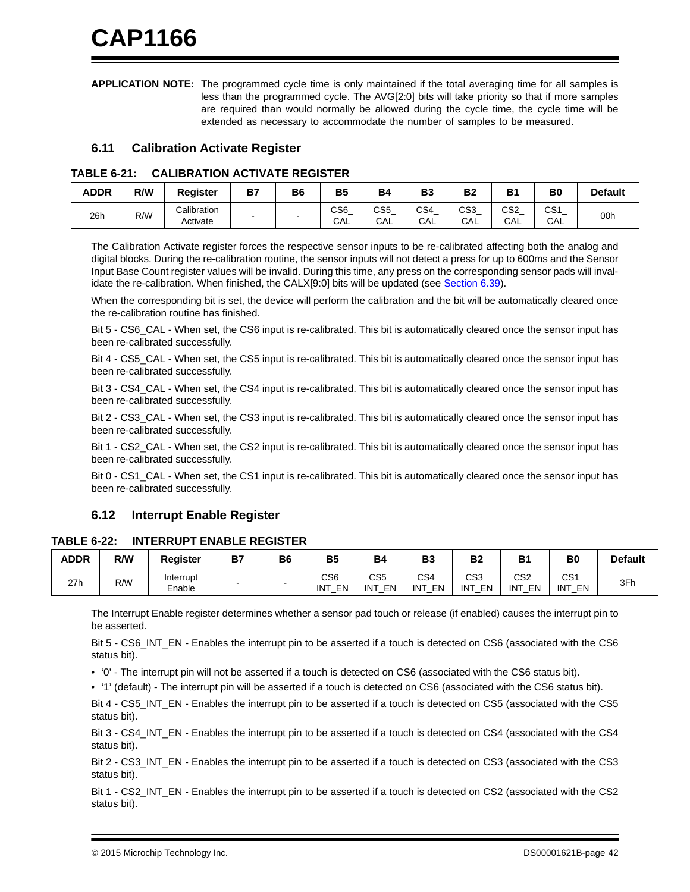**APPLICATION NOTE:** The programmed cycle time is only maintained if the total averaging time for all samples is less than the programmed cycle. The AVG[2:0] bits will take priority so that if more samples are required than would normally be allowed during the cycle time, the cycle time will be extended as necessary to accommodate the number of samples to be measured.

## 6.11 Calibration Activate Register

**TABLE 6-21: CALIBRATION ACTIVATE REGISTER**

| ADDR | R/W | Register | B7 | B6 | B5 | B4 | B3 | B2 | B1 | B0 | Default |
|---|---|---|---|---|---|---|---|---|---|---|---|
| 26h | R/W | Calibration Activate | - | - | CS6_CAL | CS5_CAL | CS4_CAL | CS3_CAL | CS2_CAL | CS1_CAL | 00h |

The Calibration Activate register forces the respective sensor inputs to be re-calibrated affecting both the analog and digital blocks. During the re-calibration routine, the sensor inputs will not detect a press for up to 600ms and the Sensor Input Base Count register values will be invalid. During this time, any press on the corresponding sensor pads will invalidate the re-calibration. When finished, the CALX[9:0] bits will be updated (see Section 6.39).

When the corresponding bit is set, the device will perform the calibration and the bit will be automatically cleared once the re-calibration routine has finished.

Bit 5 - CS6_CAL - When set, the CS6 input is re-calibrated. This bit is automatically cleared once the sensor input has been re-calibrated successfully.

Bit 4 - CS5_CAL - When set, the CS5 input is re-calibrated. This bit is automatically cleared once the sensor input has been re-calibrated successfully.

Bit 3 - CS4_CAL - When set, the CS4 input is re-calibrated. This bit is automatically cleared once the sensor input has been re-calibrated successfully.

Bit 2 - CS3_CAL - When set, the CS3 input is re-calibrated. This bit is automatically cleared once the sensor input has been re-calibrated successfully.

Bit 1 - CS2_CAL - When set, the CS2 input is re-calibrated. This bit is automatically cleared once the sensor input has been re-calibrated successfully.

Bit 0 - CS1_CAL - When set, the CS1 input is re-calibrated. This bit is automatically cleared once the sensor input has been re-calibrated successfully.

## 6.12 Interrupt Enable Register

**TABLE 6-22: INTERRUPT ENABLE REGISTER**

| ADDR | R/W | Register | B7 | B6 | B5 | B4 | B3 | B2 | B1 | B0 | Default |
|---|---|---|---|---|---|---|---|---|---|---|---|
| 27h | R/W | Interrupt Enable | - | - | CS6_INT_EN | CS5_INT_EN | CS4_INT_EN | CS3_INT_EN | CS2_INT_EN | CS1_INT_EN | 3Fh |

The Interrupt Enable register determines whether a sensor pad touch or release (if enabled) causes the interrupt pin to be asserted.

Bit 5 - CS6_INT_EN - Enables the interrupt pin to be asserted if a touch is detected on CS6 (associated with the CS6 status bit).

- '0' - The interrupt pin will not be asserted if a touch is detected on CS6 (associated with the CS6 status bit).
- '1' (default) - The interrupt pin will be asserted if a touch is detected on CS6 (associated with the CS6 status bit).

Bit 4 - CS5_INT_EN - Enables the interrupt pin to be asserted if a touch is detected on CS5 (associated with the CS5 status bit).

Bit 3 - CS4_INT_EN - Enables the interrupt pin to be asserted if a touch is detected on CS4 (associated with the CS4 status bit).

Bit 2 - CS3_INT_EN - Enables the interrupt pin to be asserted if a touch is detected on CS3 (associated with the CS3 status bit).

Bit 1 - CS2_INT_EN - Enables the interrupt pin to be asserted if a touch is detected on CS2 (associated with the CS2 status bit).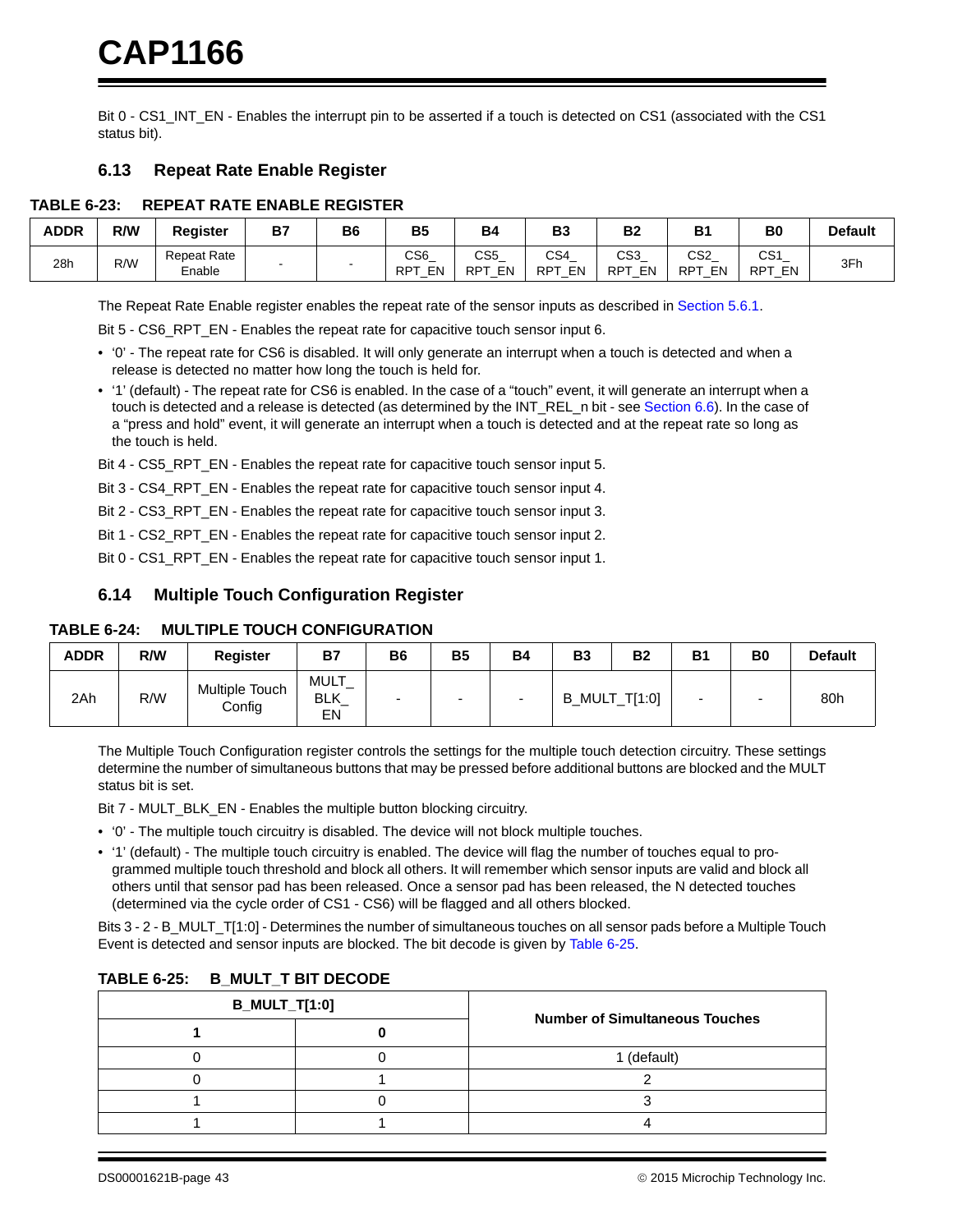Bit 0 - CS1_INT_EN - Enables the interrupt pin to be asserted if a touch is detected on CS1 (associated with the CS1 status bit).

## 6.13 Repeat Rate Enable Register

**TABLE 6-23: REPEAT RATE ENABLE REGISTER**

| ADDR | R/W | Register | B7 | B6 | B5 | B4 | B3 | B2 | B1 | B0 | Default |
|---|---|---|---|---|---|---|---|---|---|---|---|
| 28h | R/W | Repeat Rate Enable | - | - | CS6_ RPT_EN | CS5_ RPT_EN | CS4_ RPT_EN | CS3_ RPT_EN | CS2_ RPT_EN | CS1_ RPT_EN | 3Fh |

The Repeat Rate Enable register enables the repeat rate of the sensor inputs as described in Section 5.6.1.

Bit 5 - CS6_RPT_EN - Enables the repeat rate for capacitive touch sensor input 6.

- ‘0’ - The repeat rate for CS6 is disabled. It will only generate an interrupt when a touch is detected and when a release is detected no matter how long the touch is held for.
- ‘1’ (default) - The repeat rate for CS6 is enabled. In the case of a “touch” event, it will generate an interrupt when a touch is detected and a release is detected (as determined by the INT_REL_n bit - see Section 6.6). In the case of a “press and hold” event, it will generate an interrupt when a touch is detected and at the repeat rate so long as the touch is held.

Bit 4 - CS5_RPT_EN - Enables the repeat rate for capacitive touch sensor input 5.

Bit 3 - CS4_RPT_EN - Enables the repeat rate for capacitive touch sensor input 4.

Bit 2 - CS3_RPT_EN - Enables the repeat rate for capacitive touch sensor input 3.

Bit 1 - CS2_RPT_EN - Enables the repeat rate for capacitive touch sensor input 2.

Bit 0 - CS1_RPT_EN - Enables the repeat rate for capacitive touch sensor input 1.

## 6.14 Multiple Touch Configuration Register

**TABLE 6-24: MULTIPLE TOUCH CONFIGURATION**

| ADDR | R/W | Register | B7 | B6 | B5 | B4 | B3 | B2 | B1 | B0 | Default |
|---|---|---|---|---|---|---|---|---|---|---|---|
| 2Ah | R/W | Multiple Touch Config | MULT_ BLK_ EN | - | - | - | B_MULT_T[1:0] | | - | - | 80h |

The Multiple Touch Configuration register controls the settings for the multiple touch detection circuitry. These settings determine the number of simultaneous buttons that may be pressed before additional buttons are blocked and the MULT status bit is set.

Bit 7 - MULT_BLK_EN - Enables the multiple button blocking circuitry.

- ‘0’ - The multiple touch circuitry is disabled. The device will not block multiple touches.
- ‘1’ (default) - The multiple touch circuitry is enabled. The device will flag the number of touches equal to programmed multiple touch threshold and block all others. It will remember which sensor inputs are valid and block all others until that sensor pad has been released. Once a sensor pad has been released, the N detected touches (determined via the cycle order of CS1 - CS6) will be flagged and all others blocked.

Bits 3 - 2 - B_MULT_T[1:0] - Determines the number of simultaneous touches on all sensor pads before a Multiple Touch Event is detected and sensor inputs are blocked. The bit decode is given by Table 6-25.

**TABLE 6-25: B_MULT_T BIT DECODE**

| B_MULT_T[1:0] | | Number of Simultaneous Touches |
|---|---|---|
| 1 | 0 | |
| 0 | 0 | 1 (default) |
| 0 | 1 | 2 |
| 1 | 0 | 3 |
| 1 | 1 | 4 |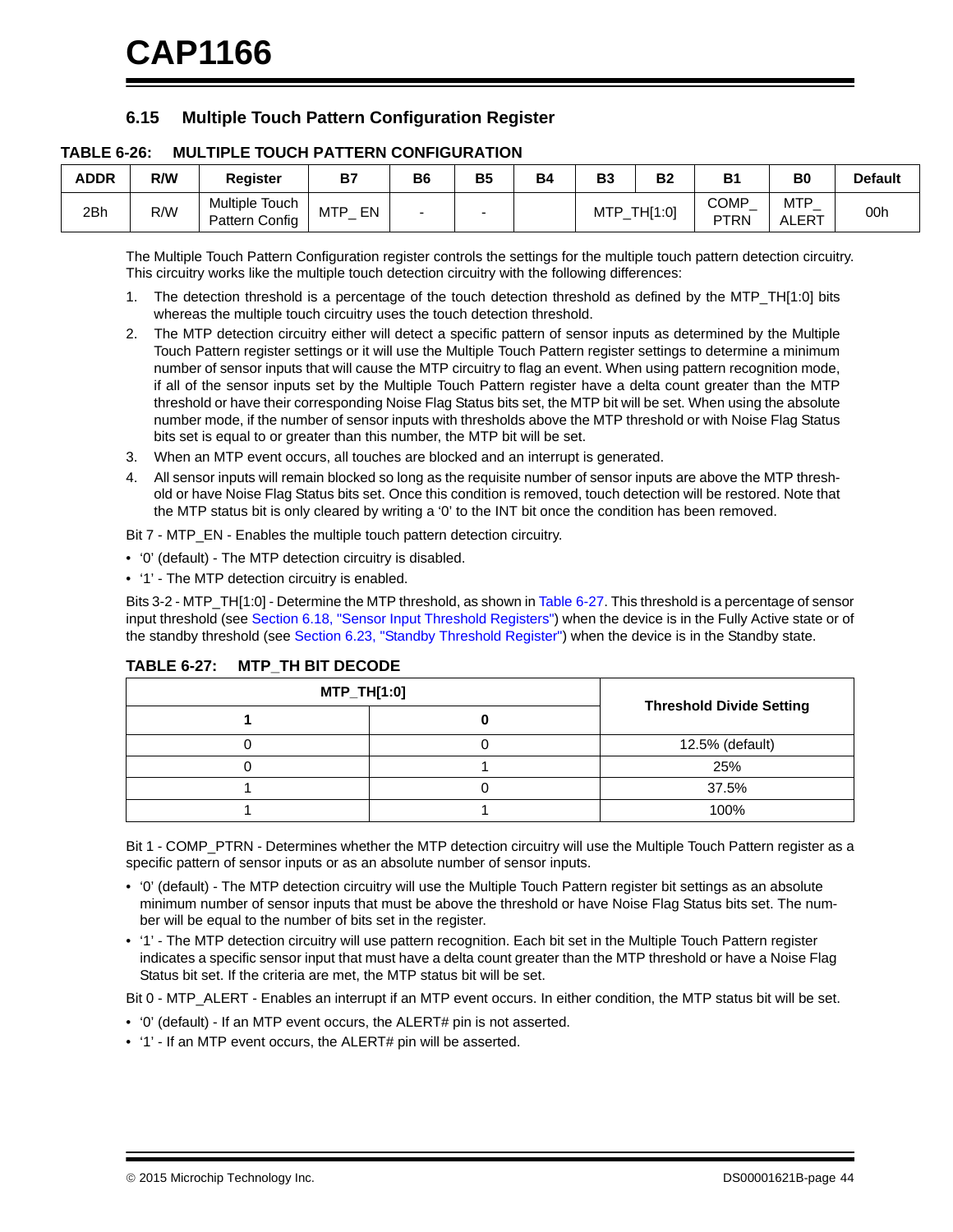## 6.15 Multiple Touch Pattern Configuration Register

**TABLE 6-26: MULTIPLE TOUCH PATTERN CONFIGURATION**

| ADDR | R/W | Register | B7 | B6 | B5 | B4 | B3 | B2 | B1 | B0 | Default |
|---|---|---|---|---|---|---|---|---|---|---|---|
| 2Bh | R/W | Multiple Touch Pattern Config | MTP_ EN | - | - | | MTP_TH[1:0] | | COMP_ PTRN | MTP_ ALERT | 00h |

The Multiple Touch Pattern Configuration register controls the settings for the multiple touch pattern detection circuitry. This circuitry works like the multiple touch detection circuitry with the following differences:

1. The detection threshold is a percentage of the touch detection threshold as defined by the MTP_TH[1:0] bits whereas the multiple touch circuitry uses the touch detection threshold.
2. The MTP detection circuitry either will detect a specific pattern of sensor inputs as determined by the Multiple Touch Pattern register settings or it will use the Multiple Touch Pattern register settings to determine a minimum number of sensor inputs that will cause the MTP circuitry to flag an event. When using pattern recognition mode, if all of the sensor inputs set by the Multiple Touch Pattern register have a delta count greater than the MTP threshold or have their corresponding Noise Flag Status bits set, the MTP bit will be set. When using the absolute number mode, if the number of sensor inputs with thresholds above the MTP threshold or with Noise Flag Status bits set is equal to or greater than this number, the MTP bit will be set.
3. When an MTP event occurs, all touches are blocked and an interrupt is generated.
4. All sensor inputs will remain blocked so long as the requisite number of sensor inputs are above the MTP threshold or have Noise Flag Status bits set. Once this condition is removed, touch detection will be restored. Note that the MTP status bit is only cleared by writing a '0' to the INT bit once the condition has been removed.

Bit 7 - MTP_EN - Enables the multiple touch pattern detection circuitry.

- '0' (default) - The MTP detection circuitry is disabled.
- '1' - The MTP detection circuitry is enabled.

Bits 3-2 - MTP_TH[1:0] - Determine the MTP threshold, as shown in Table 6-27. This threshold is a percentage of sensor input threshold (see Section 6.18, "Sensor Input Threshold Registers") when the device is in the Fully Active state or of the standby threshold (see Section 6.23, "Standby Threshold Register") when the device is in the Standby state.

**TABLE 6-27: MTP_TH BIT DECODE**

| MTP_TH[1:0] | | Threshold Divide Setting |
|---|---|---|
| **1** | **0** | |
| 0 | 0 | 12.5% (default) |
| 0 | 1 | 25% |
| 1 | 0 | 37.5% |
| 1 | 1 | 100% |

Bit 1 - COMP_PTRN - Determines whether the MTP detection circuitry will use the Multiple Touch Pattern register as a specific pattern of sensor inputs or as an absolute number of sensor inputs.

- '0' (default) - The MTP detection circuitry will use the Multiple Touch Pattern register bit settings as an absolute minimum number of sensor inputs that must be above the threshold or have Noise Flag Status bits set. The number will be equal to the number of bits set in the register.
- '1' - The MTP detection circuitry will use pattern recognition. Each bit set in the Multiple Touch Pattern register indicates a specific sensor input that must have a delta count greater than the MTP threshold or have a Noise Flag Status bit set. If the criteria are met, the MTP status bit will be set.

Bit 0 - MTP_ALERT - Enables an interrupt if an MTP event occurs. In either condition, the MTP status bit will be set.

- '0' (default) - If an MTP event occurs, the ALERT# pin is not asserted.
- '1' - If an MTP event occurs, the ALERT# pin will be asserted.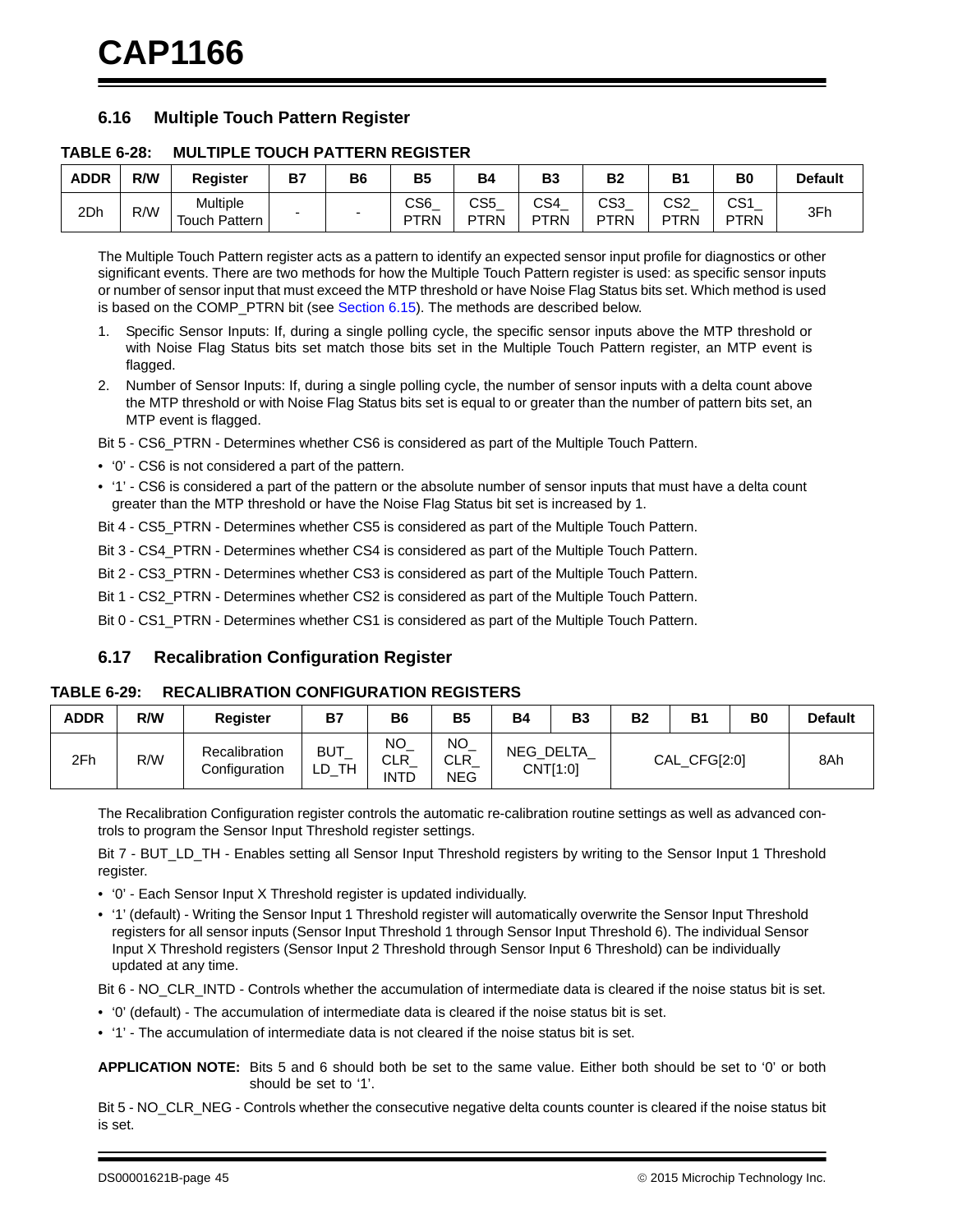## 6.16 Multiple Touch Pattern Register

**TABLE 6-28: MULTIPLE TOUCH PATTERN REGISTER**

| ADDR | R/W | Register | B7 | B6 | B5 | B4 | B3 | B2 | B1 | B0 | Default |
|---|---|---|---|---|---|---|---|---|---|---|---|
| 2Dh | R/W | Multiple Touch Pattern | - | - | CS6_PTRN | CS5_PTRN | CS4_PTRN | CS3_PTRN | CS2_PTRN | CS1_PTRN | 3Fh |

The Multiple Touch Pattern register acts as a pattern to identify an expected sensor input profile for diagnostics or other significant events. There are two methods for how the Multiple Touch Pattern register is used: as specific sensor inputs or number of sensor input that must exceed the MTP threshold or have Noise Flag Status bits set. Which method is used is based on the COMP_PTRN bit (see Section 6.15). The methods are described below.

1. Specific Sensor Inputs: If, during a single polling cycle, the specific sensor inputs above the MTP threshold or with Noise Flag Status bits set match those bits set in the Multiple Touch Pattern register, an MTP event is flagged.
2. Number of Sensor Inputs: If, during a single polling cycle, the number of sensor inputs with a delta count above the MTP threshold or with Noise Flag Status bits set is equal to or greater than the number of pattern bits set, an MTP event is flagged.

Bit 5 - CS6_PTRN - Determines whether CS6 is considered as part of the Multiple Touch Pattern.

- '0' - CS6 is not considered a part of the pattern.
- '1' - CS6 is considered a part of the pattern or the absolute number of sensor inputs that must have a delta count greater than the MTP threshold or have the Noise Flag Status bit set is increased by 1.

Bit 4 - CS5_PTRN - Determines whether CS5 is considered as part of the Multiple Touch Pattern.

Bit 3 - CS4_PTRN - Determines whether CS4 is considered as part of the Multiple Touch Pattern.

Bit 2 - CS3_PTRN - Determines whether CS3 is considered as part of the Multiple Touch Pattern.

Bit 1 - CS2_PTRN - Determines whether CS2 is considered as part of the Multiple Touch Pattern.

Bit 0 - CS1_PTRN - Determines whether CS1 is considered as part of the Multiple Touch Pattern.

## 6.17 Recalibration Configuration Register

**TABLE 6-29: RECALIBRATION CONFIGURATION REGISTERS**

| ADDR | R/W | Register | B7 | B6 | B5 | B4 | B3 | B2 | B1 | B0 | Default |
|---|---|---|---|---|---|---|---|---|---|---|---|
| 2Fh | R/W | Recalibration Configuration | BUT_LD_TH | NO_CLR_INTD | NO_CLR_NEG | NEG_DELTA_CNT[1:0] | | CAL_CFG[2:0] | | | 8Ah |

The Recalibration Configuration register controls the automatic re-calibration routine settings as well as advanced controls to program the Sensor Input Threshold register settings.

Bit 7 - BUT_LD_TH - Enables setting all Sensor Input Threshold registers by writing to the Sensor Input 1 Threshold register.

- '0' - Each Sensor Input X Threshold register is updated individually.
- '1' (default) - Writing the Sensor Input 1 Threshold register will automatically overwrite the Sensor Input Threshold registers for all sensor inputs (Sensor Input Threshold 1 through Sensor Input Threshold 6). The individual Sensor Input X Threshold registers (Sensor Input 2 Threshold through Sensor Input 6 Threshold) can be individually updated at any time.

Bit 6 - NO_CLR_INTD - Controls whether the accumulation of intermediate data is cleared if the noise status bit is set.

- '0' (default) - The accumulation of intermediate data is cleared if the noise status bit is set.
- '1' - The accumulation of intermediate data is not cleared if the noise status bit is set.

**APPLICATION NOTE:** Bits 5 and 6 should both be set to the same value. Either both should be set to '0' or both should be set to '1'.

Bit 5 - NO_CLR_NEG - Controls whether the consecutive negative delta counts counter is cleared if the noise status bit is set.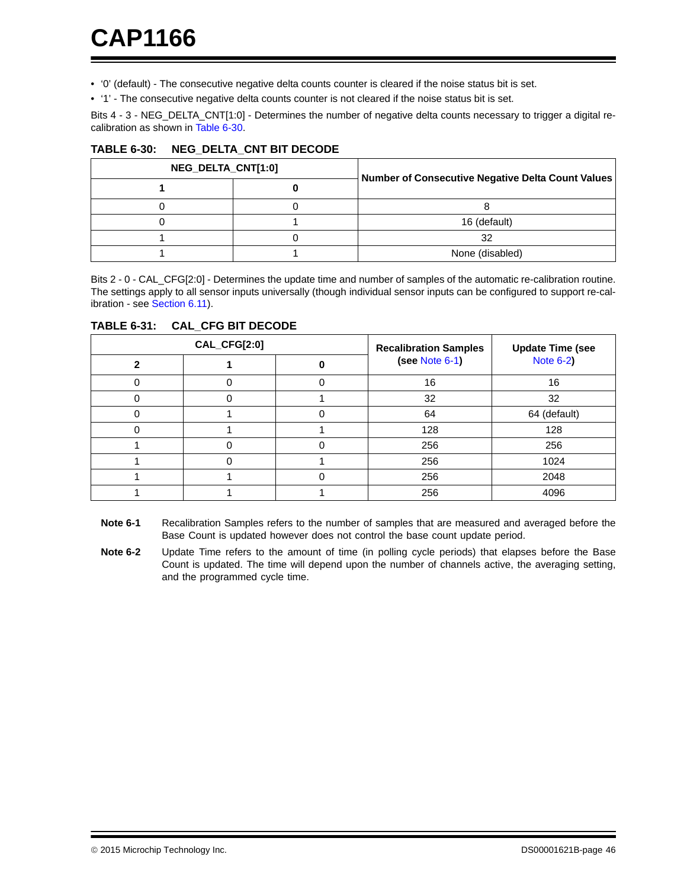- ‘0’ (default) - The consecutive negative delta counts counter is cleared if the noise status bit is set.
- ‘1’ - The consecutive negative delta counts counter is not cleared if the noise status bit is set.

Bits 4 - 3 - NEG_DELTA_CNT[1:0] - Determines the number of negative delta counts necessary to trigger a digital re-calibration as shown in Table 6-30.

**TABLE 6-30: NEG_DELTA_CNT BIT DECODE**

| NEG_DELTA_CNT[1:0] | | Number of Consecutive Negative Delta Count Values |
|---|---|---|
| **1** | **0** | |
| 0 | 0 | 8 |
| 0 | 1 | 16 (default) |
| 1 | 0 | 32 |
| 1 | 1 | None (disabled) |

Bits 2 - 0 - CAL_CFG[2:0] - Determines the update time and number of samples of the automatic re-calibration routine. The settings apply to all sensor inputs universally (though individual sensor inputs can be configured to support re-calibration - see Section 6.11).

**TABLE 6-31: CAL_CFG BIT DECODE**

| CAL_CFG[2:0] | | | Recalibration Samples (see Note 6-1) | Update Time (see Note 6-2) |
|---|---|---|---|---|
| **2** | **1** | **0** | | |
| 0 | 0 | 0 | 16 | 16 |
| 0 | 0 | 1 | 32 | 32 |
| 0 | 1 | 0 | 64 | 64 (default) |
| 0 | 1 | 1 | 128 | 128 |
| 1 | 0 | 0 | 256 | 256 |
| 1 | 0 | 1 | 256 | 1024 |
| 1 | 1 | 0 | 256 | 2048 |
| 1 | 1 | 1 | 256 | 4096 |

**Note 6-1** Recalibration Samples refers to the number of samples that are measured and averaged before the Base Count is updated however does not control the base count update period.

**Note 6-2** Update Time refers to the amount of time (in polling cycle periods) that elapses before the Base Count is updated. The time will depend upon the number of channels active, the averaging setting, and the programmed cycle time.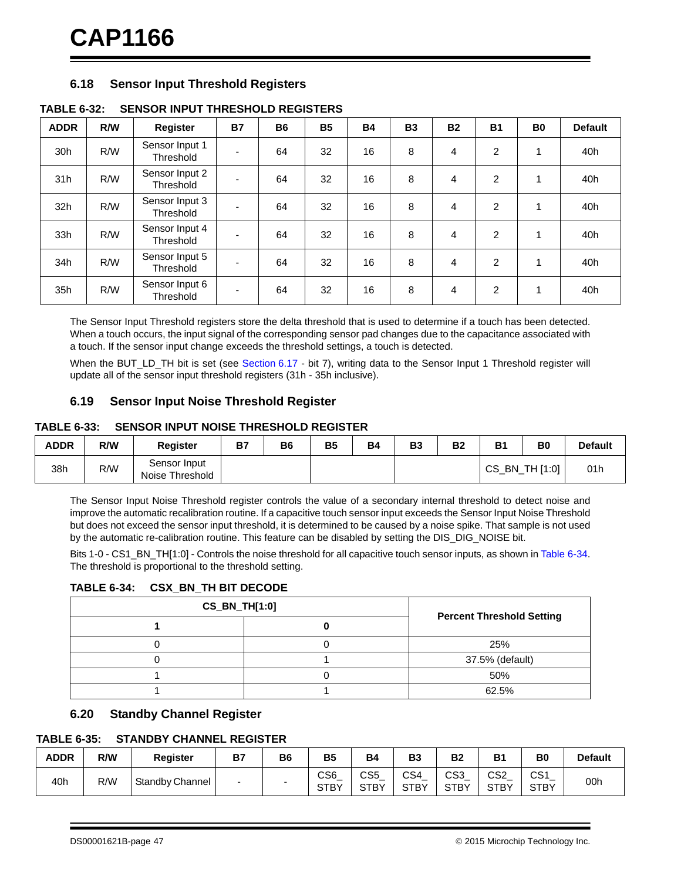### 6.18 Sensor Input Threshold Registers

**TABLE 6-32: SENSOR INPUT THRESHOLD REGISTERS**

| ADDR | R/W | Register | B7 | B6 | B5 | B4 | B3 | B2 | B1 | B0 | Default |
|---|---|---|---|---|---|---|---|---|---|---|---|
| 30h | R/W | Sensor Input 1 Threshold | - | 64 | 32 | 16 | 8 | 4 | 2 | 1 | 40h |
| 31h | R/W | Sensor Input 2 Threshold | - | 64 | 32 | 16 | 8 | 4 | 2 | 1 | 40h |
| 32h | R/W | Sensor Input 3 Threshold | - | 64 | 32 | 16 | 8 | 4 | 2 | 1 | 40h |
| 33h | R/W | Sensor Input 4 Threshold | - | 64 | 32 | 16 | 8 | 4 | 2 | 1 | 40h |
| 34h | R/W | Sensor Input 5 Threshold | - | 64 | 32 | 16 | 8 | 4 | 2 | 1 | 40h |
| 35h | R/W | Sensor Input 6 Threshold | - | 64 | 32 | 16 | 8 | 4 | 2 | 1 | 40h |

The Sensor Input Threshold registers store the delta threshold that is used to determine if a touch has been detected. When a touch occurs, the input signal of the corresponding sensor pad changes due to the capacitance associated with a touch. If the sensor input change exceeds the threshold settings, a touch is detected.

When the BUT_LD_TH bit is set (see Section 6.17 - bit 7), writing data to the Sensor Input 1 Threshold register will update all of the sensor input threshold registers (31h - 35h inclusive).

### 6.19 Sensor Input Noise Threshold Register

**TABLE 6-33: SENSOR INPUT NOISE THRESHOLD REGISTER**

| ADDR | R/W | Register | B7 | B6 | B5 | B4 | B3 | B2 | B1 | B0 | Default |
|---|---|---|---|---|---|---|---|---|---|---|---|
| 38h | R/W | Sensor Input Noise Threshold | | | | | | | CS_BN_TH [1:0] | | 01h |

The Sensor Input Noise Threshold register controls the value of a secondary internal threshold to detect noise and improve the automatic recalibration routine. If a capacitive touch sensor input exceeds the Sensor Input Noise Threshold but does not exceed the sensor input threshold, it is determined to be caused by a noise spike. That sample is not used by the automatic re-calibration routine. This feature can be disabled by setting the DIS_DIG_NOISE bit.

Bits 1-0 - CS1_BN_TH[1:0] - Controls the noise threshold for all capacitive touch sensor inputs, as shown in Table 6-34. The threshold is proportional to the threshold setting.

**TABLE 6-34: CSX_BN_TH BIT DECODE**

| CS_BN_TH[1:0] | | Percent Threshold Setting |
|---|---|---|
| 1 | 0 | |
| 0 | 0 | 25% |
| 0 | 1 | 37.5% (default) |
| 1 | 0 | 50% |
| 1 | 1 | 62.5% |

### 6.20 Standby Channel Register

**TABLE 6-35: STANDBY CHANNEL REGISTER**

| ADDR | R/W | Register | B7 | B6 | B5 | B4 | B3 | B2 | B1 | B0 | Default |
|---|---|---|---|---|---|---|---|---|---|---|---|
| 40h | R/W | Standby Channel | - | - | CS6_STBY | CS5_STBY | CS4_STBY | CS3_STBY | CS2_STBY | CS1_STBY | 00h |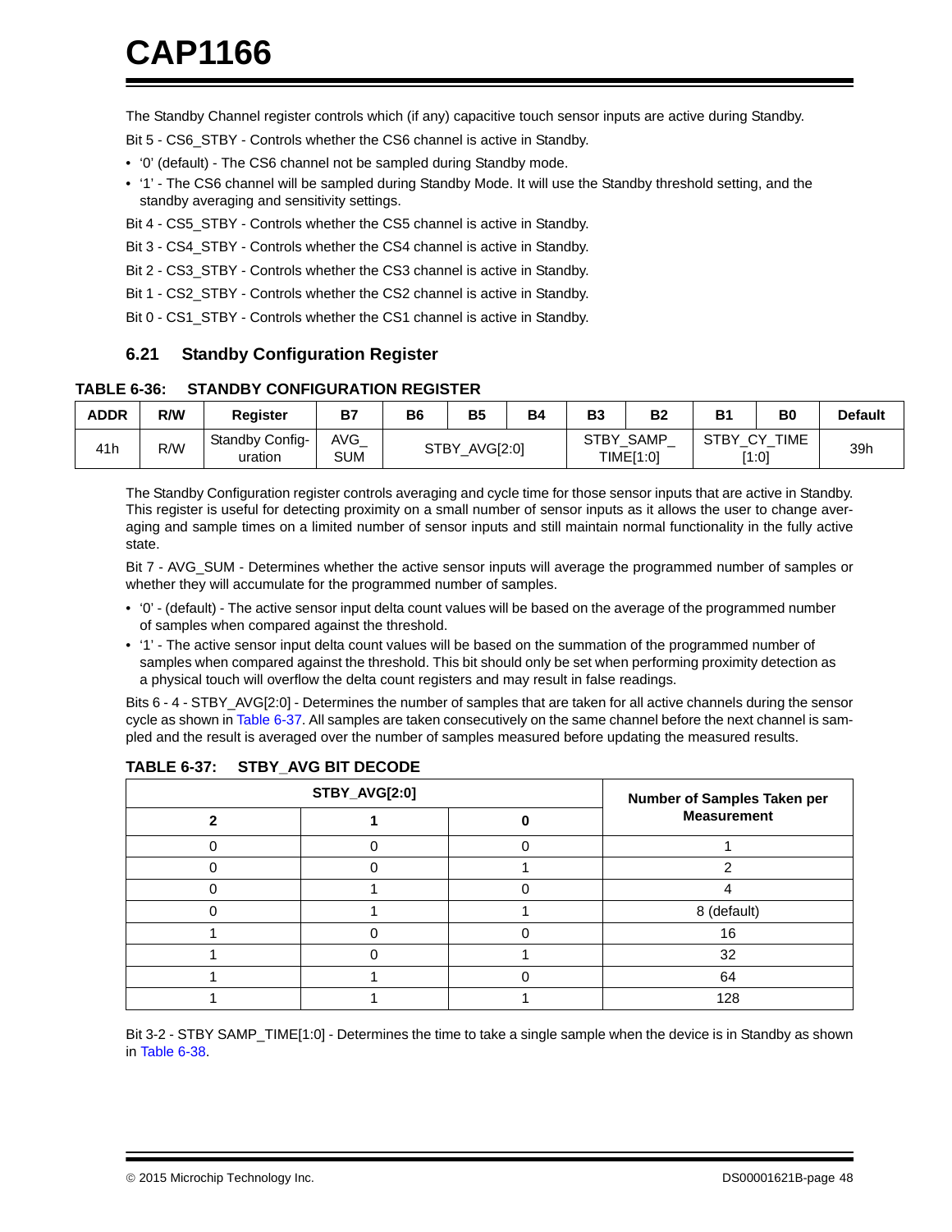The Standby Channel register controls which (if any) capacitive touch sensor inputs are active during Standby.

Bit 5 - CS6_STBY - Controls whether the CS6 channel is active in Standby.

- ‘0’ (default) - The CS6 channel not be sampled during Standby mode.
- ‘1’ - The CS6 channel will be sampled during Standby Mode. It will use the Standby threshold setting, and the standby averaging and sensitivity settings.

Bit 4 - CS5_STBY - Controls whether the CS5 channel is active in Standby.

Bit 3 - CS4_STBY - Controls whether the CS4 channel is active in Standby.

Bit 2 - CS3_STBY - Controls whether the CS3 channel is active in Standby.

Bit 1 - CS2_STBY - Controls whether the CS2 channel is active in Standby.

Bit 0 - CS1_STBY - Controls whether the CS1 channel is active in Standby.

## 6.21 Standby Configuration Register

**TABLE 6-36: STANDBY CONFIGURATION REGISTER**

| ADDR | R/W | Register | B7 | B6 | B5 | B4 | B3 | B2 | B1 | B0 | Default |
|---|---|---|---|---|---|---|---|---|---|---|---|
| 41h | R/W | Standby Configuration | AVG_SUM | STBY_AVG[2:0] | | | STBY_SAMP_TIME[1:0] | | STBY_CY_TIME [1:0] | | 39h |

The Standby Configuration register controls averaging and cycle time for those sensor inputs that are active in Standby. This register is useful for detecting proximity on a small number of sensor inputs as it allows the user to change averaging and sample times on a limited number of sensor inputs and still maintain normal functionality in the fully active state.

Bit 7 - AVG_SUM - Determines whether the active sensor inputs will average the programmed number of samples or whether they will accumulate for the programmed number of samples.

- ‘0’ - (default) - The active sensor input delta count values will be based on the average of the programmed number of samples when compared against the threshold.
- ‘1’ - The active sensor input delta count values will be based on the summation of the programmed number of samples when compared against the threshold. This bit should only be set when performing proximity detection as a physical touch will overflow the delta count registers and may result in false readings.

Bits 6 - 4 - STBY_AVG[2:0] - Determines the number of samples that are taken for all active channels during the sensor cycle as shown in Table 6-37. All samples are taken consecutively on the same channel before the next channel is sampled and the result is averaged over the number of samples measured before updating the measured results.

**TABLE 6-37: STBY_AVG BIT DECODE**

| STBY_AVG[2:0] | | | Number of Samples Taken per Measurement |
|---|---|---|---|
| **2** | **1** | **0** | |
| 0 | 0 | 0 | 1 |
| 0 | 0 | 1 | 2 |
| 0 | 1 | 0 | 4 |
| 0 | 1 | 1 | 8 (default) |
| 1 | 0 | 0 | 16 |
| 1 | 0 | 1 | 32 |
| 1 | 1 | 0 | 64 |
| 1 | 1 | 1 | 128 |

Bit 3-2 - STBY SAMP_TIME[1:0] - Determines the time to take a single sample when the device is in Standby as shown in Table 6-38.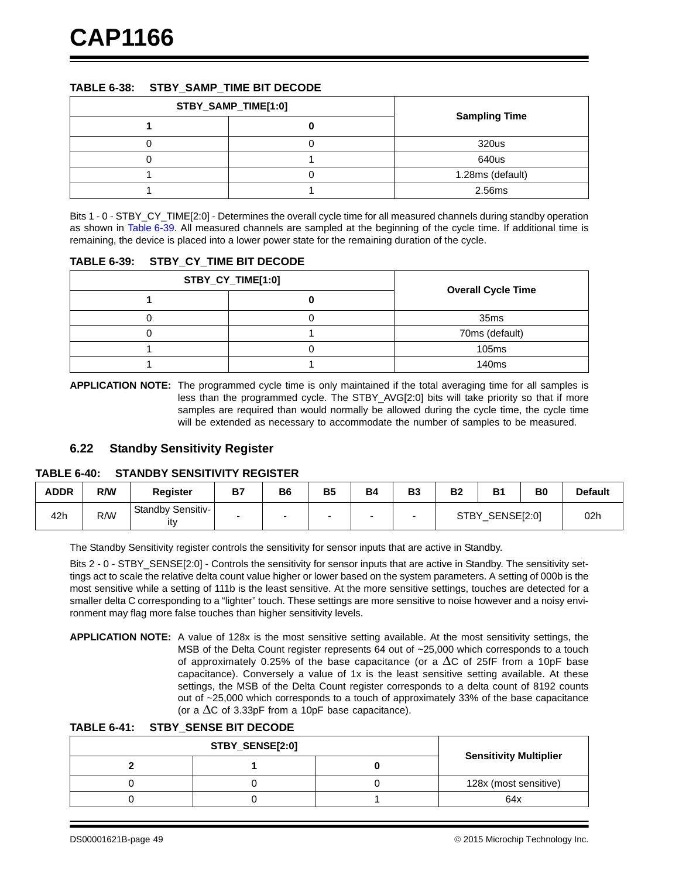**TABLE 6-38: STBY_SAMP_TIME BIT DECODE**

| STBY_SAMP_TIME[1:0] | | Sampling Time |
|---|---|---|
| 1 | 0 | |
| 0 | 0 | 320us |
| 0 | 1 | 640us |
| 1 | 0 | 1.28ms (default) |
| 1 | 1 | 2.56ms |

Bits 1 - 0 - STBY_CY_TIME[2:0] - Determines the overall cycle time for all measured channels during standby operation as shown in Table 6-39. All measured channels are sampled at the beginning of the cycle time. If additional time is remaining, the device is placed into a lower power state for the remaining duration of the cycle.

**TABLE 6-39: STBY_CY_TIME BIT DECODE**

| STBY_CY_TIME[1:0] | | Overall Cycle Time |
|---|---|---|
| 1 | 0 | |
| 0 | 0 | 35ms |
| 0 | 1 | 70ms (default) |
| 1 | 0 | 105ms |
| 1 | 1 | 140ms |

**APPLICATION NOTE:** The programmed cycle time is only maintained if the total averaging time for all samples is less than the programmed cycle. The STBY_AVG[2:0] bits will take priority so that if more samples are required than would normally be allowed during the cycle time, the cycle time will be extended as necessary to accommodate the number of samples to be measured.

## 6.22 Standby Sensitivity Register

**TABLE 6-40: STANDBY SENSITIVITY REGISTER**

| ADDR | R/W | Register | B7 | B6 | B5 | B4 | B3 | B2 | B1 | B0 | Default |
|---|---|---|---|---|---|---|---|---|---|---|---|
| 42h | R/W | Standby Sensitivity | - | - | - | - | - | STBY_SENSE[2:0] | | | 02h |

The Standby Sensitivity register controls the sensitivity for sensor inputs that are active in Standby.

Bits 2 - 0 - STBY_SENSE[2:0] - Controls the sensitivity for sensor inputs that are active in Standby. The sensitivity settings act to scale the relative delta count value higher or lower based on the system parameters. A setting of 000b is the most sensitive while a setting of 111b is the least sensitive. At the more sensitive settings, touches are detected for a smaller delta C corresponding to a "lighter" touch. These settings are more sensitive to noise however and a noisy environment may flag more false touches than higher sensitivity levels.

**APPLICATION NOTE:** A value of 128x is the most sensitive setting available. At the most sensitivity settings, the MSB of the Delta Count register represents 64 out of ~25,000 which corresponds to a touch of approximately 0.25% of the base capacitance (or a $\Delta$C of 25fF from a 10pF base capacitance). Conversely a value of 1x is the least sensitive setting available. At these settings, the MSB of the Delta Count register corresponds to a delta count of 8192 counts out of ~25,000 which corresponds to a touch of approximately 33% of the base capacitance (or a $\Delta$C of 3.33pF from a 10pF base capacitance).

**TABLE 6-41: STBY_SENSE BIT DECODE**

| STBY_SENSE[2:0] | | | Sensitivity Multiplier |
|---|---|---|---|
| 2 | 1 | 0 | |
| 0 | 0 | 0 | 128x (most sensitive) |
| 0 | 0 | 1 | 64x |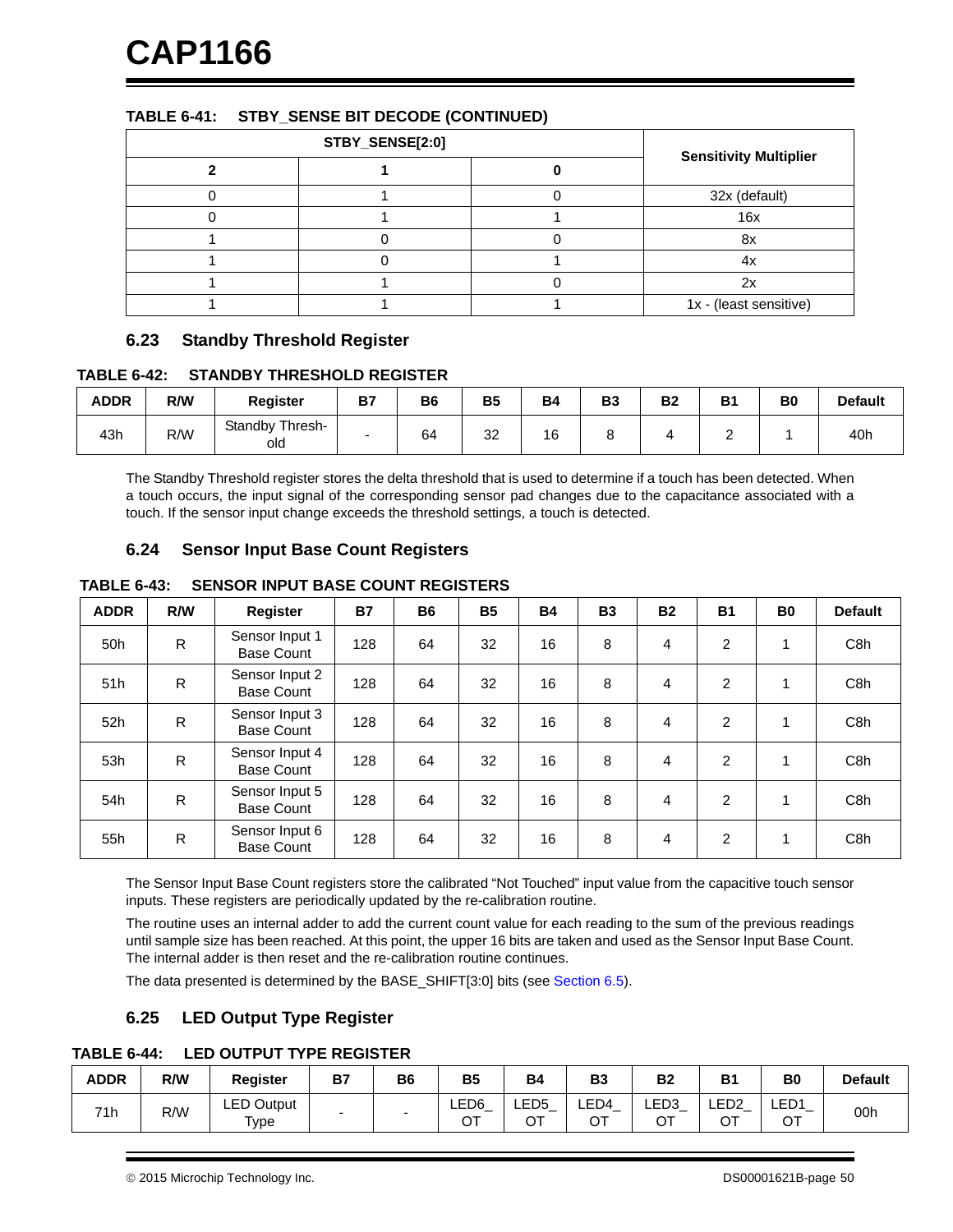**TABLE 6-41: STBY_SENSE BIT DECODE (CONTINUED)**

| STBY_SENSE[2:0] | | | Sensitivity Multiplier |
|---|---|---|---|
| 2 | 1 | 0 | |
| 0 | 1 | 0 | 32x (default) |
| 0 | 1 | 1 | 16x |
| 1 | 0 | 0 | 8x |
| 1 | 0 | 1 | 4x |
| 1 | 1 | 0 | 2x |
| 1 | 1 | 1 | 1x - (least sensitive) |

## 6.23 Standby Threshold Register

**TABLE 6-42: STANDBY THRESHOLD REGISTER**

| ADDR | R/W | Register | B7 | B6 | B5 | B4 | B3 | B2 | B1 | B0 | Default |
|---|---|---|---|---|---|---|---|---|---|---|---|
| 43h | R/W | Standby Threshold | - | 64 | 32 | 16 | 8 | 4 | 2 | 1 | 40h |

The Standby Threshold register stores the delta threshold that is used to determine if a touch has been detected. When a touch occurs, the input signal of the corresponding sensor pad changes due to the capacitance associated with a touch. If the sensor input change exceeds the threshold settings, a touch is detected.

## 6.24 Sensor Input Base Count Registers

**TABLE 6-43: SENSOR INPUT BASE COUNT REGISTERS**

| ADDR | R/W | Register | B7 | B6 | B5 | B4 | B3 | B2 | B1 | B0 | Default |
|---|---|---|---|---|---|---|---|---|---|---|---|
| 50h | R | Sensor Input 1 Base Count | 128 | 64 | 32 | 16 | 8 | 4 | 2 | 1 | C8h |
| 51h | R | Sensor Input 2 Base Count | 128 | 64 | 32 | 16 | 8 | 4 | 2 | 1 | C8h |
| 52h | R | Sensor Input 3 Base Count | 128 | 64 | 32 | 16 | 8 | 4 | 2 | 1 | C8h |
| 53h | R | Sensor Input 4 Base Count | 128 | 64 | 32 | 16 | 8 | 4 | 2 | 1 | C8h |
| 54h | R | Sensor Input 5 Base Count | 128 | 64 | 32 | 16 | 8 | 4 | 2 | 1 | C8h |
| 55h | R | Sensor Input 6 Base Count | 128 | 64 | 32 | 16 | 8 | 4 | 2 | 1 | C8h |

The Sensor Input Base Count registers store the calibrated “Not Touched” input value from the capacitive touch sensor inputs. These registers are periodically updated by the re-calibration routine.

The routine uses an internal adder to add the current count value for each reading to the sum of the previous readings until sample size has been reached. At this point, the upper 16 bits are taken and used as the Sensor Input Base Count. The internal adder is then reset and the re-calibration routine continues.

The data presented is determined by the BASE_SHIFT[3:0] bits (see Section 6.5).

## 6.25 LED Output Type Register

**TABLE 6-44: LED OUTPUT TYPE REGISTER**

| ADDR | R/W | Register | B7 | B6 | B5 | B4 | B3 | B2 | B1 | B0 | Default |
|---|---|---|---|---|---|---|---|---|---|---|---|
| 71h | R/W | LED Output Type | - | - | LED6_OT | LED5_OT | LED4_OT | LED3_OT | LED2_OT | LED1_OT | 00h |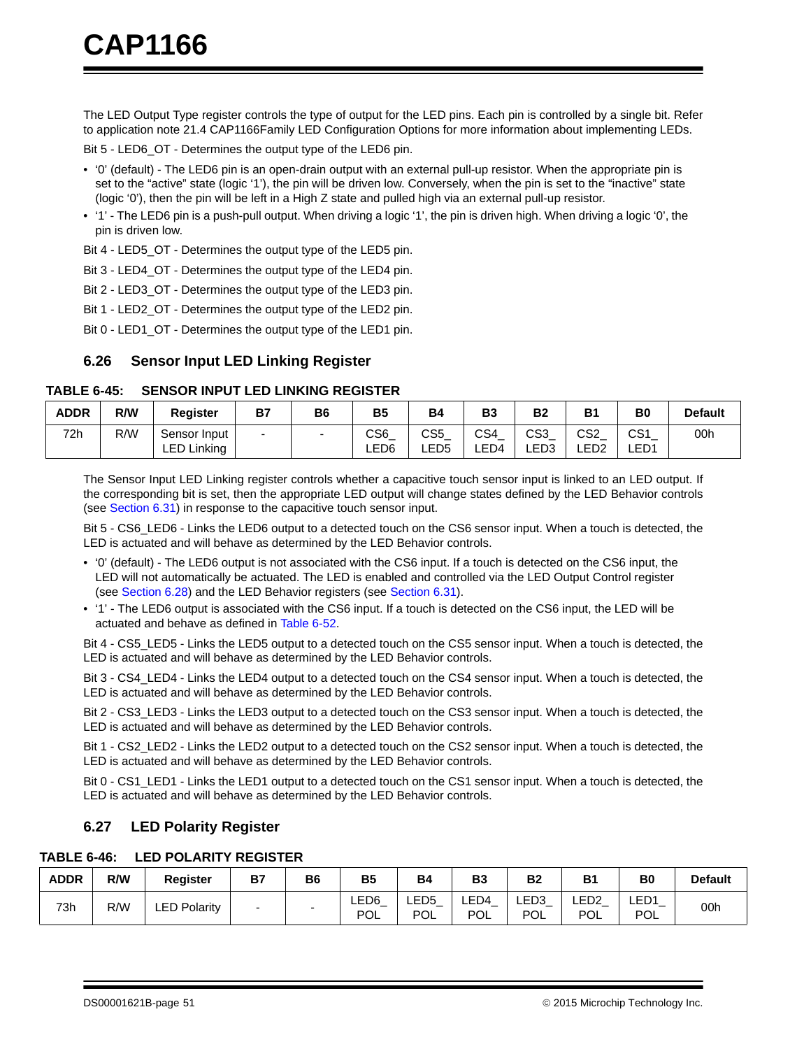The LED Output Type register controls the type of output for the LED pins. Each pin is controlled by a single bit. Refer to application note 21.4 CAP1166Family LED Configuration Options for more information about implementing LEDs.

Bit 5 - LED6_OT - Determines the output type of the LED6 pin.

- ‘0’ (default) - The LED6 pin is an open-drain output with an external pull-up resistor. When the appropriate pin is set to the “active” state (logic ‘1’), the pin will be driven low. Conversely, when the pin is set to the “inactive” state (logic ‘0’), then the pin will be left in a High Z state and pulled high via an external pull-up resistor.
- ‘1’ - The LED6 pin is a push-pull output. When driving a logic ‘1’, the pin is driven high. When driving a logic ‘0’, the pin is driven low.

Bit 4 - LED5_OT - Determines the output type of the LED5 pin.

Bit 3 - LED4_OT - Determines the output type of the LED4 pin.

Bit 2 - LED3_OT - Determines the output type of the LED3 pin.

Bit 1 - LED2_OT - Determines the output type of the LED2 pin.

Bit 0 - LED1_OT - Determines the output type of the LED1 pin.

## 6.26 Sensor Input LED Linking Register

**TABLE 6-45: SENSOR INPUT LED LINKING REGISTER**

| ADDR | R/W | Register | B7 | B6 | B5 | B4 | B3 | B2 | B1 | B0 | Default |
|---|---|---|---|---|---|---|---|---|---|---|---|
| 72h | R/W | Sensor Input LED Linking | - | - | CS6_ LED6 | CS5_ LED5 | CS4_ LED4 | CS3_ LED3 | CS2_ LED2 | CS1_ LED1 | 00h |

The Sensor Input LED Linking register controls whether a capacitive touch sensor input is linked to an LED output. If the corresponding bit is set, then the appropriate LED output will change states defined by the LED Behavior controls (see Section 6.31) in response to the capacitive touch sensor input.

Bit 5 - CS6_LED6 - Links the LED6 output to a detected touch on the CS6 sensor input. When a touch is detected, the LED is actuated and will behave as determined by the LED Behavior controls.

- ‘0’ (default) - The LED6 output is not associated with the CS6 input. If a touch is detected on the CS6 input, the LED will not automatically be actuated. The LED is enabled and controlled via the LED Output Control register (see Section 6.28) and the LED Behavior registers (see Section 6.31).
- ‘1’ - The LED6 output is associated with the CS6 input. If a touch is detected on the CS6 input, the LED will be actuated and behave as defined in Table 6-52.

Bit 4 - CS5_LED5 - Links the LED5 output to a detected touch on the CS5 sensor input. When a touch is detected, the LED is actuated and will behave as determined by the LED Behavior controls.

Bit 3 - CS4_LED4 - Links the LED4 output to a detected touch on the CS4 sensor input. When a touch is detected, the LED is actuated and will behave as determined by the LED Behavior controls.

Bit 2 - CS3_LED3 - Links the LED3 output to a detected touch on the CS3 sensor input. When a touch is detected, the LED is actuated and will behave as determined by the LED Behavior controls.

Bit 1 - CS2_LED2 - Links the LED2 output to a detected touch on the CS2 sensor input. When a touch is detected, the LED is actuated and will behave as determined by the LED Behavior controls.

Bit 0 - CS1_LED1 - Links the LED1 output to a detected touch on the CS1 sensor input. When a touch is detected, the LED is actuated and will behave as determined by the LED Behavior controls.

## 6.27 LED Polarity Register

**TABLE 6-46: LED POLARITY REGISTER**

| ADDR | R/W | Register | B7 | B6 | B5 | B4 | B3 | B2 | B1 | B0 | Default |
|---|---|---|---|---|---|---|---|---|---|---|---|
| 73h | R/W | LED Polarity | - | - | LED6_ POL | LED5_ POL | LED4_ POL | LED3_ POL | LED2_ POL | LED1_ POL | 00h |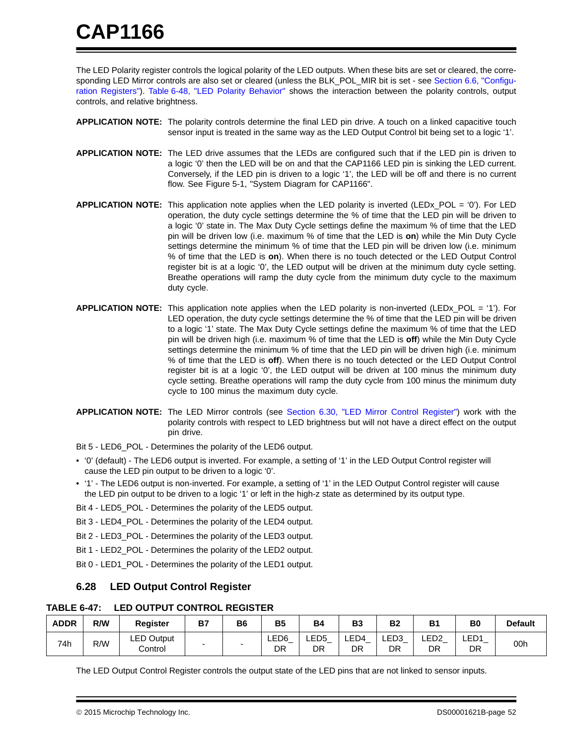The LED Polarity register controls the logical polarity of the LED outputs. When these bits are set or cleared, the corresponding LED Mirror controls are also set or cleared (unless the BLK_POL_MIR bit is set - see Section 6.6, "Configuration Registers"). Table 6-48, "LED Polarity Behavior" shows the interaction between the polarity controls, output controls, and relative brightness.

**APPLICATION NOTE:** The polarity controls determine the final LED pin drive. A touch on a linked capacitive touch sensor input is treated in the same way as the LED Output Control bit being set to a logic '1'.

**APPLICATION NOTE:** The LED drive assumes that the LEDs are configured such that if the LED pin is driven to a logic '0' then the LED will be on and that the CAP1166 LED pin is sinking the LED current. Conversely, if the LED pin is driven to a logic '1', the LED will be off and there is no current flow. See Figure 5-1, "System Diagram for CAP1166".

**APPLICATION NOTE:** This application note applies when the LED polarity is inverted (LEDx_POL = '0'). For LED operation, the duty cycle settings determine the % of time that the LED pin will be driven to a logic '0' state in. The Max Duty Cycle settings define the maximum % of time that the LED pin will be driven low (i.e. maximum % of time that the LED is **on**) while the Min Duty Cycle settings determine the minimum % of time that the LED pin will be driven low (i.e. minimum % of time that the LED is **on**). When there is no touch detected or the LED Output Control register bit is at a logic '0', the LED output will be driven at the minimum duty cycle setting. Breathe operations will ramp the duty cycle from the minimum duty cycle to the maximum duty cycle.

**APPLICATION NOTE:** This application note applies when the LED polarity is non-inverted (LEDx_POL = '1'). For LED operation, the duty cycle settings determine the % of time that the LED pin will be driven to a logic '1' state. The Max Duty Cycle settings define the maximum % of time that the LED pin will be driven high (i.e. maximum % of time that the LED is **off**) while the Min Duty Cycle settings determine the minimum % of time that the LED pin will be driven high (i.e. minimum % of time that the LED is **off**). When there is no touch detected or the LED Output Control register bit is at a logic '0', the LED output will be driven at 100 minus the minimum duty cycle setting. Breathe operations will ramp the duty cycle from 100 minus the minimum duty cycle to 100 minus the maximum duty cycle.

**APPLICATION NOTE:** The LED Mirror controls (see Section 6.30, "LED Mirror Control Register") work with the polarity controls with respect to LED brightness but will not have a direct effect on the output pin drive.

Bit 5 - LED6_POL - Determines the polarity of the LED6 output.

- '0' (default) - The LED6 output is inverted. For example, a setting of '1' in the LED Output Control register will cause the LED pin output to be driven to a logic '0'.
- '1' - The LED6 output is non-inverted. For example, a setting of '1' in the LED Output Control register will cause the LED pin output to be driven to a logic '1' or left in the high-z state as determined by its output type.

Bit 4 - LED5_POL - Determines the polarity of the LED5 output.

Bit 3 - LED4_POL - Determines the polarity of the LED4 output.

Bit 2 - LED3_POL - Determines the polarity of the LED3 output.

Bit 1 - LED2_POL - Determines the polarity of the LED2 output.

Bit 0 - LED1_POL - Determines the polarity of the LED1 output.

## 6.28 LED Output Control Register

**TABLE 6-47: LED OUTPUT CONTROL REGISTER**

| ADDR | R/W | Register | B7 | B6 | B5 | B4 | B3 | B2 | B1 | B0 | Default |
|---|---|---|---|---|---|---|---|---|---|---|---|
| 74h | R/W | LED Output Control | - | - | LED6_DR | LED5_DR | LED4_DR | LED3_DR | LED2_DR | LED1_DR | 00h |

The LED Output Control Register controls the output state of the LED pins that are not linked to sensor inputs.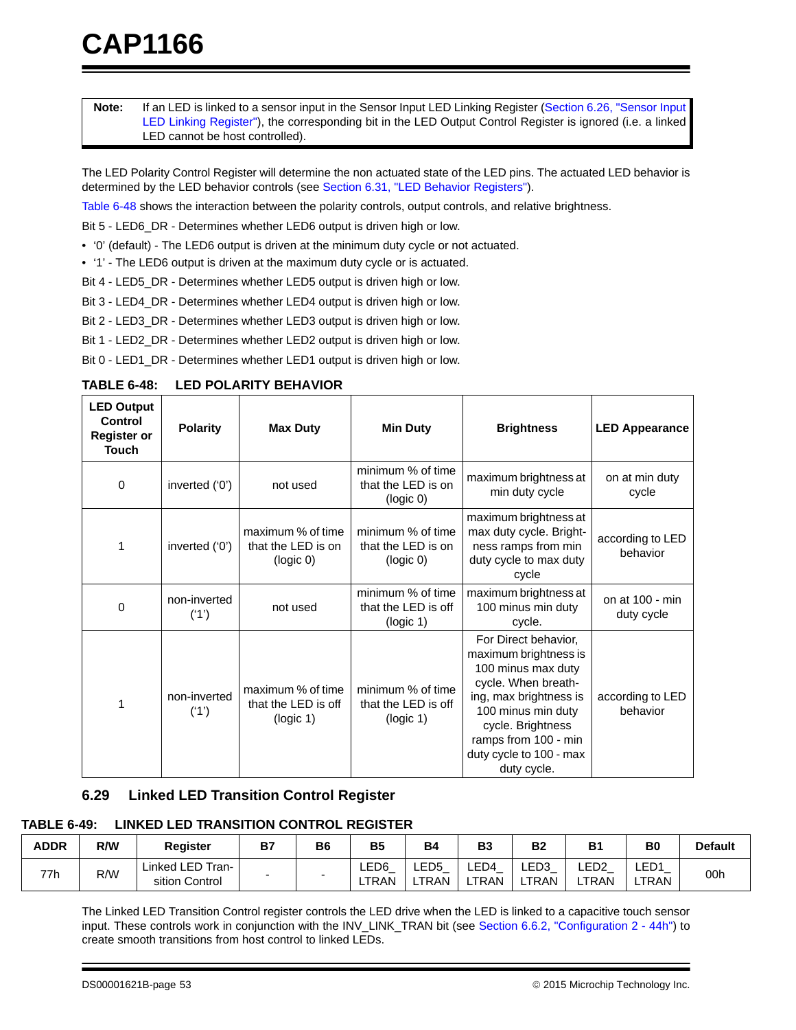**Note:** If an LED is linked to a sensor input in the Sensor Input LED Linking Register (Section 6.26, "Sensor Input LED Linking Register"), the corresponding bit in the LED Output Control Register is ignored (i.e. a linked LED cannot be host controlled).

The LED Polarity Control Register will determine the non actuated state of the LED pins. The actuated LED behavior is determined by the LED behavior controls (see Section 6.31, "LED Behavior Registers").

Table 6-48 shows the interaction between the polarity controls, output controls, and relative brightness.

Bit 5 - LED6_DR - Determines whether LED6 output is driven high or low.

- '0' (default) - The LED6 output is driven at the minimum duty cycle or not actuated.
- '1' - The LED6 output is driven at the maximum duty cycle or is actuated.

Bit 4 - LED5_DR - Determines whether LED5 output is driven high or low.

Bit 3 - LED4_DR - Determines whether LED4 output is driven high or low.

Bit 2 - LED3_DR - Determines whether LED3 output is driven high or low.

Bit 1 - LED2_DR - Determines whether LED2 output is driven high or low.

Bit 0 - LED1_DR - Determines whether LED1 output is driven high or low.

**TABLE 6-48: LED POLARITY BEHAVIOR**

| LED Output Control Register or Touch | Polarity | Max Duty | Min Duty | Brightness | LED Appearance |
|---|---|---|---|---|---|
| 0 | inverted ('0') | not used | minimum % of time that the LED is on (logic 0) | maximum brightness at min duty cycle | on at min duty cycle |
| 1 | inverted ('0') | maximum % of time that the LED is on (logic 0) | minimum % of time that the LED is on (logic 0) | maximum brightness at max duty cycle. Brightness ramps from min duty cycle to max duty cycle | according to LED behavior |
| 0 | non-inverted ('1') | not used | minimum % of time that the LED is off (logic 1) | maximum brightness at 100 minus min duty cycle. | on at 100 - min duty cycle |
| 1 | non-inverted ('1') | maximum % of time that the LED is off (logic 1) | minimum % of time that the LED is off (logic 1) | For Direct behavior, maximum brightness is 100 minus max duty cycle. When breathing, max brightness is 100 minus min duty cycle. Brightness ramps from 100 - min duty cycle to 100 - max duty cycle. | according to LED behavior |

## 6.29 Linked LED Transition Control Register

**TABLE 6-49: LINKED LED TRANSITION CONTROL REGISTER**

| ADDR | R/W | Register | B7 | B6 | B5 | B4 | B3 | B2 | B1 | B0 | Default |
|---|---|---|---|---|---|---|---|---|---|---|---|
| 77h | R/W | Linked LED Transition Control | - | - | LED6_LTRAN | LED5_LTRAN | LED4_LTRAN | LED3_LTRAN | LED2_LTRAN | LED1_LTRAN | 00h |

The Linked LED Transition Control register controls the LED drive when the LED is linked to a capacitive touch sensor input. These controls work in conjunction with the INV_LINK_TRAN bit (see Section 6.6.2, "Configuration 2 - 44h") to create smooth transitions from host control to linked LEDs.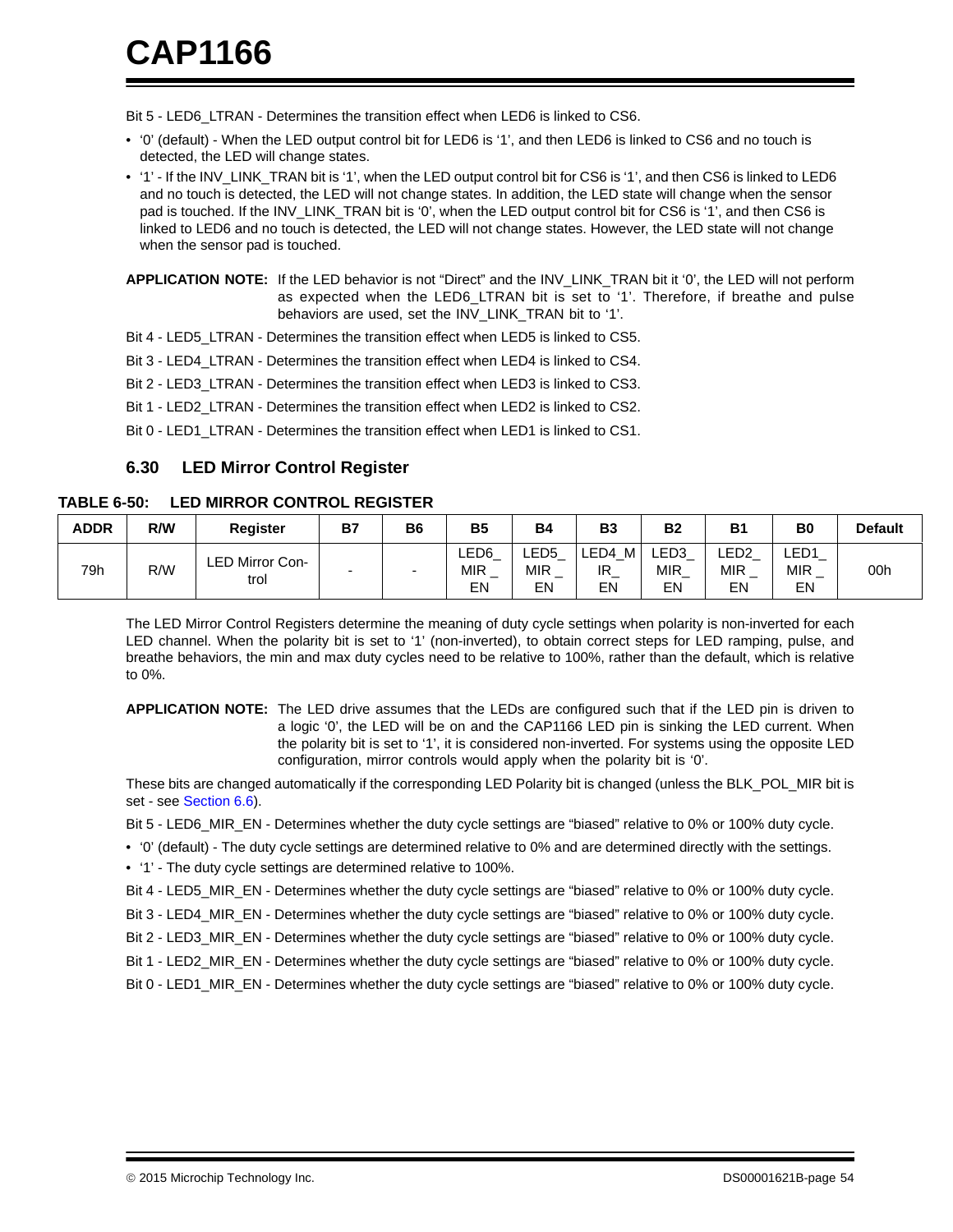Bit 5 - LED6_LTRAN - Determines the transition effect when LED6 is linked to CS6.

- '0' (default) - When the LED output control bit for LED6 is '1', and then LED6 is linked to CS6 and no touch is detected, the LED will change states.
- '1' - If the INV_LINK_TRAN bit is '1', when the LED output control bit for CS6 is '1', and then CS6 is linked to LED6 and no touch is detected, the LED will not change states. In addition, the LED state will change when the sensor pad is touched. If the INV_LINK_TRAN bit is '0', when the LED output control bit for CS6 is '1', and then CS6 is linked to LED6 and no touch is detected, the LED will not change states. However, the LED state will not change when the sensor pad is touched.

**APPLICATION NOTE:** If the LED behavior is not "Direct" and the INV_LINK_TRAN bit it '0', the LED will not perform as expected when the LED6_LTRAN bit is set to '1'. Therefore, if breathe and pulse behaviors are used, set the INV_LINK_TRAN bit to '1'.

Bit 4 - LED5_LTRAN - Determines the transition effect when LED5 is linked to CS5.

Bit 3 - LED4_LTRAN - Determines the transition effect when LED4 is linked to CS4.

Bit 2 - LED3_LTRAN - Determines the transition effect when LED3 is linked to CS3.

Bit 1 - LED2_LTRAN - Determines the transition effect when LED2 is linked to CS2.

Bit 0 - LED1_LTRAN - Determines the transition effect when LED1 is linked to CS1.

## 6.30 LED Mirror Control Register

**TABLE 6-50: LED MIRROR CONTROL REGISTER**

| ADDR | R/W | Register | B7 | B6 | B5 | B4 | B3 | B2 | B1 | B0 | Default |
|---|---|---|---|---|---|---|---|---|---|---|---|
| 79h | R/W | LED Mirror Control | - | - | LED6_MIR_EN | LED5_MIR_EN | LED4_MIR_EN | LED3_MIR_EN | LED2_MIR_EN | LED1_MIR_EN | 00h |

The LED Mirror Control Registers determine the meaning of duty cycle settings when polarity is non-inverted for each LED channel. When the polarity bit is set to '1' (non-inverted), to obtain correct steps for LED ramping, pulse, and breathe behaviors, the min and max duty cycles need to be relative to 100%, rather than the default, which is relative to 0%.

**APPLICATION NOTE:** The LED drive assumes that the LEDs are configured such that if the LED pin is driven to a logic '0', the LED will be on and the CAP1166 LED pin is sinking the LED current. When the polarity bit is set to '1', it is considered non-inverted. For systems using the opposite LED configuration, mirror controls would apply when the polarity bit is '0'.

These bits are changed automatically if the corresponding LED Polarity bit is changed (unless the BLK_POL_MIR bit is set - see Section 6.6).

Bit 5 - LED6_MIR_EN - Determines whether the duty cycle settings are "biased" relative to 0% or 100% duty cycle.

- '0' (default) - The duty cycle settings are determined relative to 0% and are determined directly with the settings.
- '1' - The duty cycle settings are determined relative to 100%.

Bit 4 - LED5_MIR_EN - Determines whether the duty cycle settings are "biased" relative to 0% or 100% duty cycle.

Bit 3 - LED4_MIR_EN - Determines whether the duty cycle settings are "biased" relative to 0% or 100% duty cycle.

Bit 2 - LED3_MIR_EN - Determines whether the duty cycle settings are "biased" relative to 0% or 100% duty cycle.

Bit 1 - LED2_MIR_EN - Determines whether the duty cycle settings are "biased" relative to 0% or 100% duty cycle.

Bit 0 - LED1_MIR_EN - Determines whether the duty cycle settings are "biased" relative to 0% or 100% duty cycle.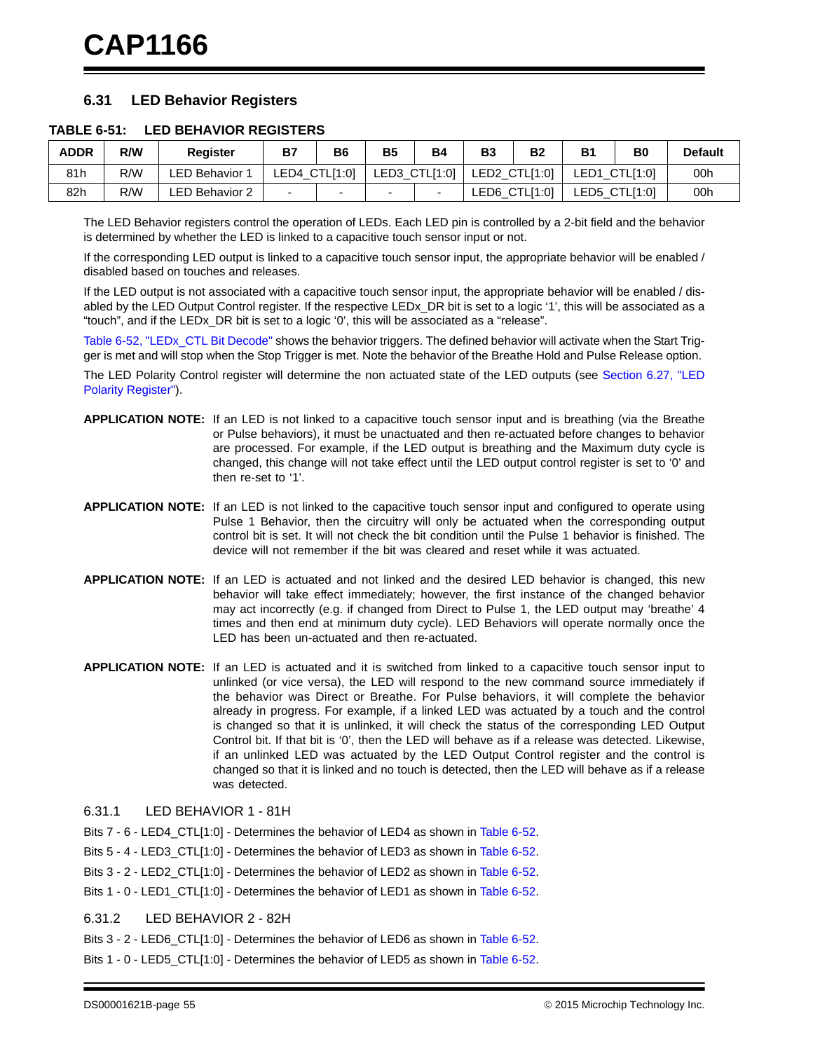## 6.31 LED Behavior Registers

**TABLE 6-51: LED BEHAVIOR REGISTERS**

| ADDR | R/W | Register | B7 | B6 | B5 | B4 | B3 | B2 | B1 | B0 | Default |
|---|---|---|---|---|---|---|---|---|---|---|---|
| 81h | R/W | LED Behavior 1 | LED4_CTL[1:0] | | LED3_CTL[1:0] | | LED2_CTL[1:0] | | LED1_CTL[1:0] | | 00h |
| 82h | R/W | LED Behavior 2 | - | - | - | - | LED6_CTL[1:0] | | LED5_CTL[1:0] | | 00h |

The LED Behavior registers control the operation of LEDs. Each LED pin is controlled by a 2-bit field and the behavior is determined by whether the LED is linked to a capacitive touch sensor input or not.

If the corresponding LED output is linked to a capacitive touch sensor input, the appropriate behavior will be enabled / disabled based on touches and releases.

If the LED output is not associated with a capacitive touch sensor input, the appropriate behavior will be enabled / disabled by the LED Output Control register. If the respective LEDx_DR bit is set to a logic '1', this will be associated as a "touch", and if the LEDx_DR bit is set to a logic '0', this will be associated as a "release".

Table 6-52, "LEDx_CTL Bit Decode" shows the behavior triggers. The defined behavior will activate when the Start Trigger is met and will stop when the Stop Trigger is met. Note the behavior of the Breathe Hold and Pulse Release option.

The LED Polarity Control register will determine the non actuated state of the LED outputs (see Section 6.27, "LED Polarity Register").

**APPLICATION NOTE:** If an LED is not linked to a capacitive touch sensor input and is breathing (via the Breathe or Pulse behaviors), it must be unactuated and then re-actuated before changes to behavior are processed. For example, if the LED output is breathing and the Maximum duty cycle is changed, this change will not take effect until the LED output control register is set to '0' and then re-set to '1'.

**APPLICATION NOTE:** If an LED is not linked to the capacitive touch sensor input and configured to operate using Pulse 1 Behavior, then the circuitry will only be actuated when the corresponding output control bit is set. It will not check the bit condition until the Pulse 1 behavior is finished. The device will not remember if the bit was cleared and reset while it was actuated.

**APPLICATION NOTE:** If an LED is actuated and not linked and the desired LED behavior is changed, this new behavior will take effect immediately; however, the first instance of the changed behavior may act incorrectly (e.g. if changed from Direct to Pulse 1, the LED output may 'breathe' 4 times and then end at minimum duty cycle). LED Behaviors will operate normally once the LED has been un-actuated and then re-actuated.

**APPLICATION NOTE:** If an LED is actuated and it is switched from linked to a capacitive touch sensor input to unlinked (or vice versa), the LED will respond to the new command source immediately if the behavior was Direct or Breathe. For Pulse behaviors, it will complete the behavior already in progress. For example, if a linked LED was actuated by a touch and the control is changed so that it is unlinked, it will check the status of the corresponding LED Output Control bit. If that bit is '0', then the LED will behave as if a release was detected. Likewise, if an unlinked LED was actuated by the LED Output Control register and the control is changed so that it is linked and no touch is detected, then the LED will behave as if a release was detected.

### 6.31.1 LED BEHAVIOR 1 - 81H

Bits 7 - 6 - LED4_CTL[1:0] - Determines the behavior of LED4 as shown in Table 6-52.

Bits 5 - 4 - LED3_CTL[1:0] - Determines the behavior of LED3 as shown in Table 6-52.

Bits 3 - 2 - LED2_CTL[1:0] - Determines the behavior of LED2 as shown in Table 6-52.

Bits 1 - 0 - LED1_CTL[1:0] - Determines the behavior of LED1 as shown in Table 6-52.

### 6.31.2 LED BEHAVIOR 2 - 82H

Bits 3 - 2 - LED6_CTL[1:0] - Determines the behavior of LED6 as shown in Table 6-52.

Bits 1 - 0 - LED5_CTL[1:0] - Determines the behavior of LED5 as shown in Table 6-52.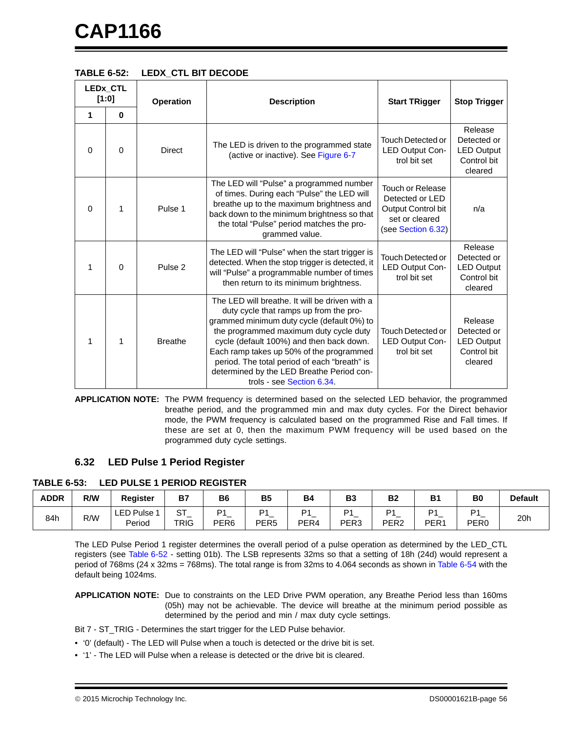**TABLE 6-52: LEDX_CTL BIT DECODE**

| LEDx_CTL [1:0] | | Operation | Description | Start TRigger | Stop Trigger |
|---|---|---|---|---|---|
| 1 | 0 | | | | |
| 0 | 0 | Direct | The LED is driven to the programmed state (active or inactive). See Figure 6-7 | Touch Detected or LED Output Control bit set | Release Detected or LED Output Control bit cleared |
| 0 | 1 | Pulse 1 | The LED will “Pulse” a programmed number of times. During each “Pulse” the LED will breathe up to the maximum brightness and back down to the minimum brightness so that the total “Pulse” period matches the programmed value. | Touch or Release Detected or LED Output Control bit set or cleared (see Section 6.32) | n/a |
| 1 | 0 | Pulse 2 | The LED will “Pulse” when the start trigger is detected. When the stop trigger is detected, it will “Pulse” a programmable number of times then return to its minimum brightness. | Touch Detected or LED Output Control bit set | Release Detected or LED Output Control bit cleared |
| 1 | 1 | Breathe | The LED will breathe. It will be driven with a duty cycle that ramps up from the programmed minimum duty cycle (default 0%) to the programmed maximum duty cycle duty cycle (default 100%) and then back down. Each ramp takes up 50% of the programmed period. The total period of each “breath” is determined by the LED Breathe Period controls - see Section 6.34. | Touch Detected or LED Output Control bit set | Release Detected or LED Output Control bit cleared |

**APPLICATION NOTE:** The PWM frequency is determined based on the selected LED behavior, the programmed breathe period, and the programmed min and max duty cycles. For the Direct behavior mode, the PWM frequency is calculated based on the programmed Rise and Fall times. If these are set at 0, then the maximum PWM frequency will be used based on the programmed duty cycle settings.

## 6.32 LED Pulse 1 Period Register

**TABLE 6-53: LED PULSE 1 PERIOD REGISTER**

| ADDR | R/W | Register | B7 | B6 | B5 | B4 | B3 | B2 | B1 | B0 | Default |
|---|---|---|---|---|---|---|---|---|---|---|---|
| 84h | R/W | LED Pulse 1 Period | ST_TRIG | P1_PER6 | P1_PER5 | P1_PER4 | P1_PER3 | P1_PER2 | P1_PER1 | P1_PER0 | 20h |

The LED Pulse Period 1 register determines the overall period of a pulse operation as determined by the LED_CTL registers (see Table 6-52 - setting 01b). The LSB represents 32ms so that a setting of 18h (24d) would represent a period of 768ms (24 x 32ms = 768ms). The total range is from 32ms to 4.064 seconds as shown in Table 6-54 with the default being 1024ms.

**APPLICATION NOTE:** Due to constraints on the LED Drive PWM operation, any Breathe Period less than 160ms (05h) may not be achievable. The device will breathe at the minimum period possible as determined by the period and min / max duty cycle settings.

Bit 7 - ST_TRIG - Determines the start trigger for the LED Pulse behavior.

- ‘0’ (default) - The LED will Pulse when a touch is detected or the drive bit is set.
- ‘1’ - The LED will Pulse when a release is detected or the drive bit is cleared.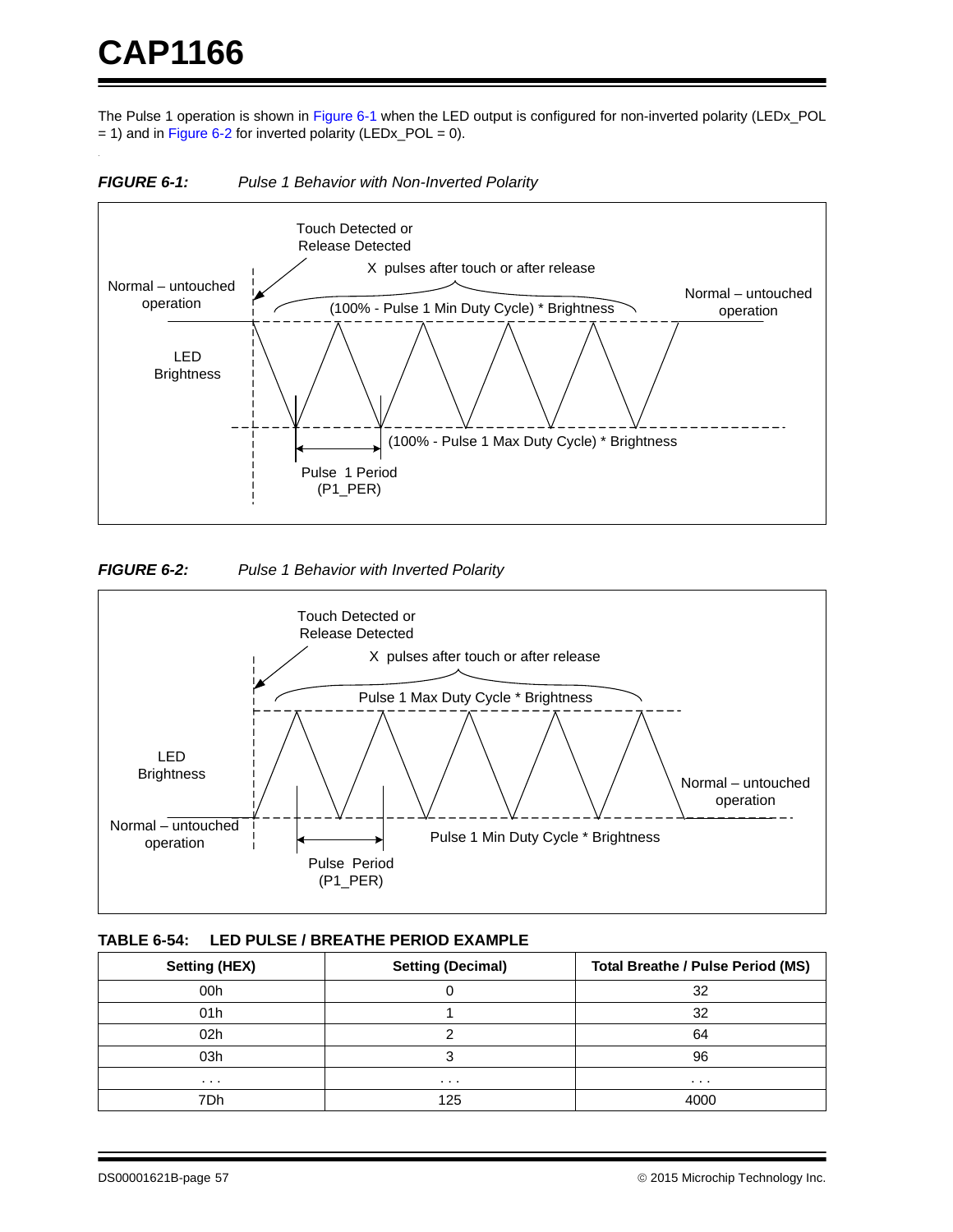The Pulse 1 operation is shown in Figure 6-1 when the LED output is configured for non-inverted polarity (LEDx_POL = 1) and in Figure 6-2 for inverted polarity (LEDx_POL = 0).

***FIGURE 6-1:*** *Pulse 1 Behavior with Non-Inverted Polarity*

Touch Detected or Release Detected

X pulses after touch or after release

Normal – untouched operation

(100% - Pulse 1 Min Duty Cycle) * Brightness

Normal – untouched operation

LED Brightness

(100% - Pulse 1 Max Duty Cycle) * Brightness

Pulse 1 Period (P1_PER)

***FIGURE 6-2:*** *Pulse 1 Behavior with Inverted Polarity*

Touch Detected or Release Detected

X pulses after touch or after release

Pulse 1 Max Duty Cycle * Brightness

LED Brightness

Normal – untouched operation

Normal – untouched operation

Pulse 1 Min Duty Cycle * Brightness

Pulse Period (P1_PER)

**TABLE 6-54: LED PULSE / BREATHE PERIOD EXAMPLE**

| Setting (HEX) | Setting (Decimal) | Total Breathe / Pulse Period (MS) |
|---|---|---|
| 00h | 0 | 32 |
| 01h | 1 | 32 |
| 02h | 2 | 64 |
| 03h | 3 | 96 |
| . . . | . . . | . . . |
| 7Dh | 125 | 4000 |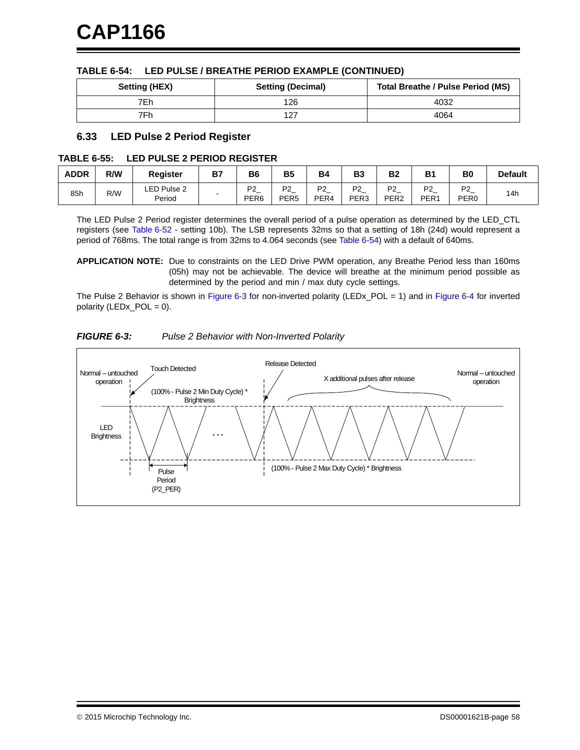**TABLE 6-54: LED PULSE / BREATHE PERIOD EXAMPLE (CONTINUED)**

| Setting (HEX) | Setting (Decimal) | Total Breathe / Pulse Period (MS) |
|---|---|---|
| 7Eh | 126 | 4032 |
| 7Fh | 127 | 4064 |

## 6.33 LED Pulse 2 Period Register

**TABLE 6-55: LED PULSE 2 PERIOD REGISTER**

| ADDR | R/W | Register | B7 | B6 | B5 | B4 | B3 | B2 | B1 | B0 | Default |
|---|---|---|---|---|---|---|---|---|---|---|---|
| 85h | R/W | LED Pulse 2 Period | - | P2_ PER6 | P2_ PER5 | P2_ PER4 | P2_ PER3 | P2_ PER2 | P2_ PER1 | P2_ PER0 | 14h |

The LED Pulse 2 Period register determines the overall period of a pulse operation as determined by the LED_CTL registers (see Table 6-52 - setting 10b). The LSB represents 32ms so that a setting of 18h (24d) would represent a period of 768ms. The total range is from 32ms to 4.064 seconds (see Table 6-54) with a default of 640ms.

**APPLICATION NOTE:** Due to constraints on the LED Drive PWM operation, any Breathe Period less than 160ms (05h) may not be achievable. The device will breathe at the minimum period possible as determined by the period and min / max duty cycle settings.

The Pulse 2 Behavior is shown in Figure 6-3 for non-inverted polarity (LEDx_POL = 1) and in Figure 6-4 for inverted polarity (LEDx_POL = 0).

***FIGURE 6-3:*** *Pulse 2 Behavior with Non-Inverted Polarity*

Normal – untouched operation | Touch Detected | (100% - Pulse 2 Min Duty Cycle) * Brightness | Release Detected | X additional pulses after release | Normal – untouched operation | LED Brightness | Pulse Period (P2_PER) | (100% - Pulse 2 Max Duty Cycle) * Brightness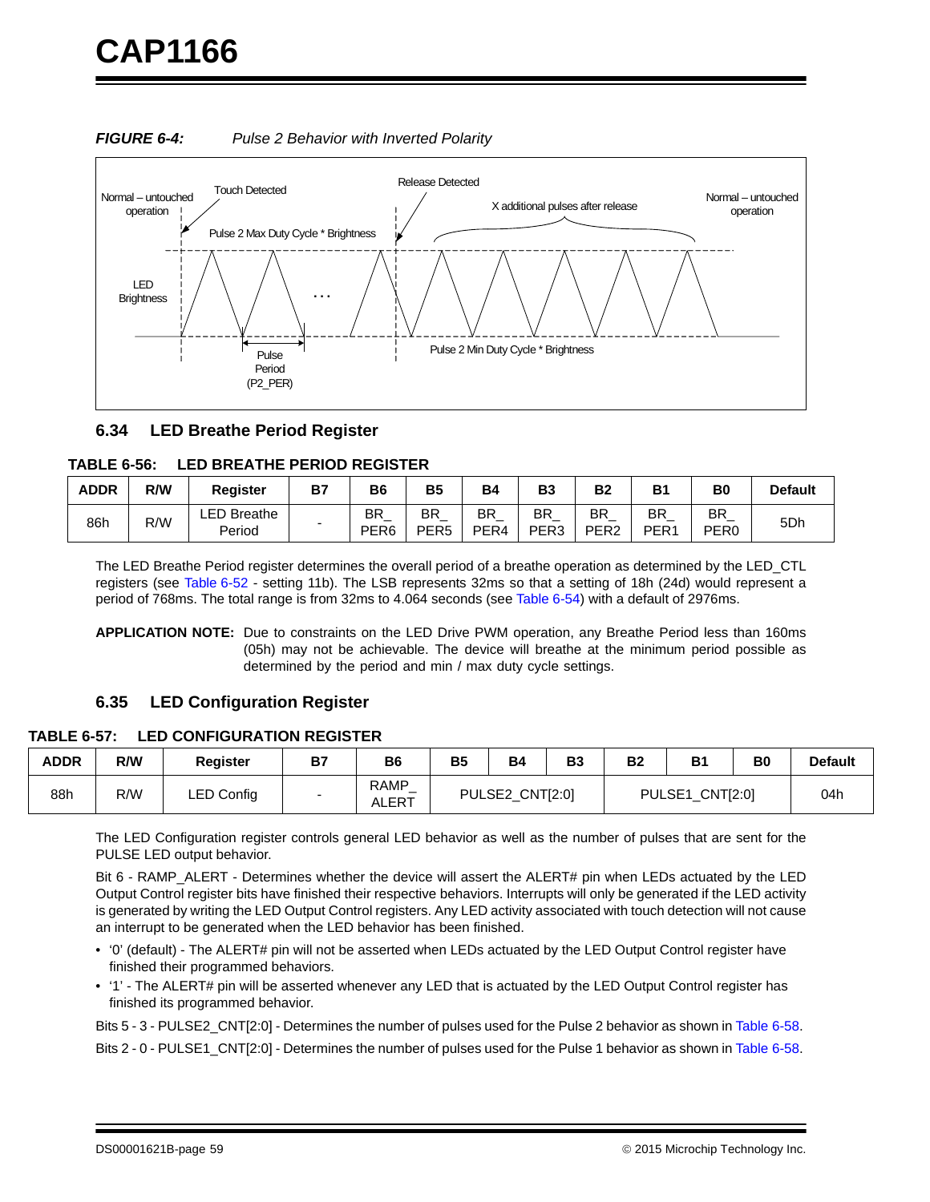**FIGURE 6-4:** *Pulse 2 Behavior with Inverted Polarity*

## 6.34 LED Breathe Period Register

**TABLE 6-56: LED BREATHE PERIOD REGISTER**

| ADDR | R/W | Register | B7 | B6 | B5 | B4 | B3 | B2 | B1 | B0 | Default |
|---|---|---|---|---|---|---|---|---|---|---|---|
| 86h | R/W | LED Breathe Period | - | BR_ PER6 | BR_ PER5 | BR_ PER4 | BR_ PER3 | BR_ PER2 | BR_ PER1 | BR_ PER0 | 5Dh |

The LED Breathe Period register determines the overall period of a breathe operation as determined by the LED_CTL registers (see Table 6-52 - setting 11b). The LSB represents 32ms so that a setting of 18h (24d) would represent a period of 768ms. The total range is from 32ms to 4.064 seconds (see Table 6-54) with a default of 2976ms.

**APPLICATION NOTE:** Due to constraints on the LED Drive PWM operation, any Breathe Period less than 160ms (05h) may not be achievable. The device will breathe at the minimum period possible as determined by the period and min / max duty cycle settings.

## 6.35 LED Configuration Register

**TABLE 6-57: LED CONFIGURATION REGISTER**

| ADDR | R/W | Register | B7 | B6 | B5 | B4 | B3 | B2 | B1 | B0 | Default |
|---|---|---|---|---|---|---|---|---|---|---|---|
| 88h | R/W | LED Config | - | RAMP_ ALERT | PULSE2_CNT[2:0] | | | PULSE1_CNT[2:0] | | | 04h |

The LED Configuration register controls general LED behavior as well as the number of pulses that are sent for the PULSE LED output behavior.

Bit 6 - RAMP_ALERT - Determines whether the device will assert the ALERT# pin when LEDs actuated by the LED Output Control register bits have finished their respective behaviors. Interrupts will only be generated if the LED activity is generated by writing the LED Output Control registers. Any LED activity associated with touch detection will not cause an interrupt to be generated when the LED behavior has been finished.

- '0' (default) - The ALERT# pin will not be asserted when LEDs actuated by the LED Output Control register have finished their programmed behaviors.
- '1' - The ALERT# pin will be asserted whenever any LED that is actuated by the LED Output Control register has finished its programmed behavior.

Bits 5 - 3 - PULSE2_CNT[2:0] - Determines the number of pulses used for the Pulse 2 behavior as shown in Table 6-58.

Bits 2 - 0 - PULSE1_CNT[2:0] - Determines the number of pulses used for the Pulse 1 behavior as shown in Table 6-58.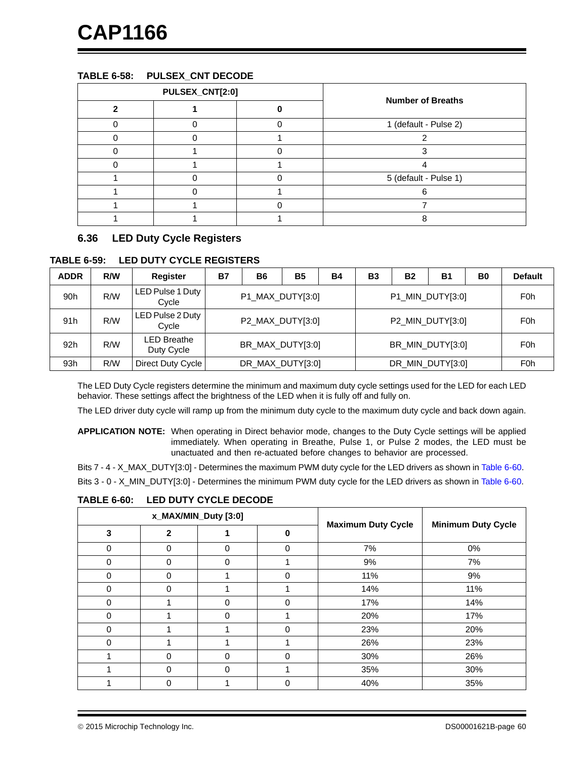**TABLE 6-58: PULSEX_CNT DECODE**

| PULSEX_CNT[2:0] | | | Number of Breaths |
|---|---|---|---|
| 2 | 1 | 0 | |
| 0 | 0 | 0 | 1 (default - Pulse 2) |
| 0 | 0 | 1 | 2 |
| 0 | 1 | 0 | 3 |
| 0 | 1 | 1 | 4 |
| 1 | 0 | 0 | 5 (default - Pulse 1) |
| 1 | 0 | 1 | 6 |
| 1 | 1 | 0 | 7 |
| 1 | 1 | 1 | 8 |

## 6.36 LED Duty Cycle Registers

**TABLE 6-59: LED DUTY CYCLE REGISTERS**

| ADDR | R/W | Register | B7 | B6 | B5 | B4 | B3 | B2 | B1 | B0 | Default |
|---|---|---|---|---|---|---|---|---|---|---|---|
| 90h | R/W | LED Pulse 1 Duty Cycle | P1_MAX_DUTY[3:0] | | | | P1_MIN_DUTY[3:0] | | | | F0h |
| 91h | R/W | LED Pulse 2 Duty Cycle | P2_MAX_DUTY[3:0] | | | | P2_MIN_DUTY[3:0] | | | | F0h |
| 92h | R/W | LED Breathe Duty Cycle | BR_MAX_DUTY[3:0] | | | | BR_MIN_DUTY[3:0] | | | | F0h |
| 93h | R/W | Direct Duty Cycle | DR_MAX_DUTY[3:0] | | | | DR_MIN_DUTY[3:0] | | | | F0h |

The LED Duty Cycle registers determine the minimum and maximum duty cycle settings used for the LED for each LED behavior. These settings affect the brightness of the LED when it is fully off and fully on.

The LED driver duty cycle will ramp up from the minimum duty cycle to the maximum duty cycle and back down again.

**APPLICATION NOTE:** When operating in Direct behavior mode, changes to the Duty Cycle settings will be applied immediately. When operating in Breathe, Pulse 1, or Pulse 2 modes, the LED must be unactuated and then re-actuated before changes to behavior are processed.

Bits 7 - 4 - X_MAX_DUTY[3:0] - Determines the maximum PWM duty cycle for the LED drivers as shown in Table 6-60.

Bits 3 - 0 - X_MIN_DUTY[3:0] - Determines the minimum PWM duty cycle for the LED drivers as shown in Table 6-60.

**TABLE 6-60: LED DUTY CYCLE DECODE**

| x_MAX/MIN_Duty [3:0] | | | | Maximum Duty Cycle | Minimum Duty Cycle |
|---|---|---|---|---|---|
| 3 | 2 | 1 | 0 | | |
| 0 | 0 | 0 | 0 | 7% | 0% |
| 0 | 0 | 0 | 1 | 9% | 7% |
| 0 | 0 | 1 | 0 | 11% | 9% |
| 0 | 0 | 1 | 1 | 14% | 11% |
| 0 | 1 | 0 | 0 | 17% | 14% |
| 0 | 1 | 0 | 1 | 20% | 17% |
| 0 | 1 | 1 | 0 | 23% | 20% |
| 0 | 1 | 1 | 1 | 26% | 23% |
| 1 | 0 | 0 | 0 | 30% | 26% |
| 1 | 0 | 0 | 1 | 35% | 30% |
| 1 | 0 | 1 | 0 | 40% | 35% |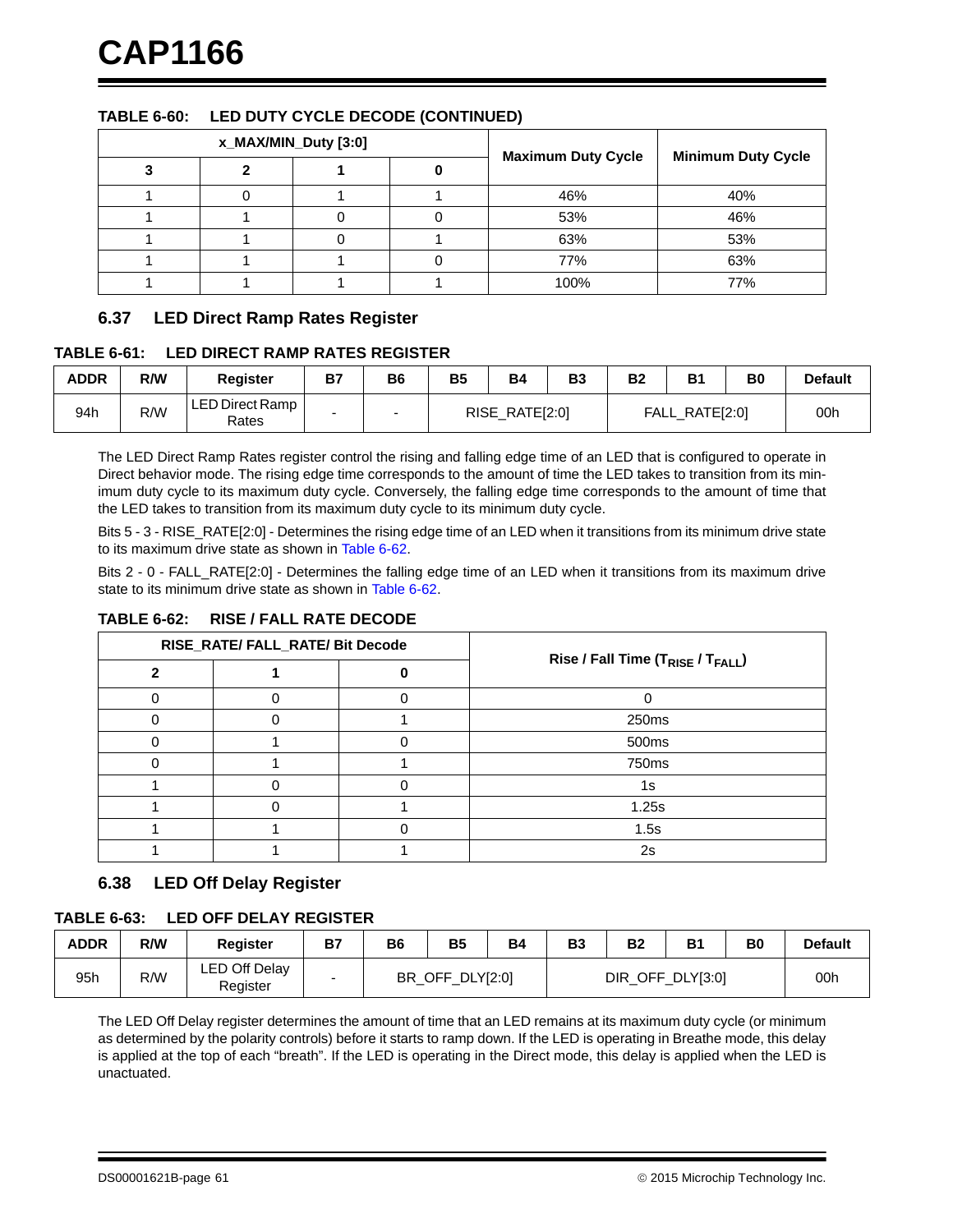**TABLE 6-60: LED DUTY CYCLE DECODE (CONTINUED)**

| x_MAX/MIN_Duty [3:0] | | | | Maximum Duty Cycle | Minimum Duty Cycle |
|---|---|---|---|---|---|
| 3 | 2 | 1 | 0 | | |
| 1 | 0 | 1 | 1 | 46% | 40% |
| 1 | 1 | 0 | 0 | 53% | 46% |
| 1 | 1 | 0 | 1 | 63% | 53% |
| 1 | 1 | 1 | 0 | 77% | 63% |
| 1 | 1 | 1 | 1 | 100% | 77% |

## 6.37 LED Direct Ramp Rates Register

**TABLE 6-61: LED DIRECT RAMP RATES REGISTER**

| ADDR | R/W | Register | B7 | B6 | B5 | B4 | B3 | B2 | B1 | B0 | Default |
|---|---|---|---|---|---|---|---|---|---|---|---|
| 94h | R/W | LED Direct Ramp Rates | - | - | RISE_RATE[2:0] | | | FALL_RATE[2:0] | | | 00h |

The LED Direct Ramp Rates register control the rising and falling edge time of an LED that is configured to operate in Direct behavior mode. The rising edge time corresponds to the amount of time the LED takes to transition from its minimum duty cycle to its maximum duty cycle. Conversely, the falling edge time corresponds to the amount of time that the LED takes to transition from its maximum duty cycle to its minimum duty cycle.

Bits 5 - 3 - RISE_RATE[2:0] - Determines the rising edge time of an LED when it transitions from its minimum drive state to its maximum drive state as shown in Table 6-62.

Bits 2 - 0 - FALL_RATE[2:0] - Determines the falling edge time of an LED when it transitions from its maximum drive state to its minimum drive state as shown in Table 6-62.

**TABLE 6-62: RISE / FALL RATE DECODE**

| RISE_RATE/ FALL_RATE/ Bit Decode | | | Rise / Fall Time ($T_{RISE}$ / $T_{FALL}$) |
|---|---|---|---|
| 2 | 1 | 0 | |
| 0 | 0 | 0 | 0 |
| 0 | 0 | 1 | 250ms |
| 0 | 1 | 0 | 500ms |
| 0 | 1 | 1 | 750ms |
| 1 | 0 | 0 | 1s |
| 1 | 0 | 1 | 1.25s |
| 1 | 1 | 0 | 1.5s |
| 1 | 1 | 1 | 2s |

## 6.38 LED Off Delay Register

**TABLE 6-63: LED OFF DELAY REGISTER**

| ADDR | R/W | Register | B7 | B6 | B5 | B4 | B3 | B2 | B1 | B0 | Default |
|---|---|---|---|---|---|---|---|---|---|---|---|
| 95h | R/W | LED Off Delay Register | - | BR_OFF_DLY[2:0] | | | DIR_OFF_DLY[3:0] | | | | 00h |

The LED Off Delay register determines the amount of time that an LED remains at its maximum duty cycle (or minimum as determined by the polarity controls) before it starts to ramp down. If the LED is operating in Breathe mode, this delay is applied at the top of each "breath". If the LED is operating in the Direct mode, this delay is applied when the LED is unactuated.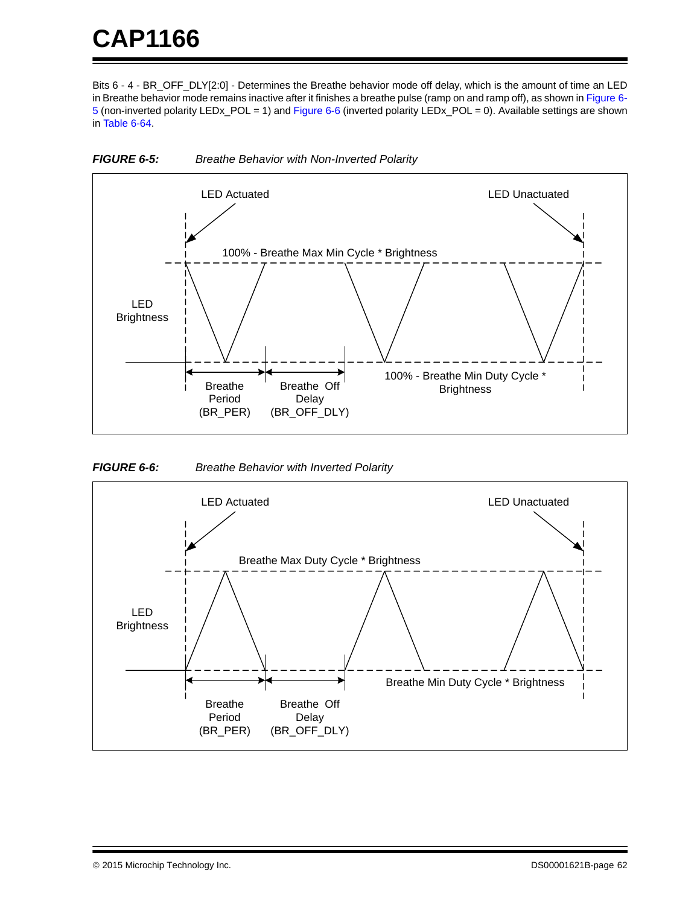Bits 6 - 4 - BR_OFF_DLY[2:0] - Determines the Breathe behavior mode off delay, which is the amount of time an LED in Breathe behavior mode remains inactive after it finishes a breathe pulse (ramp on and ramp off), as shown in Figure 6-5 (non-inverted polarity LEDx_POL = 1) and Figure 6-6 (inverted polarity LEDx_POL = 0). Available settings are shown in Table 6-64.

***FIGURE 6-5: Breathe Behavior with Non-Inverted Polarity***

***FIGURE 6-6: Breathe Behavior with Inverted Polarity***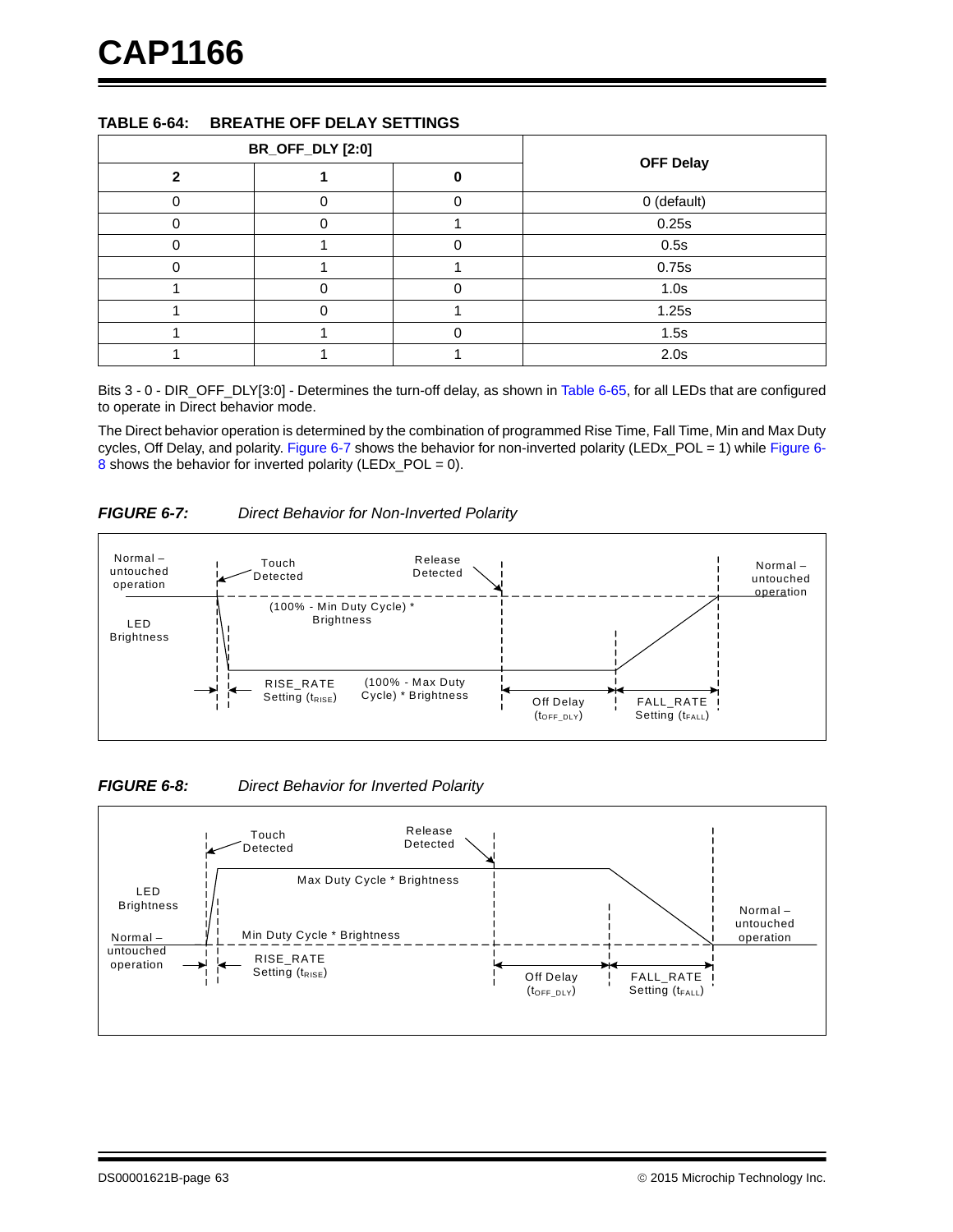**TABLE 6-64: BREATHE OFF DELAY SETTINGS**

| BR_OFF_DLY [2:0] | | | OFF Delay |
|---|---|---|---|
| 2 | 1 | 0 | |
| 0 | 0 | 0 | 0 (default) |
| 0 | 0 | 1 | 0.25s |
| 0 | 1 | 0 | 0.5s |
| 0 | 1 | 1 | 0.75s |
| 1 | 0 | 0 | 1.0s |
| 1 | 0 | 1 | 1.25s |
| 1 | 1 | 0 | 1.5s |
| 1 | 1 | 1 | 2.0s |

Bits 3 - 0 - DIR_OFF_DLY[3:0] - Determines the turn-off delay, as shown in Table 6-65, for all LEDs that are configured to operate in Direct behavior mode.

The Direct behavior operation is determined by the combination of programmed Rise Time, Fall Time, Min and Max Duty cycles, Off Delay, and polarity. Figure 6-7 shows the behavior for non-inverted polarity (LEDx_POL = 1) while Figure 6-8 shows the behavior for inverted polarity (LEDx_POL = 0).

***FIGURE 6-7: Direct Behavior for Non-Inverted Polarity***

Normal – untouched operation; Touch Detected; Release Detected; Normal – untouched operation; LED Brightness; (100% - Min Duty Cycle) * Brightness; RISE_RATE Setting ($t_{RISE}$); (100% - Max Duty Cycle) * Brightness; Off Delay ($t_{OFF\_DLY}$); FALL_RATE Setting ($t_{FALL}$)

***FIGURE 6-8: Direct Behavior for Inverted Polarity***

Touch Detected; Release Detected; LED Brightness; Max Duty Cycle * Brightness; Normal – untouched operation; Min Duty Cycle * Brightness; Normal – untouched operation; RISE_RATE Setting ($t_{RISE}$); Off Delay ($t_{OFF\_DLY}$); FALL_RATE Setting ($t_{FALL}$)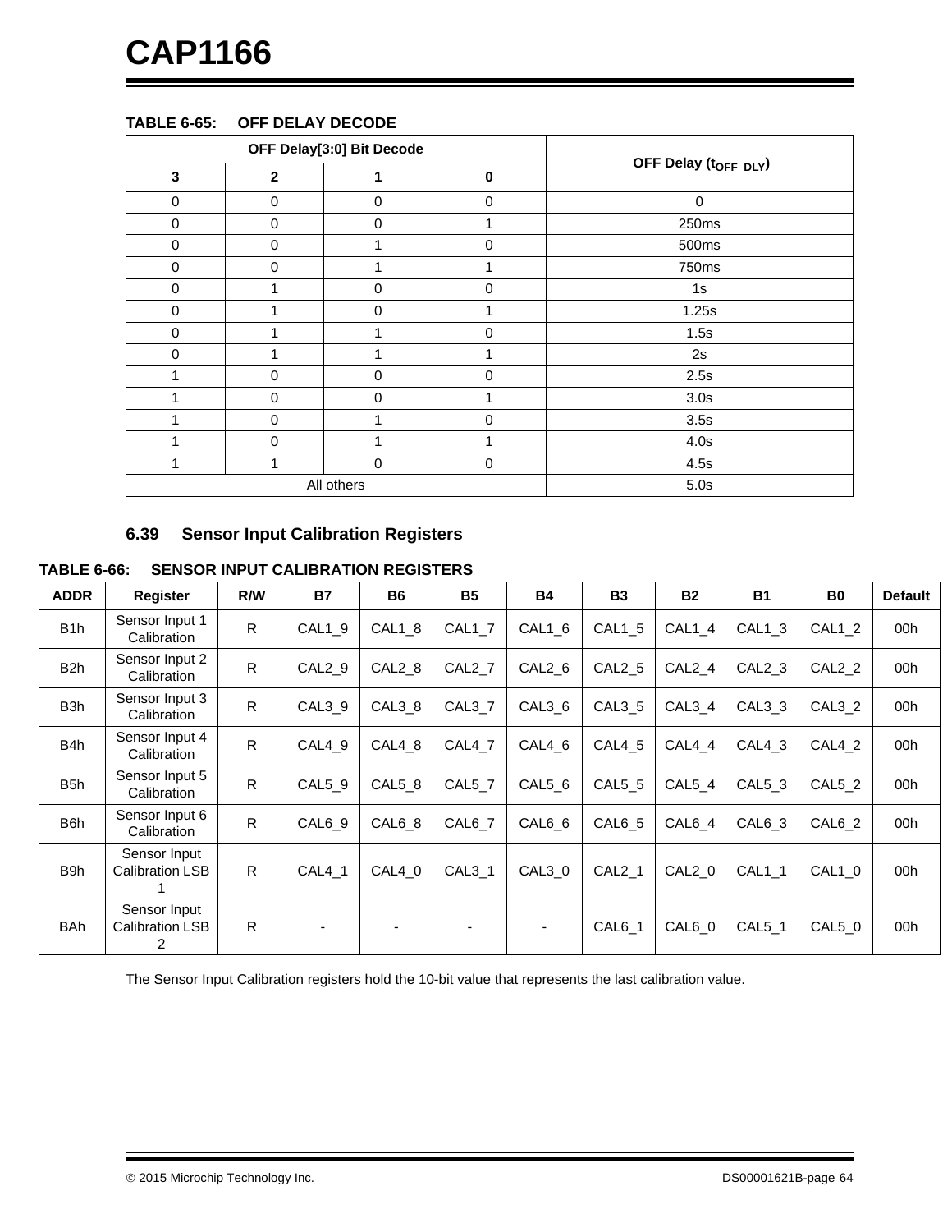**TABLE 6-65: OFF DELAY DECODE**

| OFF Delay[3:0] Bit Decode | | | | OFF Delay ($t_{OFF\_DLY}$) |
|---|---|---|---|---|
| 3 | 2 | 1 | 0 | |
| 0 | 0 | 0 | 0 | 0 |
| 0 | 0 | 0 | 1 | 250ms |
| 0 | 0 | 1 | 0 | 500ms |
| 0 | 0 | 1 | 1 | 750ms |
| 0 | 1 | 0 | 0 | 1s |
| 0 | 1 | 0 | 1 | 1.25s |
| 0 | 1 | 1 | 0 | 1.5s |
| 0 | 1 | 1 | 1 | 2s |
| 1 | 0 | 0 | 0 | 2.5s |
| 1 | 0 | 0 | 1 | 3.0s |
| 1 | 0 | 1 | 0 | 3.5s |
| 1 | 0 | 1 | 1 | 4.0s |
| 1 | 1 | 0 | 0 | 4.5s |
| All others | | | | 5.0s |

## 6.39 Sensor Input Calibration Registers

**TABLE 6-66: SENSOR INPUT CALIBRATION REGISTERS**

| ADDR | Register | R/W | B7 | B6 | B5 | B4 | B3 | B2 | B1 | B0 | Default |
|---|---|---|---|---|---|---|---|---|---|---|---|
| B1h | Sensor Input 1 Calibration | R | CAL1_9 | CAL1_8 | CAL1_7 | CAL1_6 | CAL1_5 | CAL1_4 | CAL1_3 | CAL1_2 | 00h |
| B2h | Sensor Input 2 Calibration | R | CAL2_9 | CAL2_8 | CAL2_7 | CAL2_6 | CAL2_5 | CAL2_4 | CAL2_3 | CAL2_2 | 00h |
| B3h | Sensor Input 3 Calibration | R | CAL3_9 | CAL3_8 | CAL3_7 | CAL3_6 | CAL3_5 | CAL3_4 | CAL3_3 | CAL3_2 | 00h |
| B4h | Sensor Input 4 Calibration | R | CAL4_9 | CAL4_8 | CAL4_7 | CAL4_6 | CAL4_5 | CAL4_4 | CAL4_3 | CAL4_2 | 00h |
| B5h | Sensor Input 5 Calibration | R | CAL5_9 | CAL5_8 | CAL5_7 | CAL5_6 | CAL5_5 | CAL5_4 | CAL5_3 | CAL5_2 | 00h |
| B6h | Sensor Input 6 Calibration | R | CAL6_9 | CAL6_8 | CAL6_7 | CAL6_6 | CAL6_5 | CAL6_4 | CAL6_3 | CAL6_2 | 00h |
| B9h | Sensor Input Calibration LSB 1 | R | CAL4_1 | CAL4_0 | CAL3_1 | CAL3_0 | CAL2_1 | CAL2_0 | CAL1_1 | CAL1_0 | 00h |
| BAh | Sensor Input Calibration LSB 2 | R | - | - | - | - | CAL6_1 | CAL6_0 | CAL5_1 | CAL5_0 | 00h |

The Sensor Input Calibration registers hold the 10-bit value that represents the last calibration value.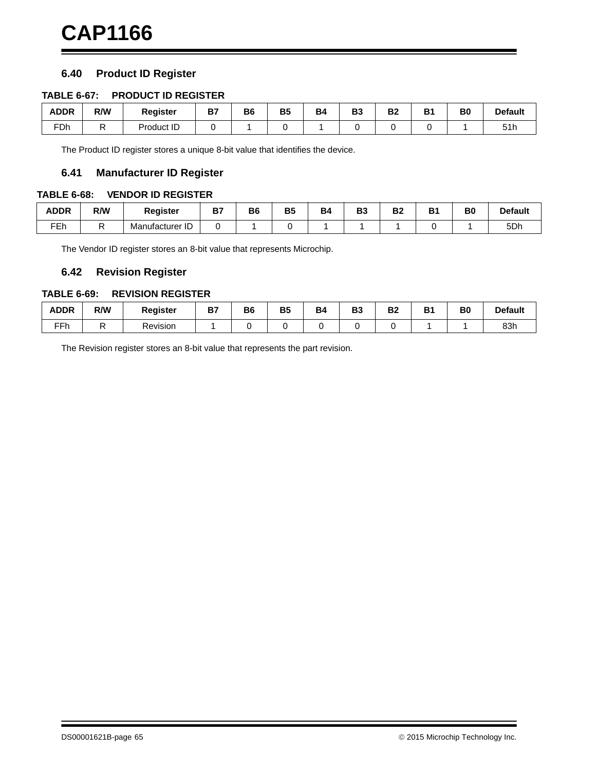### 6.40 Product ID Register

**TABLE 6-67: PRODUCT ID REGISTER**

| ADDR | R/W | Register | B7 | B6 | B5 | B4 | B3 | B2 | B1 | B0 | Default |
|---|---|---|---|---|---|---|---|---|---|---|---|
| FDh | R | Product ID | 0 | 1 | 0 | 1 | 0 | 0 | 0 | 1 | 51h |

The Product ID register stores a unique 8-bit value that identifies the device.

### 6.41 Manufacturer ID Register

**TABLE 6-68: VENDOR ID REGISTER**

| ADDR | R/W | Register | B7 | B6 | B5 | B4 | B3 | B2 | B1 | B0 | Default |
|---|---|---|---|---|---|---|---|---|---|---|---|
| FEh | R | Manufacturer ID | 0 | 1 | 0 | 1 | 1 | 1 | 0 | 1 | 5Dh |

The Vendor ID register stores an 8-bit value that represents Microchip.

### 6.42 Revision Register

**TABLE 6-69: REVISION REGISTER**

| ADDR | R/W | Register | B7 | B6 | B5 | B4 | B3 | B2 | B1 | B0 | Default |
|---|---|---|---|---|---|---|---|---|---|---|---|
| FFh | R | Revision | 1 | 0 | 0 | 0 | 0 | 0 | 1 | 1 | 83h |

The Revision register stores an 8-bit value that represents the part revision.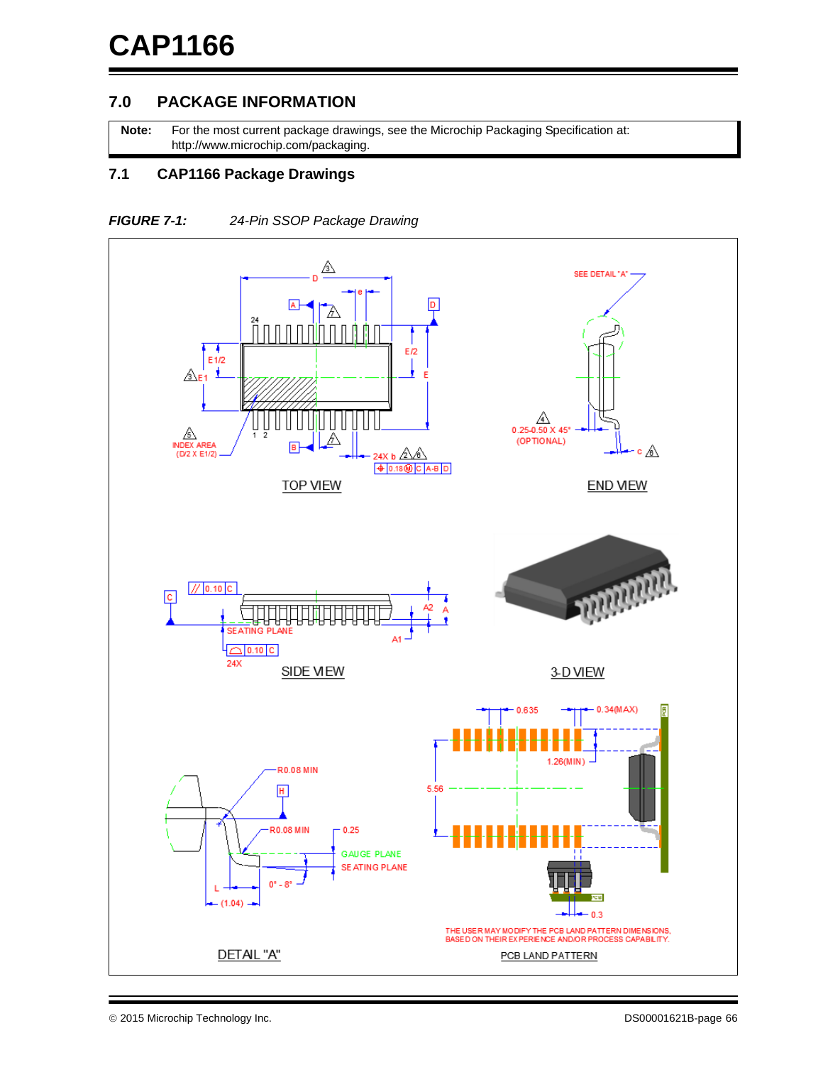## 7.0 PACKAGE INFORMATION

**Note:** For the most current package drawings, see the Microchip Packaging Specification at: http://www.microchip.com/packaging.

### 7.1 CAP1166 Package Drawings

***FIGURE 7-1:*** *24-Pin SSOP Package Drawing*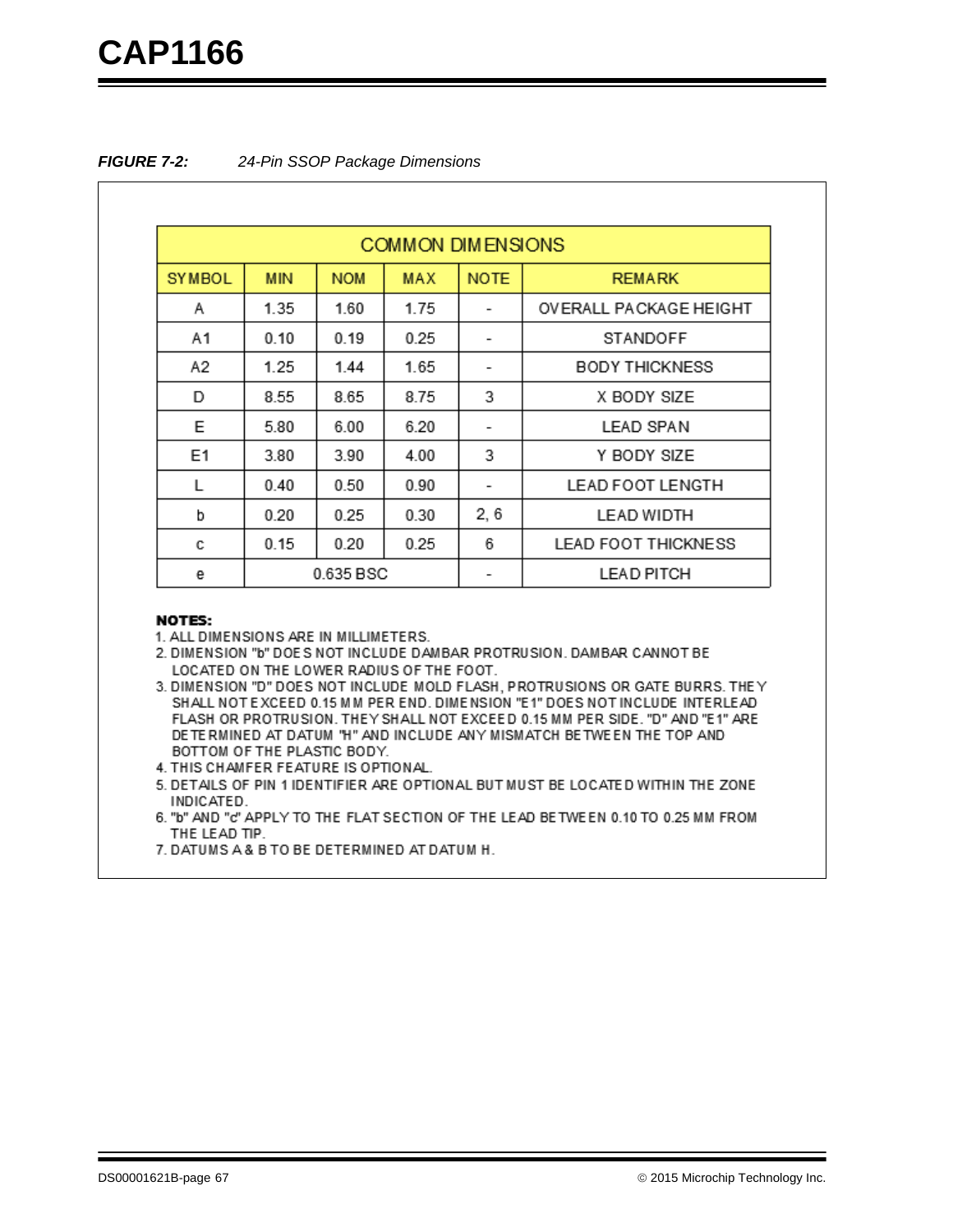**FIGURE 7-2:** *24-Pin SSOP Package Dimensions*

| COMMON DIMENSIONS | | | | | |
|---|---|---|---|---|---|
| SYMBOL | MIN | NOM | MAX | NOTE | REMARK |
| A | 1.35 | 1.60 | 1.75 | - | OVERALL PACKAGE HEIGHT |
| A1 | 0.10 | 0.19 | 0.25 | - | STANDOFF |
| A2 | 1.25 | 1.44 | 1.65 | - | BODY THICKNESS |
| D | 8.55 | 8.65 | 8.75 | 3 | X BODY SIZE |
| E | 5.80 | 6.00 | 6.20 | - | LEAD SPAN |
| E1 | 3.80 | 3.90 | 4.00 | 3 | Y BODY SIZE |
| L | 0.40 | 0.50 | 0.90 | - | LEAD FOOT LENGTH |
| b | 0.20 | 0.25 | 0.30 | 2, 6 | LEAD WIDTH |
| c | 0.15 | 0.20 | 0.25 | 6 | LEAD FOOT THICKNESS |
| e | 0.635 BSC | | | - | LEAD PITCH |

**NOTES:**

1. ALL DIMENSIONS ARE IN MILLIMETERS.
2. DIMENSION "b" DOES NOT INCLUDE DAMBAR PROTRUSION. DAMBAR CANNOT BE LOCATED ON THE LOWER RADIUS OF THE FOOT.
3. DIMENSION "D" DOES NOT INCLUDE MOLD FLASH, PROTRUSIONS OR GATE BURRS. THEY SHALL NOT EXCEED 0.15 MM PER END. DIMENSION "E1" DOES NOT INCLUDE INTERLEAD FLASH OR PROTRUSION. THEY SHALL NOT EXCEED 0.15 MM PER SIDE. "D" AND "E1" ARE DETERMINED AT DATUM "H" AND INCLUDE ANY MISMATCH BETWEEN THE TOP AND BOTTOM OF THE PLASTIC BODY.
4. THIS CHAMFER FEATURE IS OPTIONAL.
5. DETAILS OF PIN 1 IDENTIFIER ARE OPTIONAL BUT MUST BE LOCATED WITHIN THE ZONE INDICATED.
6. "b" AND "c" APPLY TO THE FLAT SECTION OF THE LEAD BETWEEN 0.10 TO 0.25 MM FROM THE LEAD TIP.
7. DATUMS A & B TO BE DETERMINED AT DATUM H.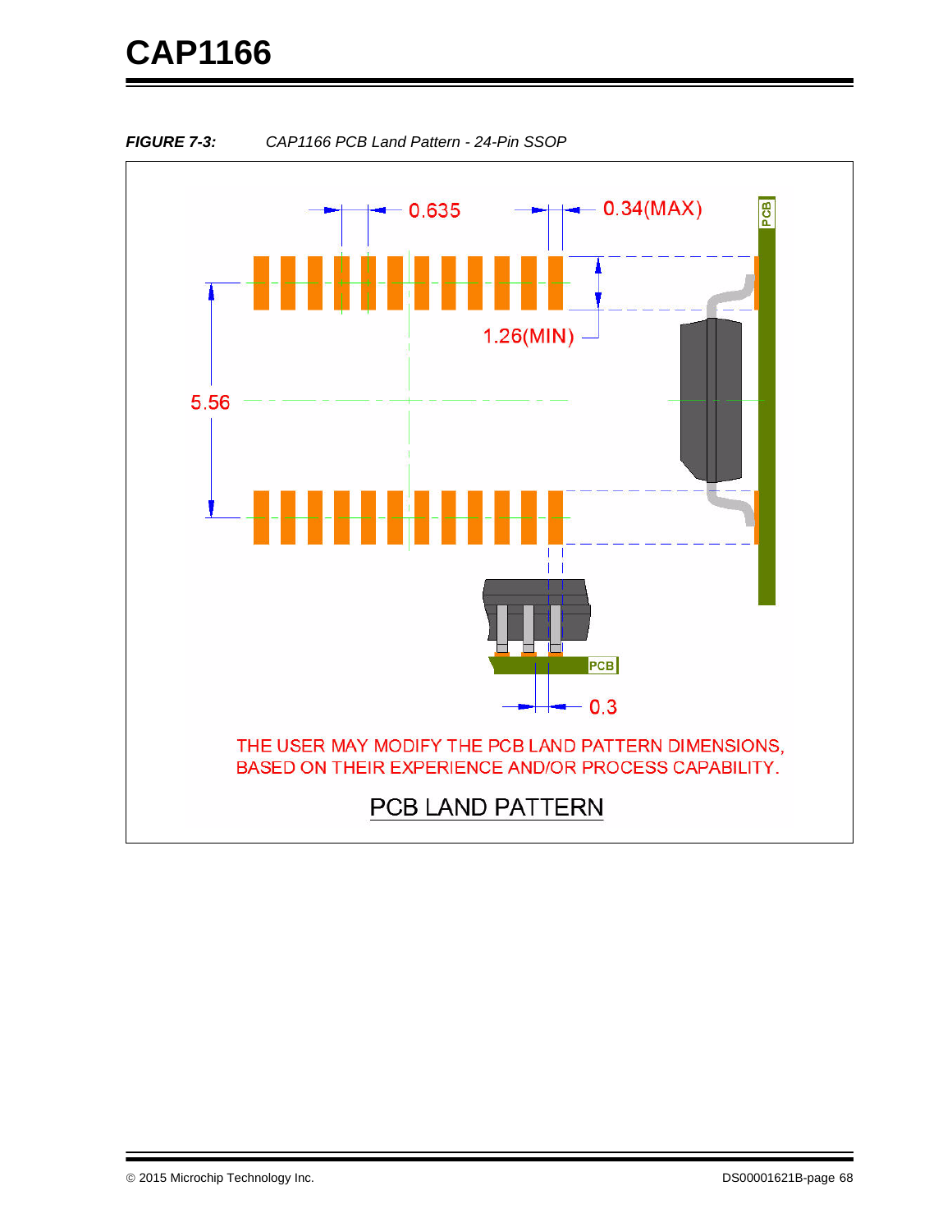**FIGURE 7-3:** *CAP1166 PCB Land Pattern - 24-Pin SSOP*

0.635

0.34(MAX)

1.26(MIN)

5.56

0.3

THE USER MAY MODIFY THE PCB LAND PATTERN DIMENSIONS, BASED ON THEIR EXPERIENCE AND/OR PROCESS CAPABILITY.

PCB LAND PATTERN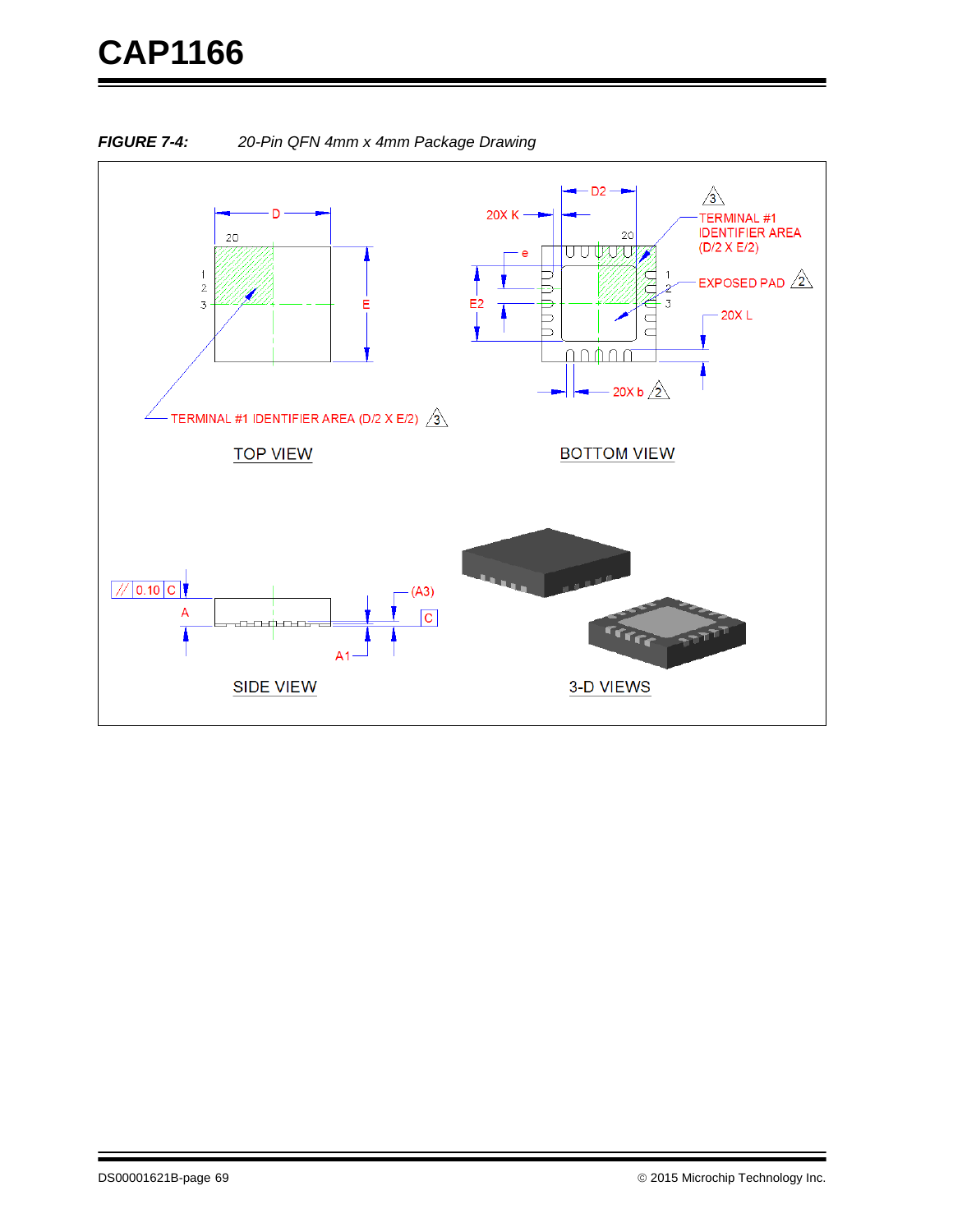**FIGURE 7-4:** *20-Pin QFN 4mm x 4mm Package Drawing*

TOP VIEW

D

E

20

1

2

3

TERMINAL #1 IDENTIFIER AREA (D/2 X E/2) 3

BOTTOM VIEW

D2

20X K

e

E2

20

1

2

3

TERMINAL #1 IDENTIFIER AREA (D/2 X E/2) 3

EXPOSED PAD 2

20X L

20X b 2

SIDE VIEW

// 0.10 C

A

A1

(A3)

C

3-D VIEWS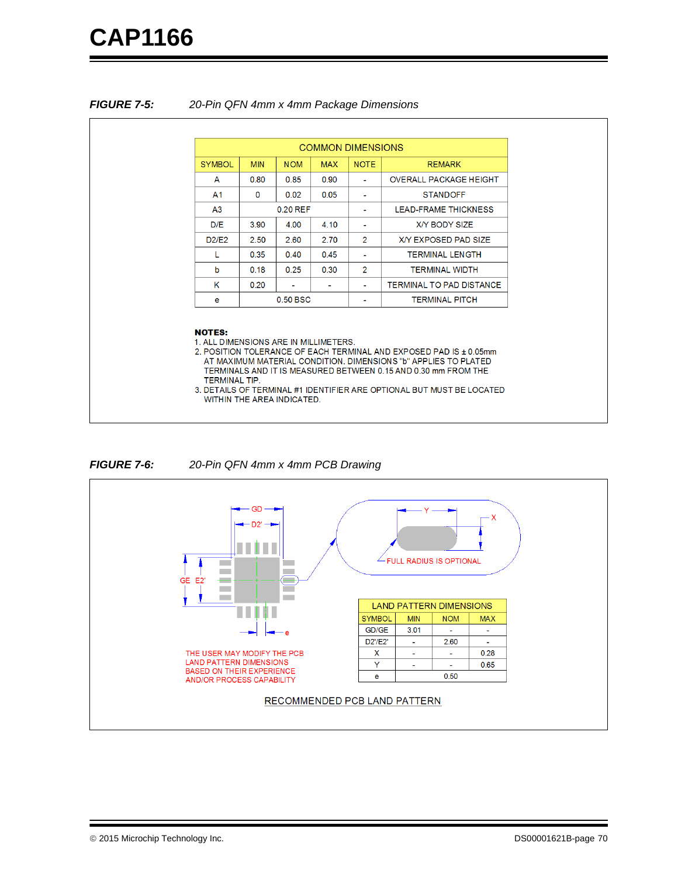**FIGURE 7-5:** *20-Pin QFN 4mm x 4mm Package Dimensions*

| COMMON DIMENSIONS | | | | | |
|---|---|---|---|---|---|
| SYMBOL | MIN | NOM | MAX | NOTE | REMARK |
| A | 0.80 | 0.85 | 0.90 | - | OVERALL PACKAGE HEIGHT |
| A1 | 0 | 0.02 | 0.05 | - | STANDOFF |
| A3 | | 0.20 REF | | - | LEAD-FRAME THICKNESS |
| D/E | 3.90 | 4.00 | 4.10 | - | X/Y BODY SIZE |
| D2/E2 | 2.50 | 2.60 | 2.70 | 2 | X/Y EXPOSED PAD SIZE |
| L | 0.35 | 0.40 | 0.45 | - | TERMINAL LENGTH |
| b | 0.18 | 0.25 | 0.30 | 2 | TERMINAL WIDTH |
| K | 0.20 | - | - | - | TERMINAL TO PAD DISTANCE |
| e | | 0.50 BSC | | - | TERMINAL PITCH |

**NOTES:**
1. ALL DIMENSIONS ARE IN MILLIMETERS.
2. POSITION TOLERANCE OF EACH TERMINAL AND EXPOSED PAD IS ± 0.05mm AT MAXIMUM MATERIAL CONDITION. DIMENSIONS "b" APPLIES TO PLATED TERMINALS AND IT IS MEASURED BETWEEN 0.15 AND 0.30 mm FROM THE TERMINAL TIP.
3. DETAILS OF TERMINAL #1 IDENTIFIER ARE OPTIONAL BUT MUST BE LOCATED WITHIN THE AREA INDICATED.

**FIGURE 7-6:** *20-Pin QFN 4mm x 4mm PCB Drawing*

GD, D2', GE, E2', e, Y, X

FULL RADIUS IS OPTIONAL

| LAND PATTERN DIMENSIONS | | | |
|---|---|---|---|
| SYMBOL | MIN | NOM | MAX |
| GD/GE | 3.01 | - | - |
| D2'/E2' | - | 2.60 | - |
| X | - | - | 0.28 |
| Y | - | - | 0.65 |
| e | | 0.50 | |

THE USER MAY MODIFY THE PCB LAND PATTERN DIMENSIONS BASED ON THEIR EXPERIENCE AND/OR PROCESS CAPABILITY

RECOMMENDED PCB LAND PATTERN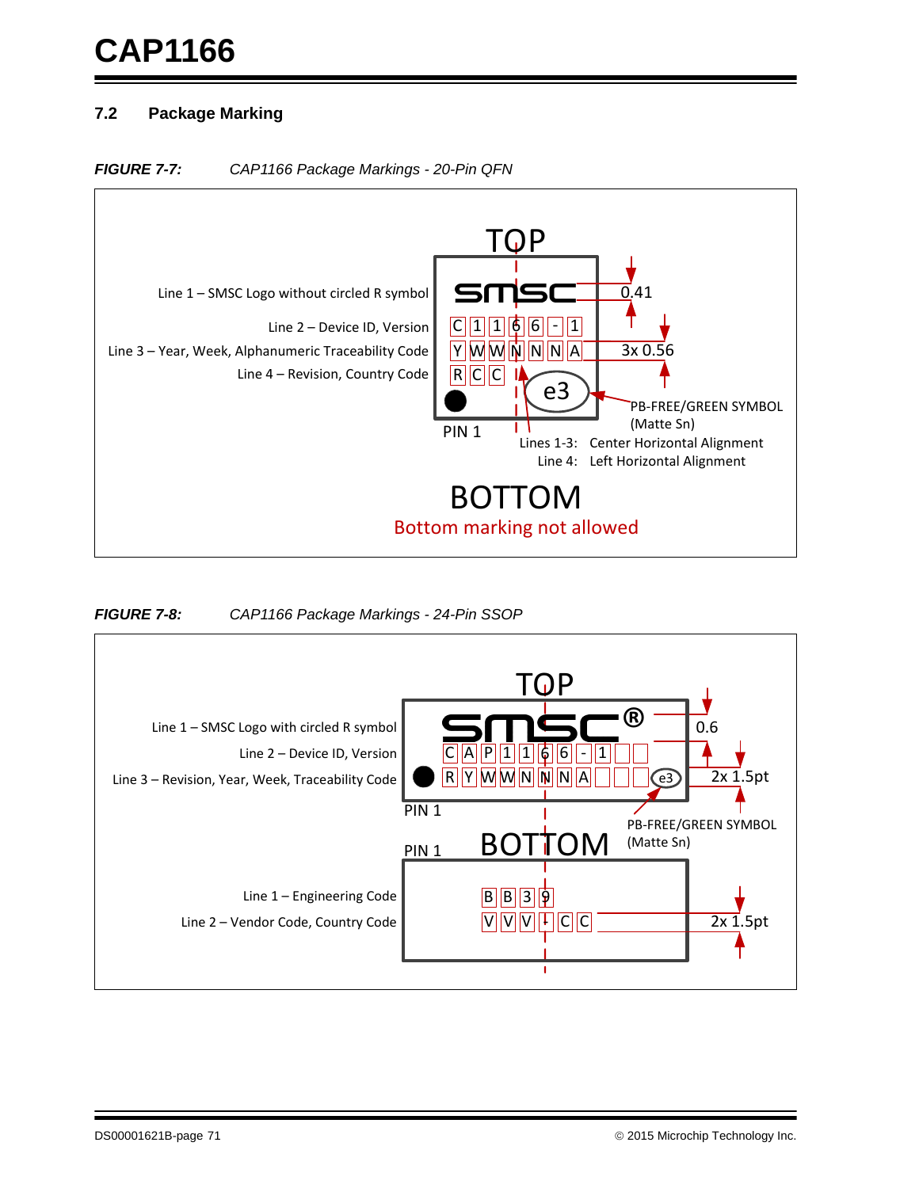### 7.2 Package Marking

***FIGURE 7-7:*** *CAP1166 Package Markings - 20-Pin QFN*

TOP

Line 1 – SMSC Logo without circled R symbol

Line 2 – Device ID, Version

Line 3 – Year, Week, Alphanumeric Traceability Code

Line 4 – Revision, Country Code

smsc

C 1 1 6 6 - 1

Y W W N N N A

R C C

e3

PIN 1

0.41

3x 0.56

PB-FREE/GREEN SYMBOL (Matte Sn)

Lines 1-3: Center Horizontal Alignment

Line 4: Left Horizontal Alignment

BOTTOM

Bottom marking not allowed

***FIGURE 7-8:*** *CAP1166 Package Markings - 24-Pin SSOP*

TOP

Line 1 – SMSC Logo with circled R symbol

Line 2 – Device ID, Version

Line 3 – Revision, Year, Week, Traceability Code

smsc®

C A P 1 1 6 6 - 1

R Y W W N N N A

e3

PIN 1

0.6

2x 1.5pt

PB-FREE/GREEN SYMBOL (Matte Sn)

PIN 1

BOTTOM

Line 1 – Engineering Code

Line 2 – Vendor Code, Country Code

B B 3 9

V V V - C C

2x 1.5pt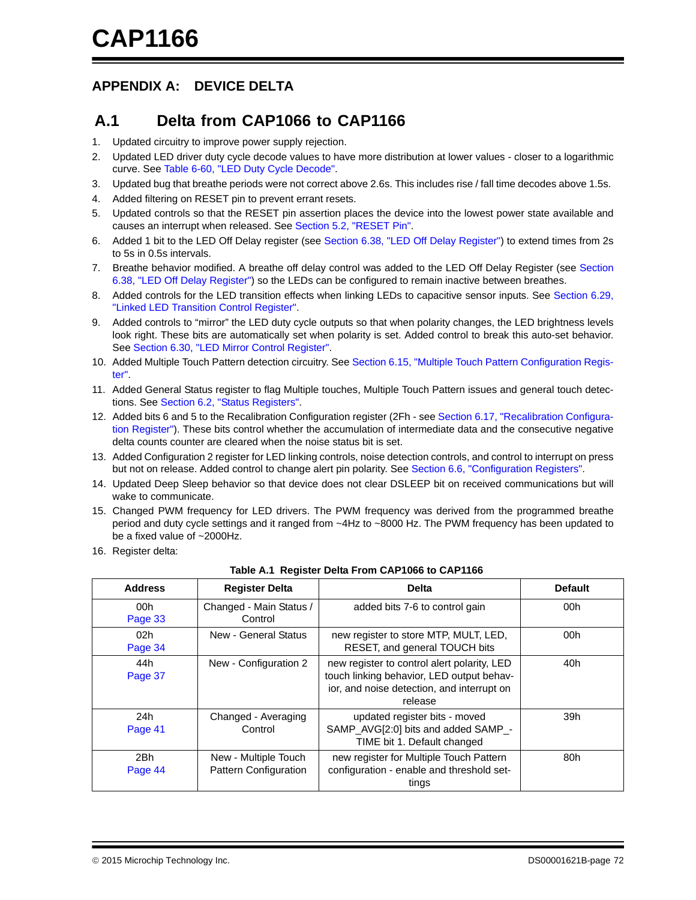# APPENDIX A: DEVICE DELTA

## A.1 Delta from CAP1066 to CAP1166

1. Updated circuitry to improve power supply rejection.
2. Updated LED driver duty cycle decode values to have more distribution at lower values - closer to a logarithmic curve. See Table 6-60, "LED Duty Cycle Decode".
3. Updated bug that breathe periods were not correct above 2.6s. This includes rise / fall time decodes above 1.5s.
4. Added filtering on RESET pin to prevent errant resets.
5. Updated controls so that the RESET pin assertion places the device into the lowest power state available and causes an interrupt when released. See Section 5.2, "RESET Pin".
6. Added 1 bit to the LED Off Delay register (see Section 6.38, "LED Off Delay Register") to extend times from 2s to 5s in 0.5s intervals.
7. Breathe behavior modified. A breathe off delay control was added to the LED Off Delay Register (see Section 6.38, "LED Off Delay Register") so the LEDs can be configured to remain inactive between breathes.
8. Added controls for the LED transition effects when linking LEDs to capacitive sensor inputs. See Section 6.29, "Linked LED Transition Control Register".
9. Added controls to "mirror" the LED duty cycle outputs so that when polarity changes, the LED brightness levels look right. These bits are automatically set when polarity is set. Added control to break this auto-set behavior. See Section 6.30, "LED Mirror Control Register".
10. Added Multiple Touch Pattern detection circuitry. See Section 6.15, "Multiple Touch Pattern Configuration Register".
11. Added General Status register to flag Multiple touches, Multiple Touch Pattern issues and general touch detections. See Section 6.2, "Status Registers".
12. Added bits 6 and 5 to the Recalibration Configuration register (2Fh - see Section 6.17, "Recalibration Configuration Register"). These bits control whether the accumulation of intermediate data and the consecutive negative delta counts counter are cleared when the noise status bit is set.
13. Added Configuration 2 register for LED linking controls, noise detection controls, and control to interrupt on press but not on release. Added control to change alert pin polarity. See Section 6.6, "Configuration Registers".
14. Updated Deep Sleep behavior so that device does not clear DSLEEP bit on received communications but will wake to communicate.
15. Changed PWM frequency for LED drivers. The PWM frequency was derived from the programmed breathe period and duty cycle settings and it ranged from ~4Hz to ~8000 Hz. The PWM frequency has been updated to be a fixed value of ~2000Hz.
16. Register delta:

**Table A.1 Register Delta From CAP1066 to CAP1166**

| Address | Register Delta | Delta | Default |
|---|---|---|---|
| 00h<br>Page 33 | Changed - Main Status / Control | added bits 7-6 to control gain | 00h |
| 02h<br>Page 34 | New - General Status | new register to store MTP, MULT, LED, RESET, and general TOUCH bits | 00h |
| 44h<br>Page 37 | New - Configuration 2 | new register to control alert polarity, LED touch linking behavior, LED output behavior, and noise detection, and interrupt on release | 40h |
| 24h<br>Page 41 | Changed - Averaging Control | updated register bits - moved SAMP_AVG[2:0] bits and added SAMP_TIME bit 1. Default changed | 39h |
| 2Bh<br>Page 44 | New - Multiple Touch Pattern Configuration | new register for Multiple Touch Pattern configuration - enable and threshold settings | 80h |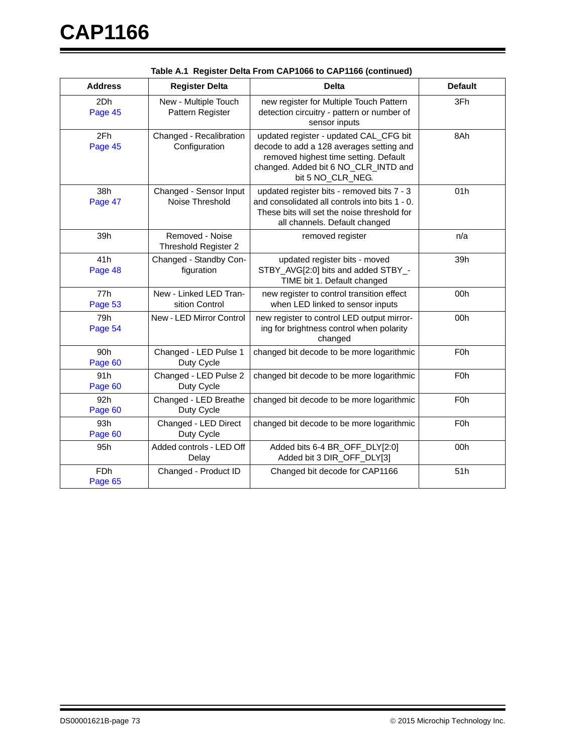**Table A.1 Register Delta From CAP1066 to CAP1166 (continued)**

| Address | Register Delta | Delta | Default |
|---|---|---|---|
| 2Dh Page 45 | New - Multiple Touch Pattern Register | new register for Multiple Touch Pattern detection circuitry - pattern or number of sensor inputs | 3Fh |
| 2Fh Page 45 | Changed - Recalibration Configuration | updated register - updated CAL_CFG bit decode to add a 128 averages setting and removed highest time setting. Default changed. Added bit 6 NO_CLR_INTD and bit 5 NO_CLR_NEG. | 8Ah |
| 38h Page 47 | Changed - Sensor Input Noise Threshold | updated register bits - removed bits 7 - 3 and consolidated all controls into bits 1 - 0. These bits will set the noise threshold for all channels. Default changed | 01h |
| 39h | Removed - Noise Threshold Register 2 | removed register | n/a |
| 41h Page 48 | Changed - Standby Configuration | updated register bits - moved STBY_AVG[2:0] bits and added STBY_-TIME bit 1. Default changed | 39h |
| 77h Page 53 | New - Linked LED Transition Control | new register to control transition effect when LED linked to sensor inputs | 00h |
| 79h Page 54 | New - LED Mirror Control | new register to control LED output mirroring for brightness control when polarity changed | 00h |
| 90h Page 60 | Changed - LED Pulse 1 Duty Cycle | changed bit decode to be more logarithmic | F0h |
| 91h Page 60 | Changed - LED Pulse 2 Duty Cycle | changed bit decode to be more logarithmic | F0h |
| 92h Page 60 | Changed - LED Breathe Duty Cycle | changed bit decode to be more logarithmic | F0h |
| 93h Page 60 | Changed - LED Direct Duty Cycle | changed bit decode to be more logarithmic | F0h |
| 95h | Added controls - LED Off Delay | Added bits 6-4 BR_OFF_DLY[2:0] Added bit 3 DIR_OFF_DLY[3] | 00h |
| FDh Page 65 | Changed - Product ID | Changed bit decode for CAP1166 | 51h |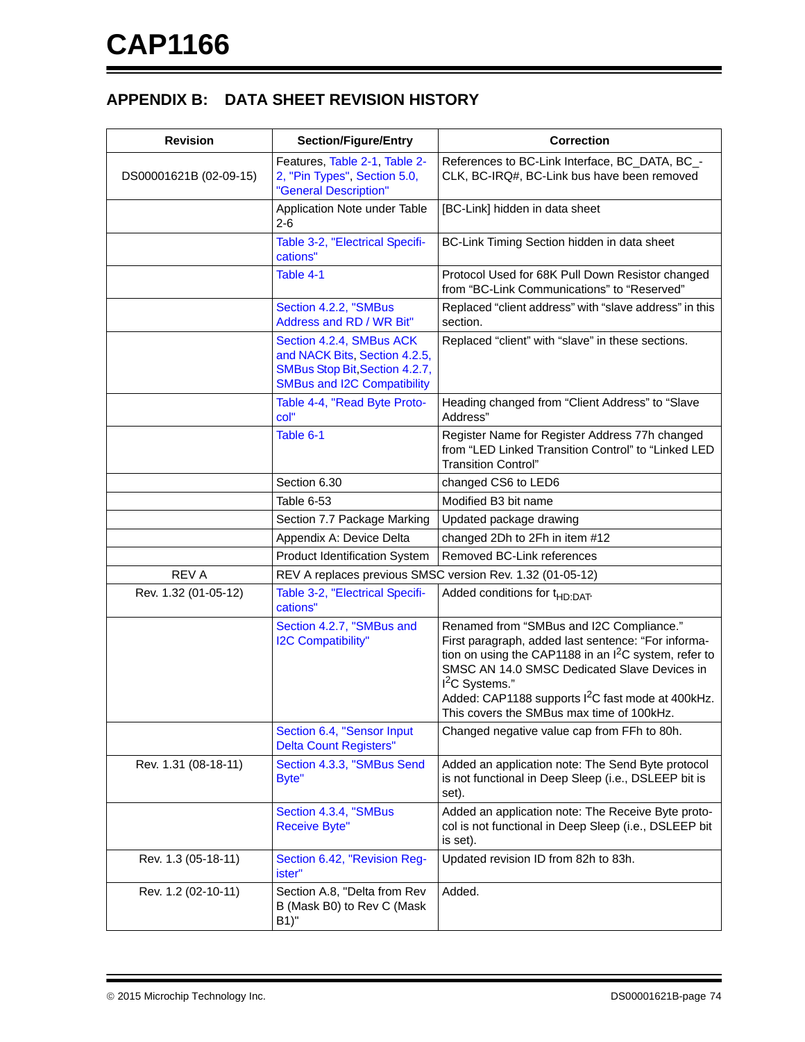## APPENDIX B: DATA SHEET REVISION HISTORY

| Revision | Section/Figure/Entry | Correction |
|---|---|---|
| DS00001621B (02-09-15) | Features, Table 2-1, Table 2-2, "Pin Types", Section 5.0, "General Description" | References to BC-Link Interface, BC_DATA, BC_CLK, BC-IRQ#, BC-Link bus have been removed |
| | Application Note under Table 2-6 | [BC-Link] hidden in data sheet |
| | Table 3-2, "Electrical Specifications" | BC-Link Timing Section hidden in data sheet |
| | Table 4-1 | Protocol Used for 68K Pull Down Resistor changed from “BC-Link Communications” to “Reserved” |
| | Section 4.2.2, "SMBus Address and RD / WR Bit" | Replaced “client address” with “slave address” in this section. |
| | Section 4.2.4, SMBus ACK and NACK Bits, Section 4.2.5, SMBus Stop Bit, Section 4.2.7, SMBus and I2C Compatibility | Replaced “client” with “slave” in these sections. |
| | Table 4-4, "Read Byte Protocol" | Heading changed from “Client Address” to “Slave Address” |
| | Table 6-1 | Register Name for Register Address 77h changed from “LED Linked Transition Control” to “Linked LED Transition Control” |
| | Section 6.30 | changed CS6 to LED6 |
| | Table 6-53 | Modified B3 bit name |
| | Section 7.7 Package Marking | Updated package drawing |
| | Appendix A: Device Delta | changed 2Dh to 2Fh in item #12 |
| | Product Identification System | Removed BC-Link references |
| REV A | REV A replaces previous SMSC version Rev. 1.32 (01-05-12) | |
| Rev. 1.32 (01-05-12) | Table 3-2, "Electrical Specifications" | Added conditions for $t_{HD:DAT}$. |
| | Section 4.2.7, "SMBus and I2C Compatibility" | Renamed from “SMBus and I2C Compliance.” First paragraph, added last sentence: “For information on using the CAP1188 in an $I^2C$ system, refer to SMSC AN 14.0 SMSC Dedicated Slave Devices in $I^2C$ Systems.” Added: CAP1188 supports $I^2C$ fast mode at 400kHz. This covers the SMBus max time of 100kHz. |
| | Section 6.4, "Sensor Input Delta Count Registers" | Changed negative value cap from FFh to 80h. |
| Rev. 1.31 (08-18-11) | Section 4.3.3, "SMBus Send Byte" | Added an application note: The Send Byte protocol is not functional in Deep Sleep (i.e., DSLEEP bit is set). |
| | Section 4.3.4, "SMBus Receive Byte" | Added an application note: The Receive Byte protocol is not functional in Deep Sleep (i.e., DSLEEP bit is set). |
| Rev. 1.3 (05-18-11) | Section 6.42, "Revision Register" | Updated revision ID from 82h to 83h. |
| Rev. 1.2 (02-10-11) | Section A.8, "Delta from Rev B (Mask B0) to Rev C (Mask B1)" | Added. |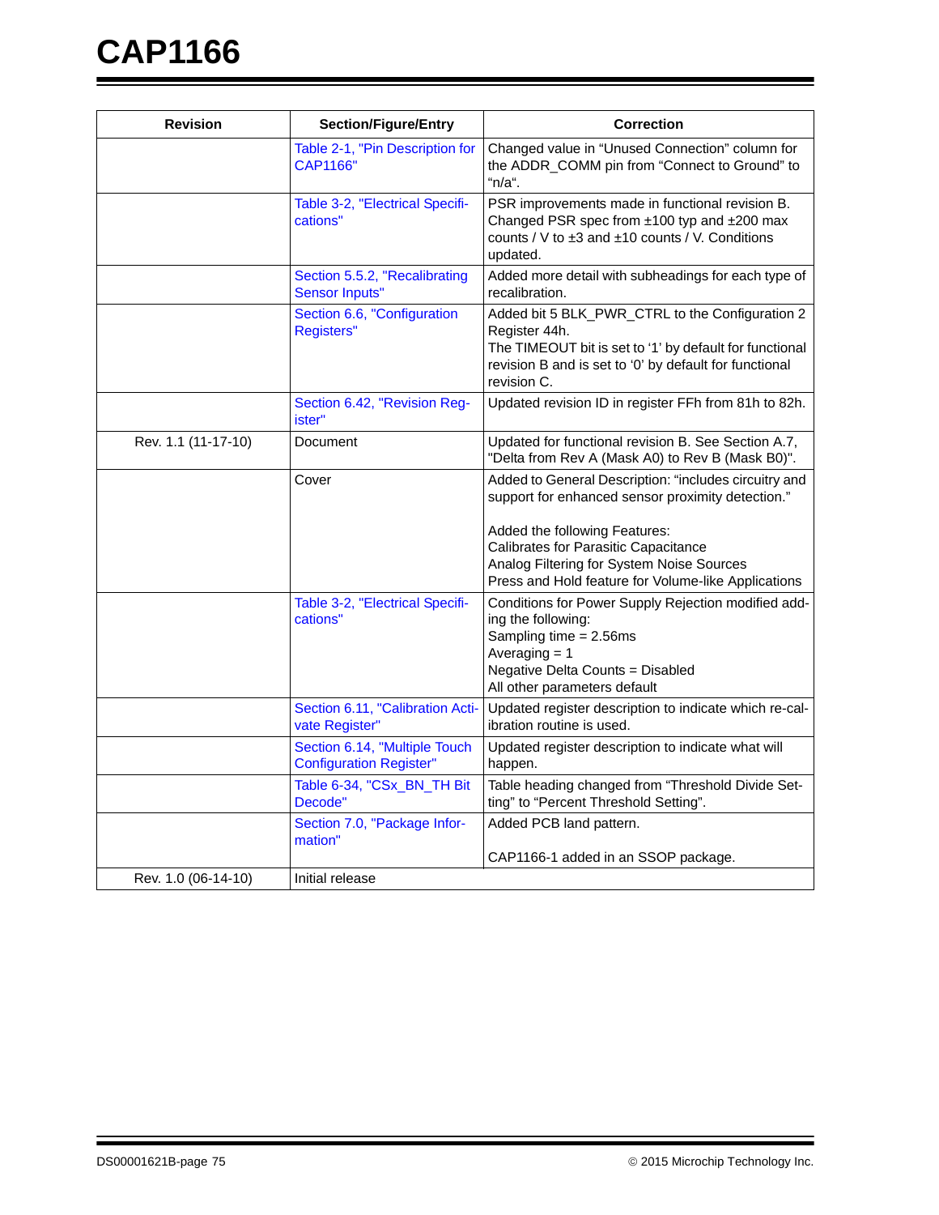| Revision | Section/Figure/Entry | Correction |
|---|---|---|
| | Table 2-1, "Pin Description for CAP1166" | Changed value in “Unused Connection” column for the ADDR_COMM pin from “Connect to Ground” to “n/a“. |
| | Table 3-2, "Electrical Specifications" | PSR improvements made in functional revision B. Changed PSR spec from ±100 typ and ±200 max counts / V to ±3 and ±10 counts / V. Conditions updated. |
| | Section 5.5.2, "Recalibrating Sensor Inputs" | Added more detail with subheadings for each type of recalibration. |
| | Section 6.6, "Configuration Registers" | Added bit 5 BLK_PWR_CTRL to the Configuration 2 Register 44h.<br>The TIMEOUT bit is set to ‘1’ by default for functional revision B and is set to ‘0’ by default for functional revision C. |
| | Section 6.42, "Revision Register" | Updated revision ID in register FFh from 81h to 82h. |
| Rev. 1.1 (11-17-10) | Document | Updated for functional revision B. See Section A.7, "Delta from Rev A (Mask A0) to Rev B (Mask B0)". |
| | Cover | Added to General Description: “includes circuitry and support for enhanced sensor proximity detection.”<br><br>Added the following Features:<br>Calibrates for Parasitic Capacitance<br>Analog Filtering for System Noise Sources<br>Press and Hold feature for Volume-like Applications |
| | Table 3-2, "Electrical Specifications" | Conditions for Power Supply Rejection modified adding the following:<br>Sampling time = 2.56ms<br>Averaging = 1<br>Negative Delta Counts = Disabled<br>All other parameters default |
| | Section 6.11, "Calibration Activate Register" | Updated register description to indicate which re-calibration routine is used. |
| | Section 6.14, "Multiple Touch Configuration Register" | Updated register description to indicate what will happen. |
| | Table 6-34, "CSx_BN_TH Bit Decode" | Table heading changed from “Threshold Divide Setting” to “Percent Threshold Setting”. |
| | Section 7.0, "Package Information" | Added PCB land pattern.<br><br>CAP1166-1 added in an SSOP package. |
| Rev. 1.0 (06-14-10) | Initial release | |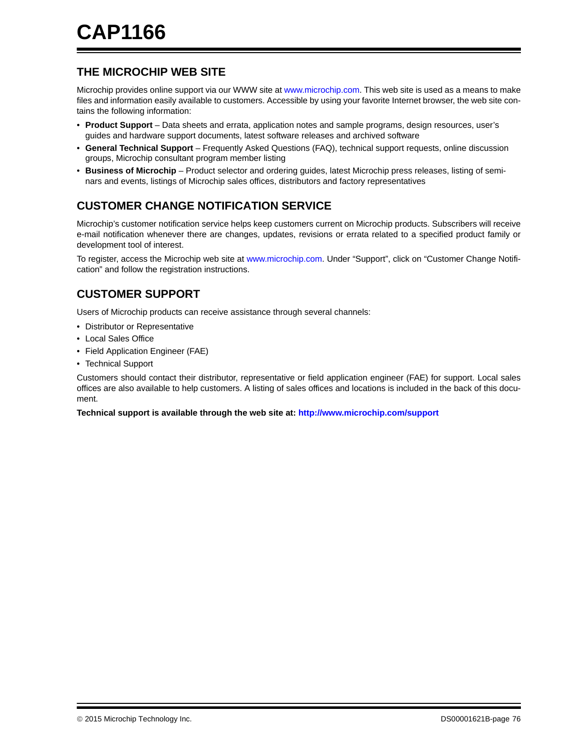## THE MICROCHIP WEB SITE

Microchip provides online support via our WWW site at www.microchip.com. This web site is used as a means to make files and information easily available to customers. Accessible by using your favorite Internet browser, the web site contains the following information:

- **Product Support** – Data sheets and errata, application notes and sample programs, design resources, user's guides and hardware support documents, latest software releases and archived software
- **General Technical Support** – Frequently Asked Questions (FAQ), technical support requests, online discussion groups, Microchip consultant program member listing
- **Business of Microchip** – Product selector and ordering guides, latest Microchip press releases, listing of seminars and events, listings of Microchip sales offices, distributors and factory representatives

## CUSTOMER CHANGE NOTIFICATION SERVICE

Microchip's customer notification service helps keep customers current on Microchip products. Subscribers will receive e-mail notification whenever there are changes, updates, revisions or errata related to a specified product family or development tool of interest.

To register, access the Microchip web site at www.microchip.com. Under "Support", click on "Customer Change Notification" and follow the registration instructions.

## CUSTOMER SUPPORT

Users of Microchip products can receive assistance through several channels:

- Distributor or Representative
- Local Sales Office
- Field Application Engineer (FAE)
- Technical Support

Customers should contact their distributor, representative or field application engineer (FAE) for support. Local sales offices are also available to help customers. A listing of sales offices and locations is included in the back of this document.

**Technical support is available through the web site at: http://www.microchip.com/support**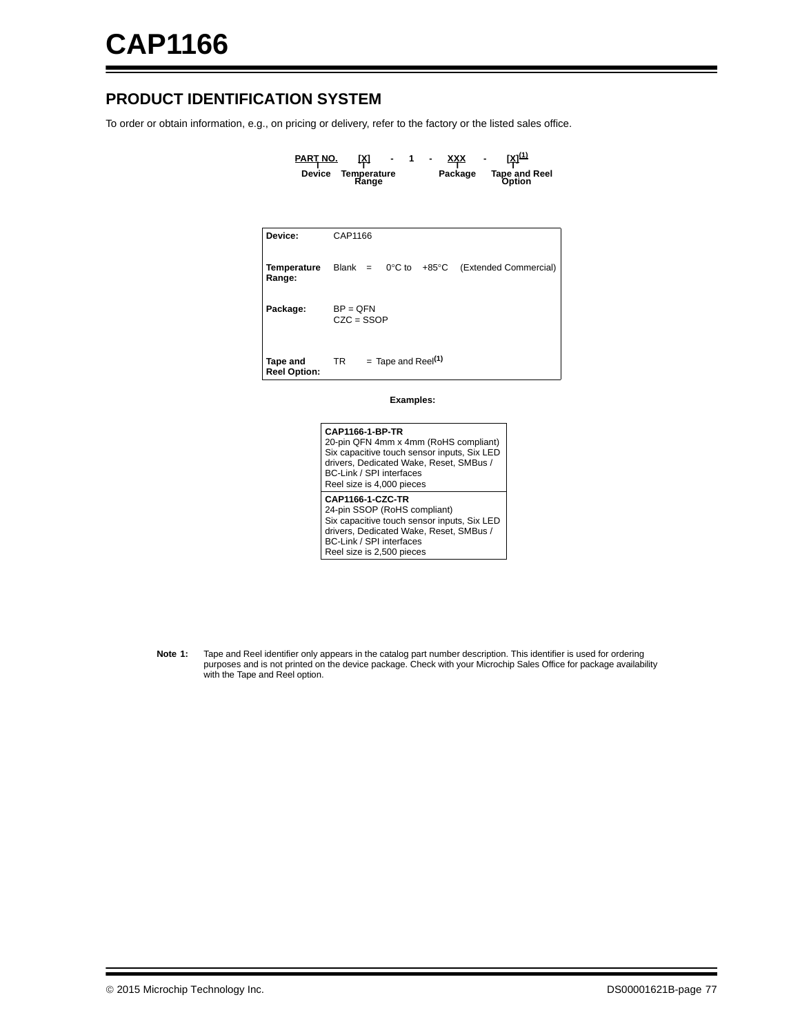## PRODUCT IDENTIFICATION SYSTEM

To order or obtain information, e.g., on pricing or delivery, refer to the factory or the listed sales office.

| PART NO. | [X] | - | 1 | - | XXX | - | [X][(1)] |
|---|---|---|---|---|---|---|---|
| Device | Temperature Range | | | | Package | | Tape and Reel Option |

| | |
|---|---|
| **Device:** | CAP1166 |
| **Temperature Range:** | Blank = 0°C to +85°C (Extended Commercial) |
| **Package:** | BP = QFN<br>CZC = SSOP |
| **Tape and Reel Option:** | TR = Tape and Reel[(1)] |

**Examples:**

| |
|---|
| **CAP1166-1-BP-TR**<br>20-pin QFN 4mm x 4mm (RoHS compliant)<br>Six capacitive touch sensor inputs, Six LED drivers, Dedicated Wake, Reset, SMBus / BC-Link / SPI interfaces<br>Reel size is 4,000 pieces |
| **CAP1166-1-CZC-TR**<br>24-pin SSOP (RoHS compliant)<br>Six capacitive touch sensor inputs, Six LED drivers, Dedicated Wake, Reset, SMBus / BC-Link / SPI interfaces<br>Reel size is 2,500 pieces |

**Note 1:** Tape and Reel identifier only appears in the catalog part number description. This identifier is used for ordering purposes and is not printed on the device package. Check with your Microchip Sales Office for package availability with the Tape and Reel option.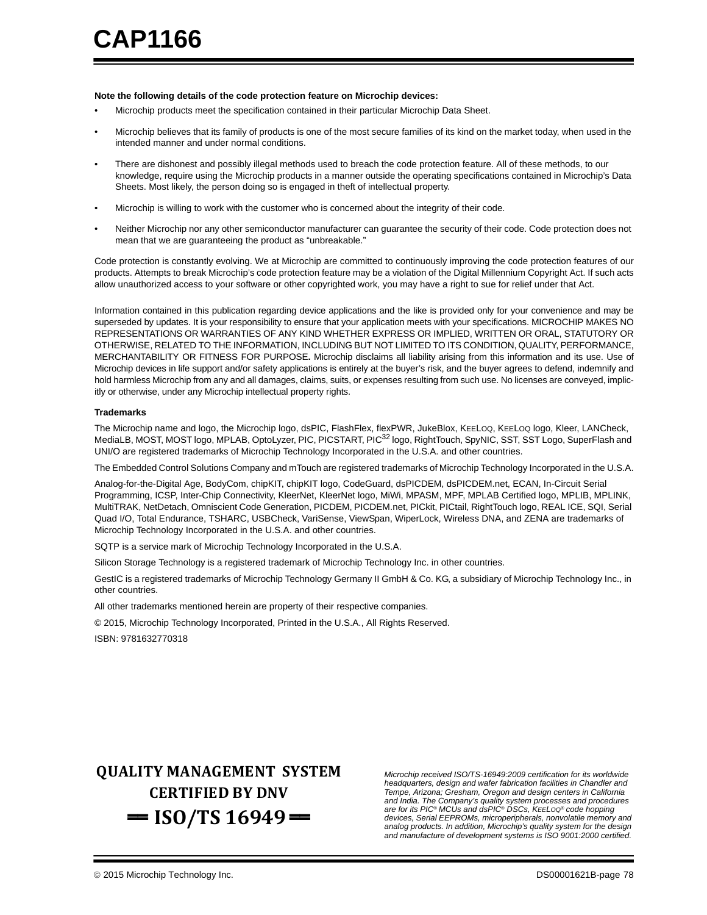**Note the following details of the code protection feature on Microchip devices:**

- Microchip products meet the specification contained in their particular Microchip Data Sheet.
- Microchip believes that its family of products is one of the most secure families of its kind on the market today, when used in the intended manner and under normal conditions.
- There are dishonest and possibly illegal methods used to breach the code protection feature. All of these methods, to our knowledge, require using the Microchip products in a manner outside the operating specifications contained in Microchip's Data Sheets. Most likely, the person doing so is engaged in theft of intellectual property.
- Microchip is willing to work with the customer who is concerned about the integrity of their code.
- Neither Microchip nor any other semiconductor manufacturer can guarantee the security of their code. Code protection does not mean that we are guaranteeing the product as "unbreakable."

Code protection is constantly evolving. We at Microchip are committed to continuously improving the code protection features of our products. Attempts to break Microchip's code protection feature may be a violation of the Digital Millennium Copyright Act. If such acts allow unauthorized access to your software or other copyrighted work, you may have a right to sue for relief under that Act.

Information contained in this publication regarding device applications and the like is provided only for your convenience and may be superseded by updates. It is your responsibility to ensure that your application meets with your specifications. MICROCHIP MAKES NO REPRESENTATIONS OR WARRANTIES OF ANY KIND WHETHER EXPRESS OR IMPLIED, WRITTEN OR ORAL, STATUTORY OR OTHERWISE, RELATED TO THE INFORMATION, INCLUDING BUT NOT LIMITED TO ITS CONDITION, QUALITY, PERFORMANCE, MERCHANTABILITY OR FITNESS FOR PURPOSE**.** Microchip disclaims all liability arising from this information and its use. Use of Microchip devices in life support and/or safety applications is entirely at the buyer's risk, and the buyer agrees to defend, indemnify and hold harmless Microchip from any and all damages, claims, suits, or expenses resulting from such use. No licenses are conveyed, implicitly or otherwise, under any Microchip intellectual property rights.

**Trademarks**

The Microchip name and logo, the Microchip logo, dsPIC, FlashFlex, flexPWR, JukeBlox, KEELOQ, KEELOQ logo, Kleer, LANCheck, MediaLB, MOST, MOST logo, MPLAB, OptoLyzer, PIC, PICSTART, PIC32 logo, RightTouch, SpyNIC, SST, SST Logo, SuperFlash and UNI/O are registered trademarks of Microchip Technology Incorporated in the U.S.A. and other countries.

The Embedded Control Solutions Company and mTouch are registered trademarks of Microchip Technology Incorporated in the U.S.A.

Analog-for-the-Digital Age, BodyCom, chipKIT, chipKIT logo, CodeGuard, dsPICDEM, dsPICDEM.net, ECAN, In-Circuit Serial Programming, ICSP, Inter-Chip Connectivity, KleerNet, KleerNet logo, MiWi, MPASM, MPF, MPLAB Certified logo, MPLIB, MPLINK, MultiTRAK, NetDetach, Omniscient Code Generation, PICDEM, PICDEM.net, PICkit, PICtail, RightTouch logo, REAL ICE, SQI, Serial Quad I/O, Total Endurance, TSHARC, USBCheck, VariSense, ViewSpan, WiperLock, Wireless DNA, and ZENA are trademarks of Microchip Technology Incorporated in the U.S.A. and other countries.

SQTP is a service mark of Microchip Technology Incorporated in the U.S.A.

Silicon Storage Technology is a registered trademark of Microchip Technology Inc. in other countries.

GestIC is a registered trademarks of Microchip Technology Germany II GmbH & Co. KG, a subsidiary of Microchip Technology Inc., in other countries.

All other trademarks mentioned herein are property of their respective companies.

© 2015, Microchip Technology Incorporated, Printed in the U.S.A., All Rights Reserved.

ISBN: 9781632770318

**QUALITY MANAGEMENT SYSTEM**
**CERTIFIED BY DNV**
**== ISO/TS 16949 ==**

*Microchip received ISO/TS-16949:2009 certification for its worldwide headquarters, design and wafer fabrication facilities in Chandler and Tempe, Arizona; Gresham, Oregon and design centers in California and India. The Company's quality system processes and procedures are for its PIC® MCUs and dsPIC® DSCs, KEELOQ® code hopping devices, Serial EEPROMs, microperipherals, nonvolatile memory and analog products. In addition, Microchip's quality system for the design and manufacture of development systems is ISO 9001:2000 certified.*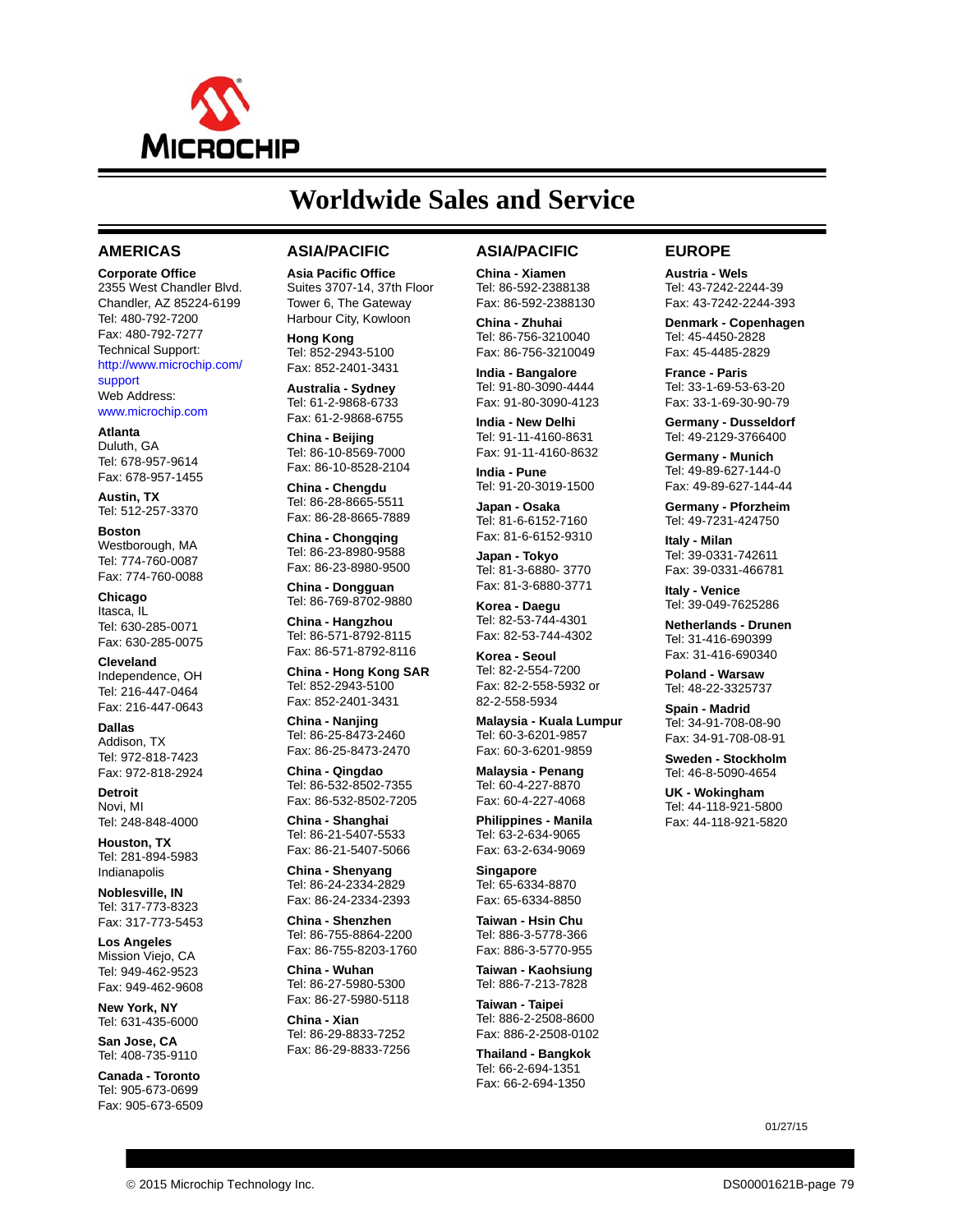# Worldwide Sales and Service

## AMERICAS

**Corporate Office**
2355 West Chandler Blvd.
Chandler, AZ 85224-6199
Tel: 480-792-7200
Fax: 480-792-7277
Technical Support:
http://www.microchip.com/support
Web Address:
www.microchip.com

**Atlanta**
Duluth, GA
Tel: 678-957-9614
Fax: 678-957-1455

**Austin, TX**
Tel: 512-257-3370

**Boston**
Westborough, MA
Tel: 774-760-0087
Fax: 774-760-0088

**Chicago**
Itasca, IL
Tel: 630-285-0071
Fax: 630-285-0075

**Cleveland**
Independence, OH
Tel: 216-447-0464
Fax: 216-447-0643

**Dallas**
Addison, TX
Tel: 972-818-7423
Fax: 972-818-2924

**Detroit**
Novi, MI
Tel: 248-848-4000

**Houston, TX**
Tel: 281-894-5983

Indianapolis
**Noblesville, IN**
Tel: 317-773-8323
Fax: 317-773-5453

**Los Angeles**
Mission Viejo, CA
Tel: 949-462-9523
Fax: 949-462-9608

**New York, NY**
Tel: 631-435-6000

**San Jose, CA**
Tel: 408-735-9110

**Canada - Toronto**
Tel: 905-673-0699
Fax: 905-673-6509

## ASIA/PACIFIC

**Asia Pacific Office**
Suites 3707-14, 37th Floor
Tower 6, The Gateway
Harbour City, Kowloon

**Hong Kong**
Tel: 852-2943-5100
Fax: 852-2401-3431

**Australia - Sydney**
Tel: 61-2-9868-6733
Fax: 61-2-9868-6755

**China - Beijing**
Tel: 86-10-8569-7000
Fax: 86-10-8528-2104

**China - Chengdu**
Tel: 86-28-8665-5511
Fax: 86-28-8665-7889

**China - Chongqing**
Tel: 86-23-8980-9588
Fax: 86-23-8980-9500

**China - Dongguan**
Tel: 86-769-8702-9880

**China - Hangzhou**
Tel: 86-571-8792-8115
Fax: 86-571-8792-8116

**China - Hong Kong SAR**
Tel: 852-2943-5100
Fax: 852-2401-3431

**China - Nanjing**
Tel: 86-25-8473-2460
Fax: 86-25-8473-2470

**China - Qingdao**
Tel: 86-532-8502-7355
Fax: 86-532-8502-7205

**China - Shanghai**
Tel: 86-21-5407-5533
Fax: 86-21-5407-5066

**China - Shenyang**
Tel: 86-24-2334-2829
Fax: 86-24-2334-2393

**China - Shenzhen**
Tel: 86-755-8864-2200
Fax: 86-755-8203-1760

**China - Wuhan**
Tel: 86-27-5980-5300
Fax: 86-27-5980-5118

**China - Xian**
Tel: 86-29-8833-7252
Fax: 86-29-8833-7256

## ASIA/PACIFIC

**China - Xiamen**
Tel: 86-592-2388138
Fax: 86-592-2388130

**China - Zhuhai**
Tel: 86-756-3210040
Fax: 86-756-3210049

**India - Bangalore**
Tel: 91-80-3090-4444
Fax: 91-80-3090-4123

**India - New Delhi**
Tel: 91-11-4160-8631
Fax: 91-11-4160-8632

**India - Pune**
Tel: 91-20-3019-1500

**Japan - Osaka**
Tel: 81-6-6152-7160
Fax: 81-6-6152-9310

**Japan - Tokyo**
Tel: 81-3-6880- 3770
Fax: 81-3-6880-3771

**Korea - Daegu**
Tel: 82-53-744-4301
Fax: 82-53-744-4302

**Korea - Seoul**
Tel: 82-2-554-7200
Fax: 82-2-558-5932 or
82-2-558-5934

**Malaysia - Kuala Lumpur**
Tel: 60-3-6201-9857
Fax: 60-3-6201-9859

**Malaysia - Penang**
Tel: 60-4-227-8870
Fax: 60-4-227-4068

**Philippines - Manila**
Tel: 63-2-634-9065
Fax: 63-2-634-9069

**Singapore**
Tel: 65-6334-8870
Fax: 65-6334-8850

**Taiwan - Hsin Chu**
Tel: 886-3-5778-366
Fax: 886-3-5770-955

**Taiwan - Kaohsiung**
Tel: 886-7-213-7828

**Taiwan - Taipei**
Tel: 886-2-2508-8600
Fax: 886-2-2508-0102

**Thailand - Bangkok**
Tel: 66-2-694-1351
Fax: 66-2-694-1350

## EUROPE

**Austria - Wels**
Tel: 43-7242-2244-39
Fax: 43-7242-2244-393

**Denmark - Copenhagen**
Tel: 45-4450-2828
Fax: 45-4485-2829

**France - Paris**
Tel: 33-1-69-53-63-20
Fax: 33-1-69-30-90-79

**Germany - Dusseldorf**
Tel: 49-2129-3766400

**Germany - Munich**
Tel: 49-89-627-144-0
Fax: 49-89-627-144-44

**Germany - Pforzheim**
Tel: 49-7231-424750

**Italy - Milan**
Tel: 39-0331-742611
Fax: 39-0331-466781

**Italy - Venice**
Tel: 39-049-7625286

**Netherlands - Drunen**
Tel: 31-416-690399
Fax: 31-416-690340

**Poland - Warsaw**
Tel: 48-22-3325737

**Spain - Madrid**
Tel: 34-91-708-08-90
Fax: 34-91-708-08-91

**Sweden - Stockholm**
Tel: 46-8-5090-4654

**UK - Wokingham**
Tel: 44-118-921-5800
Fax: 44-118-921-5820

01/27/15